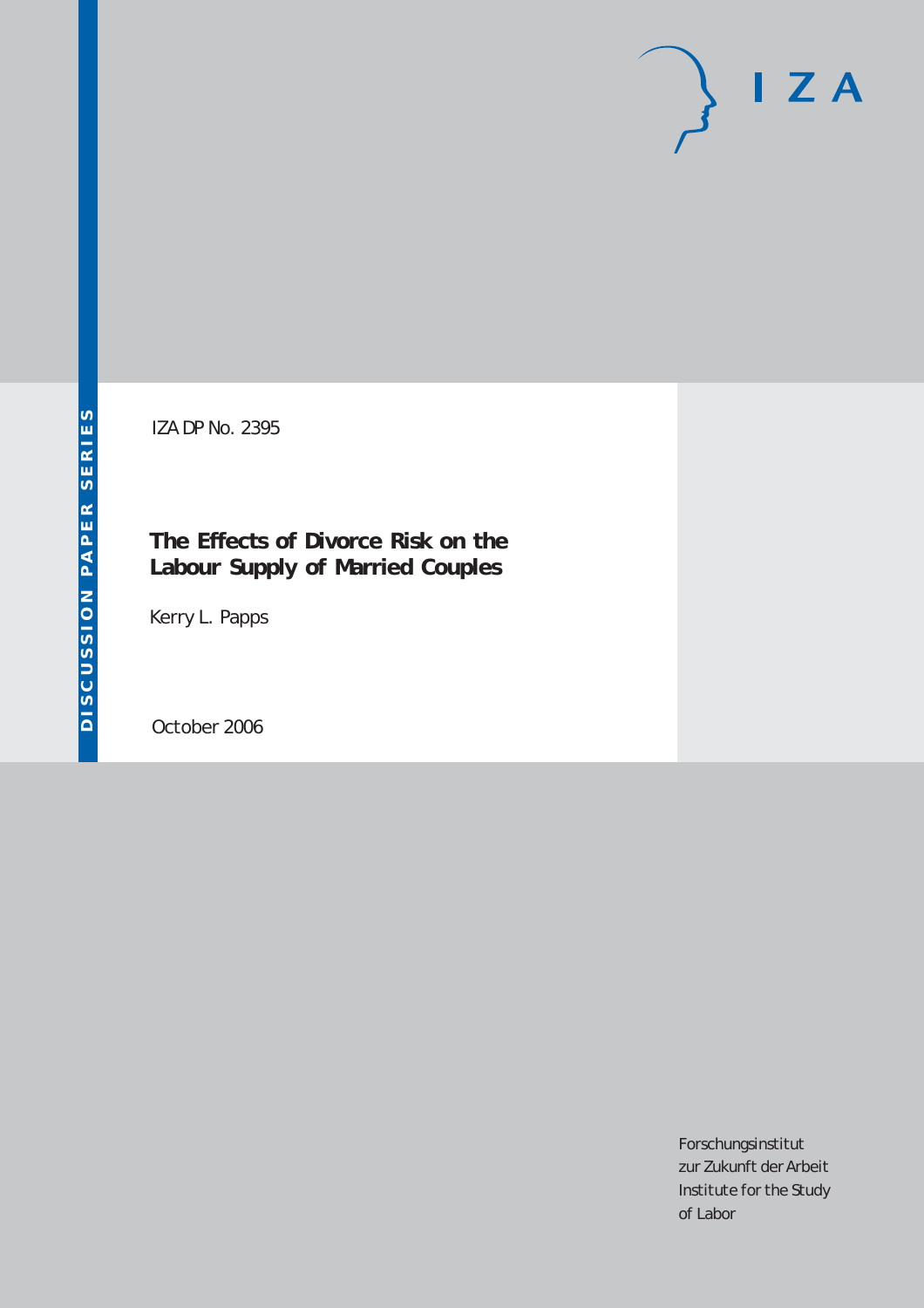DISCUSSION PAPER SERIES

IZA DP No. 2395

# The Effects of Divorce Risk on the Labour Supply of Married Couples

Kerry L. Papps

October 2006

IZA

Forschungsinstitut
zur Zukunft der Arbeit
Institute for the Study
of Labor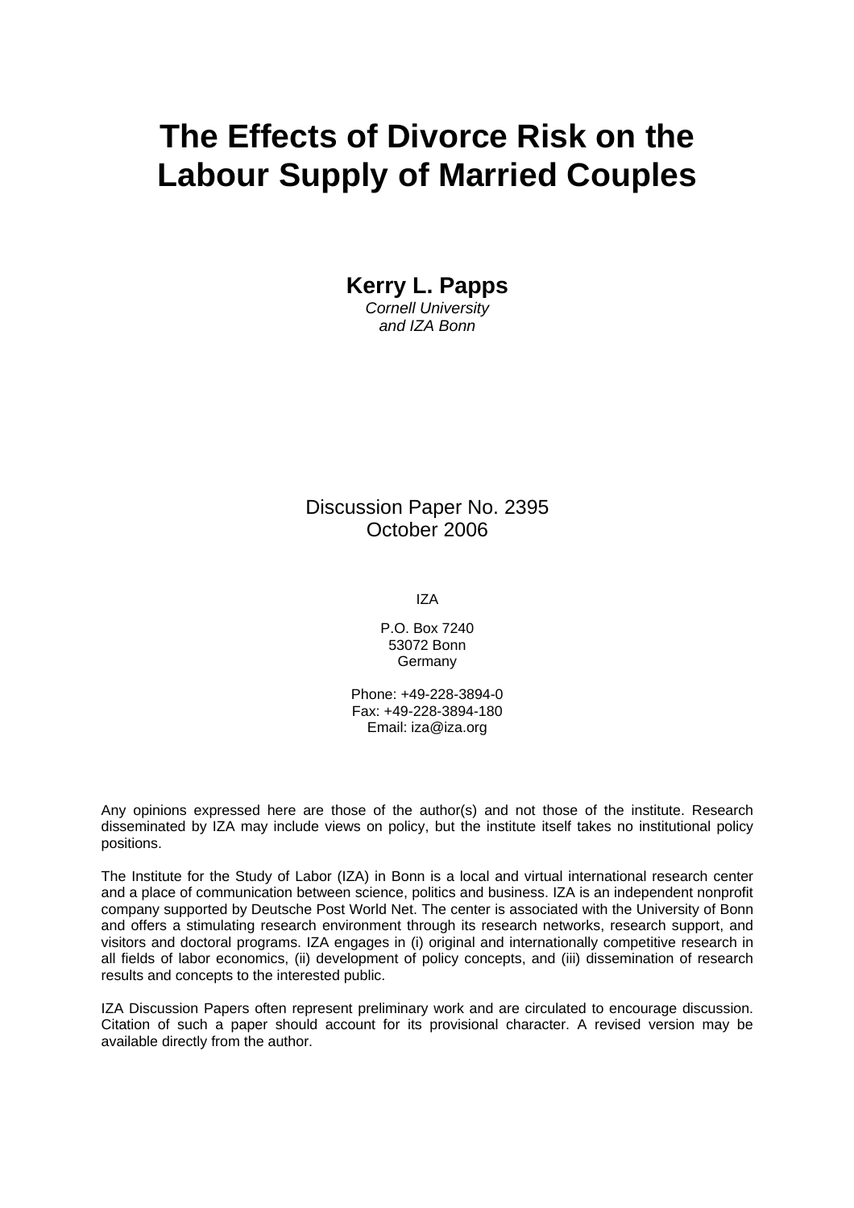# The Effects of Divorce Risk on the Labour Supply of Married Couples

**Kerry L. Papps**  
*Cornell University*  
*and IZA Bonn*

Discussion Paper No. 2395  
October 2006

IZA

P.O. Box 7240  
53072 Bonn  
Germany

Phone: +49-228-3894-0  
Fax: +49-228-3894-180  
Email: iza@iza.org

Any opinions expressed here are those of the author(s) and not those of the institute. Research disseminated by IZA may include views on policy, but the institute itself takes no institutional policy positions.

The Institute for the Study of Labor (IZA) in Bonn is a local and virtual international research center and a place of communication between science, politics and business. IZA is an independent nonprofit company supported by Deutsche Post World Net. The center is associated with the University of Bonn and offers a stimulating research environment through its research networks, research support, and visitors and doctoral programs. IZA engages in (i) original and internationally competitive research in all fields of labor economics, (ii) development of policy concepts, and (iii) dissemination of research results and concepts to the interested public.

IZA Discussion Papers often represent preliminary work and are circulated to encourage discussion. Citation of such a paper should account for its provisional character. A revised version may be available directly from the author.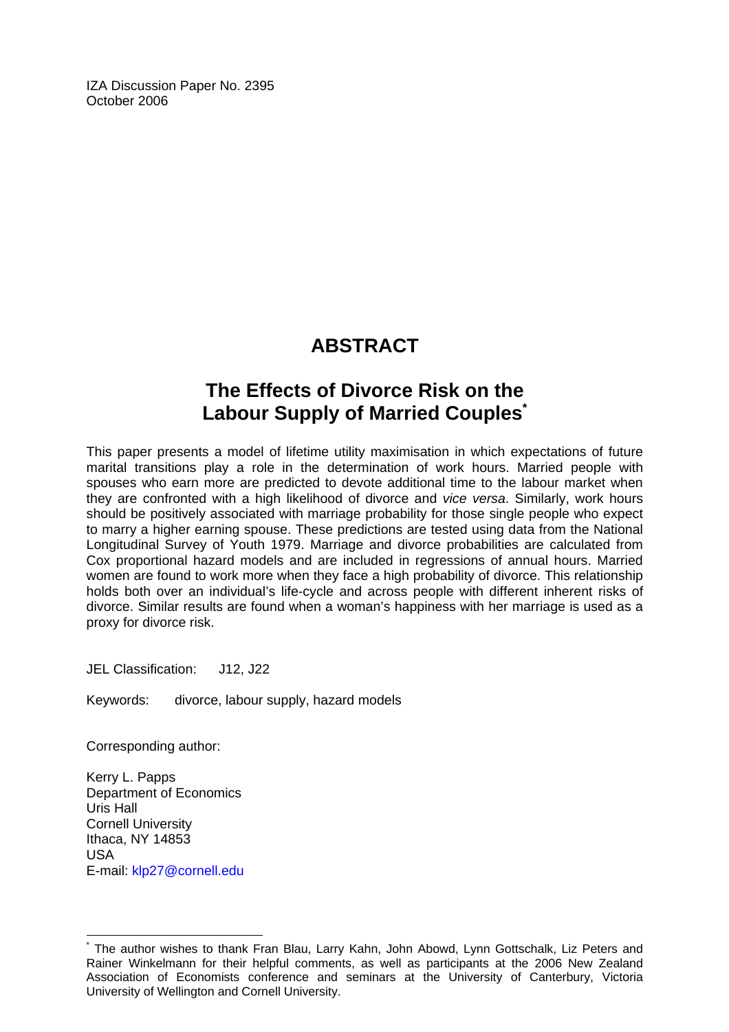IZA Discussion Paper No. 2395
October 2006

# ABSTRACT

## The Effects of Divorce Risk on the Labour Supply of Married Couples*

This paper presents a model of lifetime utility maximisation in which expectations of future marital transitions play a role in the determination of work hours. Married people with spouses who earn more are predicted to devote additional time to the labour market when they are confronted with a high likelihood of divorce and *vice versa*. Similarly, work hours should be positively associated with marriage probability for those single people who expect to marry a higher earning spouse. These predictions are tested using data from the National Longitudinal Survey of Youth 1979. Marriage and divorce probabilities are calculated from Cox proportional hazard models and are included in regressions of annual hours. Married women are found to work more when they face a high probability of divorce. This relationship holds both over an individual's life-cycle and across people with different inherent risks of divorce. Similar results are found when a woman's happiness with her marriage is used as a proxy for divorce risk.

JEL Classification: J12, J22

Keywords: divorce, labour supply, hazard models

Corresponding author:

Kerry L. Papps
Department of Economics
Uris Hall
Cornell University
Ithaca, NY 14853
USA
E-mail: klp27@cornell.edu

* The author wishes to thank Fran Blau, Larry Kahn, John Abowd, Lynn Gottschalk, Liz Peters and Rainer Winkelmann for their helpful comments, as well as participants at the 2006 New Zealand Association of Economists conference and seminars at the University of Canterbury, Victoria University of Wellington and Cornell University.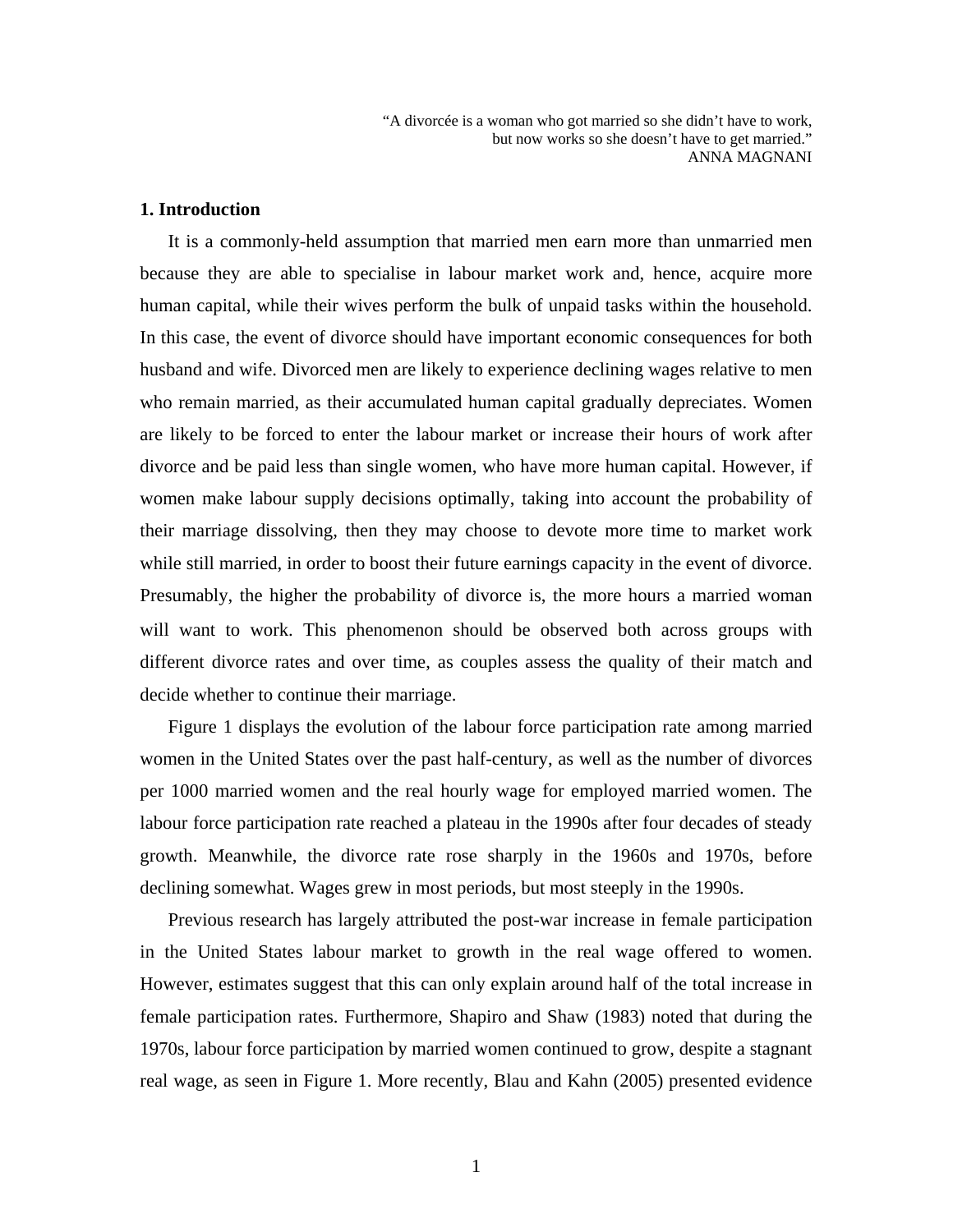> "A divorcée is a woman who got married so she didn't have to work, but now works so she doesn't have to get married."
> ANNA MAGNANI

## 1. Introduction

It is a commonly-held assumption that married men earn more than unmarried men because they are able to specialise in labour market work and, hence, acquire more human capital, while their wives perform the bulk of unpaid tasks within the household. In this case, the event of divorce should have important economic consequences for both husband and wife. Divorced men are likely to experience declining wages relative to men who remain married, as their accumulated human capital gradually depreciates. Women are likely to be forced to enter the labour market or increase their hours of work after divorce and be paid less than single women, who have more human capital. However, if women make labour supply decisions optimally, taking into account the probability of their marriage dissolving, then they may choose to devote more time to market work while still married, in order to boost their future earnings capacity in the event of divorce. Presumably, the higher the probability of divorce is, the more hours a married woman will want to work. This phenomenon should be observed both across groups with different divorce rates and over time, as couples assess the quality of their match and decide whether to continue their marriage.

Figure 1 displays the evolution of the labour force participation rate among married women in the United States over the past half-century, as well as the number of divorces per 1000 married women and the real hourly wage for employed married women. The labour force participation rate reached a plateau in the 1990s after four decades of steady growth. Meanwhile, the divorce rate rose sharply in the 1960s and 1970s, before declining somewhat. Wages grew in most periods, but most steeply in the 1990s.

Previous research has largely attributed the post-war increase in female participation in the United States labour market to growth in the real wage offered to women. However, estimates suggest that this can only explain around half of the total increase in female participation rates. Furthermore, Shapiro and Shaw (1983) noted that during the 1970s, labour force participation by married women continued to grow, despite a stagnant real wage, as seen in Figure 1. More recently, Blau and Kahn (2005) presented evidence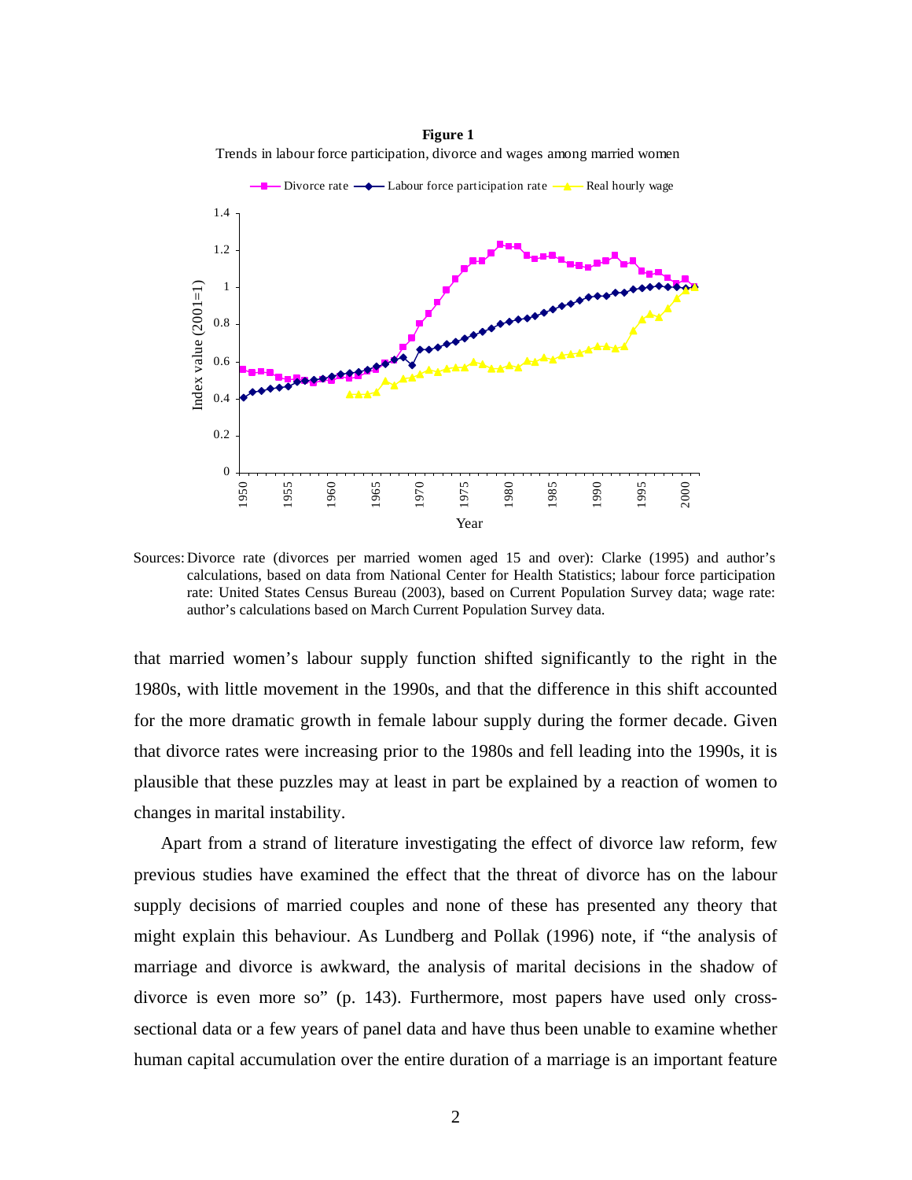**Figure 1**

Trends in labour force participation, divorce and wages among married women

Sources: Divorce rate (divorces per married women aged 15 and over): Clarke (1995) and author's calculations, based on data from National Center for Health Statistics; labour force participation rate: United States Census Bureau (2003), based on Current Population Survey data; wage rate: author's calculations based on March Current Population Survey data.

that married women's labour supply function shifted significantly to the right in the 1980s, with little movement in the 1990s, and that the difference in this shift accounted for the more dramatic growth in female labour supply during the former decade. Given that divorce rates were increasing prior to the 1980s and fell leading into the 1990s, it is plausible that these puzzles may at least in part be explained by a reaction of women to changes in marital instability.

Apart from a strand of literature investigating the effect of divorce law reform, few previous studies have examined the effect that the threat of divorce has on the labour supply decisions of married couples and none of these has presented any theory that might explain this behaviour. As Lundberg and Pollak (1996) note, if "the analysis of marriage and divorce is awkward, the analysis of marital decisions in the shadow of divorce is even more so" (p. 143). Furthermore, most papers have used only cross-sectional data or a few years of panel data and have thus been unable to examine whether human capital accumulation over the entire duration of a marriage is an important feature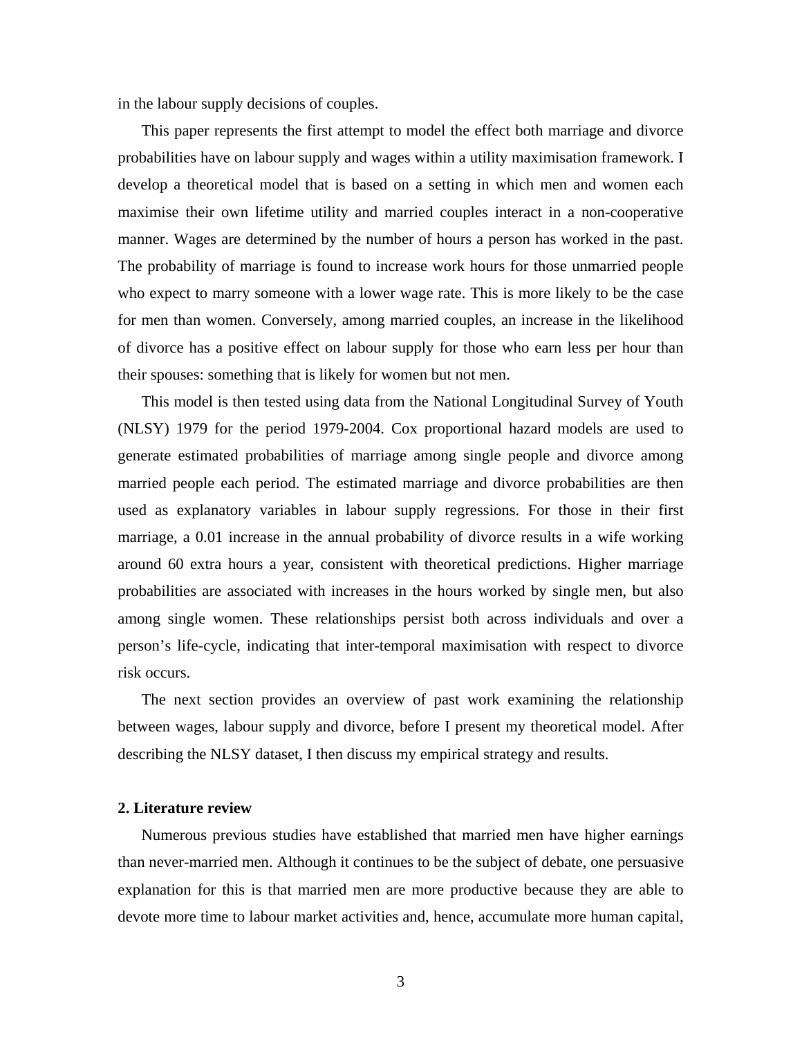in the labour supply decisions of couples.

This paper represents the first attempt to model the effect both marriage and divorce probabilities have on labour supply and wages within a utility maximisation framework. I develop a theoretical model that is based on a setting in which men and women each maximise their own lifetime utility and married couples interact in a non-cooperative manner. Wages are determined by the number of hours a person has worked in the past. The probability of marriage is found to increase work hours for those unmarried people who expect to marry someone with a lower wage rate. This is more likely to be the case for men than women. Conversely, among married couples, an increase in the likelihood of divorce has a positive effect on labour supply for those who earn less per hour than their spouses: something that is likely for women but not men.

This model is then tested using data from the National Longitudinal Survey of Youth (NLSY) 1979 for the period 1979-2004. Cox proportional hazard models are used to generate estimated probabilities of marriage among single people and divorce among married people each period. The estimated marriage and divorce probabilities are then used as explanatory variables in labour supply regressions. For those in their first marriage, a 0.01 increase in the annual probability of divorce results in a wife working around 60 extra hours a year, consistent with theoretical predictions. Higher marriage probabilities are associated with increases in the hours worked by single men, but also among single women. These relationships persist both across individuals and over a person's life-cycle, indicating that inter-temporal maximisation with respect to divorce risk occurs.

The next section provides an overview of past work examining the relationship between wages, labour supply and divorce, before I present my theoretical model. After describing the NLSY dataset, I then discuss my empirical strategy and results.

## 2. Literature review

Numerous previous studies have established that married men have higher earnings than never-married men. Although it continues to be the subject of debate, one persuasive explanation for this is that married men are more productive because they are able to devote more time to labour market activities and, hence, accumulate more human capital,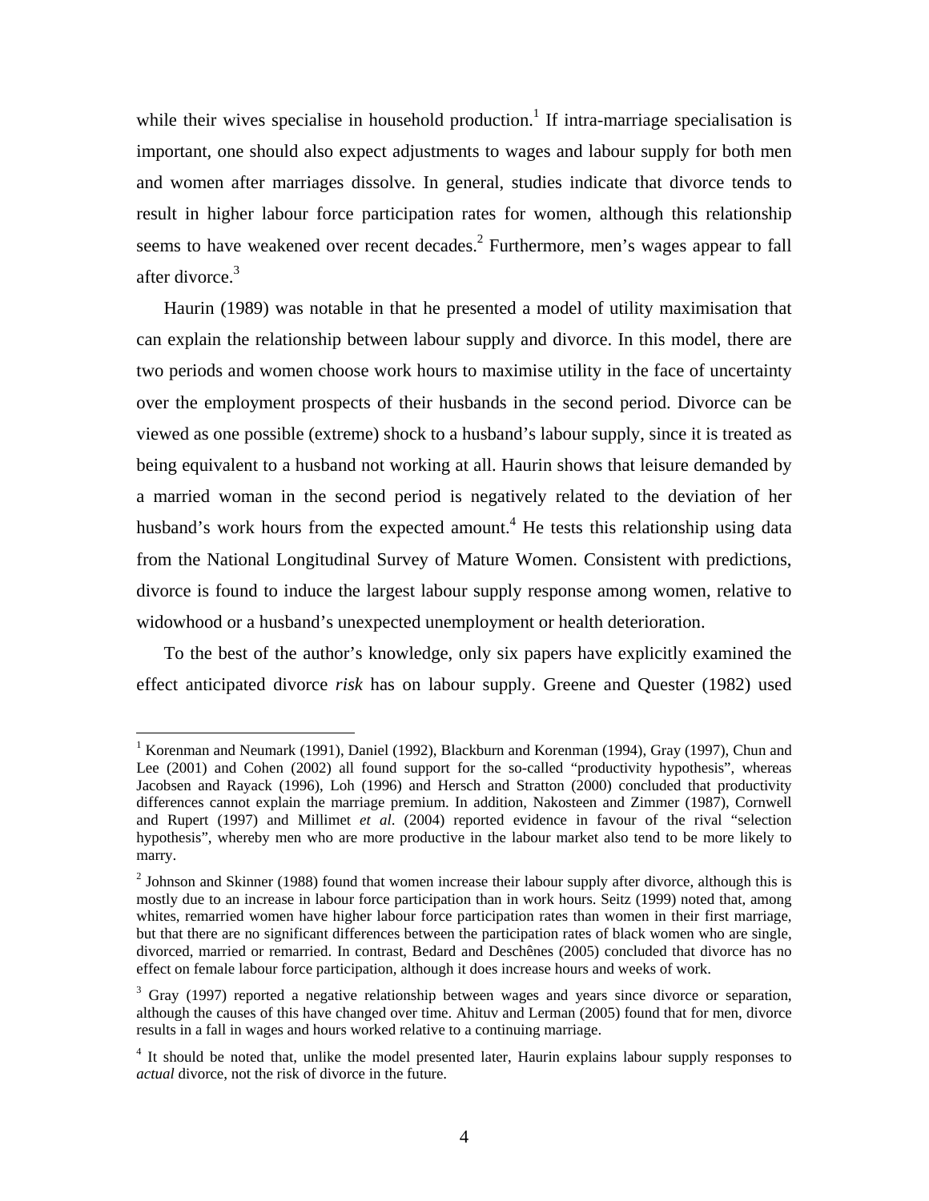while their wives specialise in household production.[1] If intra-marriage specialisation is important, one should also expect adjustments to wages and labour supply for both men and women after marriages dissolve. In general, studies indicate that divorce tends to result in higher labour force participation rates for women, although this relationship seems to have weakened over recent decades.[2] Furthermore, men's wages appear to fall after divorce.[3]

Haurin (1989) was notable in that he presented a model of utility maximisation that can explain the relationship between labour supply and divorce. In this model, there are two periods and women choose work hours to maximise utility in the face of uncertainty over the employment prospects of their husbands in the second period. Divorce can be viewed as one possible (extreme) shock to a husband's labour supply, since it is treated as being equivalent to a husband not working at all. Haurin shows that leisure demanded by a married woman in the second period is negatively related to the deviation of her husband's work hours from the expected amount.[4] He tests this relationship using data from the National Longitudinal Survey of Mature Women. Consistent with predictions, divorce is found to induce the largest labour supply response among women, relative to widowhood or a husband's unexpected unemployment or health deterioration.

To the best of the author's knowledge, only six papers have explicitly examined the effect anticipated divorce *risk* has on labour supply. Greene and Quester (1982) used

---

[1] Korenman and Neumark (1991), Daniel (1992), Blackburn and Korenman (1994), Gray (1997), Chun and Lee (2001) and Cohen (2002) all found support for the so-called "productivity hypothesis", whereas Jacobsen and Rayack (1996), Loh (1996) and Hersch and Stratton (2000) concluded that productivity differences cannot explain the marriage premium. In addition, Nakosteen and Zimmer (1987), Cornwell and Rupert (1997) and Millimet *et al*. (2004) reported evidence in favour of the rival "selection hypothesis", whereby men who are more productive in the labour market also tend to be more likely to marry.

[2] Johnson and Skinner (1988) found that women increase their labour supply after divorce, although this is mostly due to an increase in labour force participation than in work hours. Seitz (1999) noted that, among whites, remarried women have higher labour force participation rates than women in their first marriage, but that there are no significant differences between the participation rates of black women who are single, divorced, married or remarried. In contrast, Bedard and Deschênes (2005) concluded that divorce has no effect on female labour force participation, although it does increase hours and weeks of work.

[3] Gray (1997) reported a negative relationship between wages and years since divorce or separation, although the causes of this have changed over time. Ahituv and Lerman (2005) found that for men, divorce results in a fall in wages and hours worked relative to a continuing marriage.

[4] It should be noted that, unlike the model presented later, Haurin explains labour supply responses to *actual* divorce, not the risk of divorce in the future.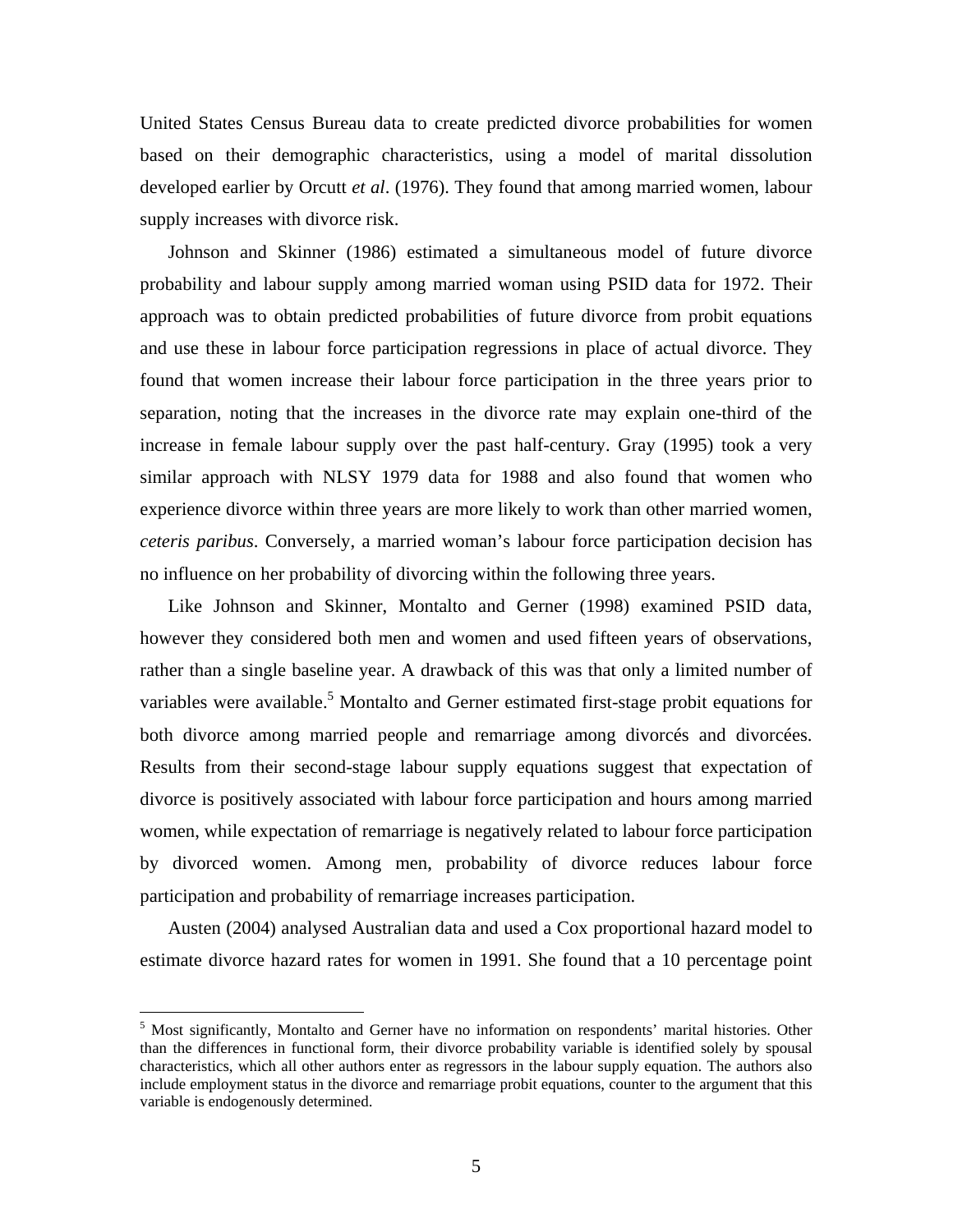United States Census Bureau data to create predicted divorce probabilities for women based on their demographic characteristics, using a model of marital dissolution developed earlier by Orcutt *et al*. (1976). They found that among married women, labour supply increases with divorce risk.

Johnson and Skinner (1986) estimated a simultaneous model of future divorce probability and labour supply among married woman using PSID data for 1972. Their approach was to obtain predicted probabilities of future divorce from probit equations and use these in labour force participation regressions in place of actual divorce. They found that women increase their labour force participation in the three years prior to separation, noting that the increases in the divorce rate may explain one-third of the increase in female labour supply over the past half-century. Gray (1995) took a very similar approach with NLSY 1979 data for 1988 and also found that women who experience divorce within three years are more likely to work than other married women, *ceteris paribus*. Conversely, a married woman's labour force participation decision has no influence on her probability of divorcing within the following three years.

Like Johnson and Skinner, Montalto and Gerner (1998) examined PSID data, however they considered both men and women and used fifteen years of observations, rather than a single baseline year. A drawback of this was that only a limited number of variables were available.[5] Montalto and Gerner estimated first-stage probit equations for both divorce among married people and remarriage among divorcés and divorcées. Results from their second-stage labour supply equations suggest that expectation of divorce is positively associated with labour force participation and hours among married women, while expectation of remarriage is negatively related to labour force participation by divorced women. Among men, probability of divorce reduces labour force participation and probability of remarriage increases participation.

Austen (2004) analysed Australian data and used a Cox proportional hazard model to estimate divorce hazard rates for women in 1991. She found that a 10 percentage point

[5] Most significantly, Montalto and Gerner have no information on respondents' marital histories. Other than the differences in functional form, their divorce probability variable is identified solely by spousal characteristics, which all other authors enter as regressors in the labour supply equation. The authors also include employment status in the divorce and remarriage probit equations, counter to the argument that this variable is endogenously determined.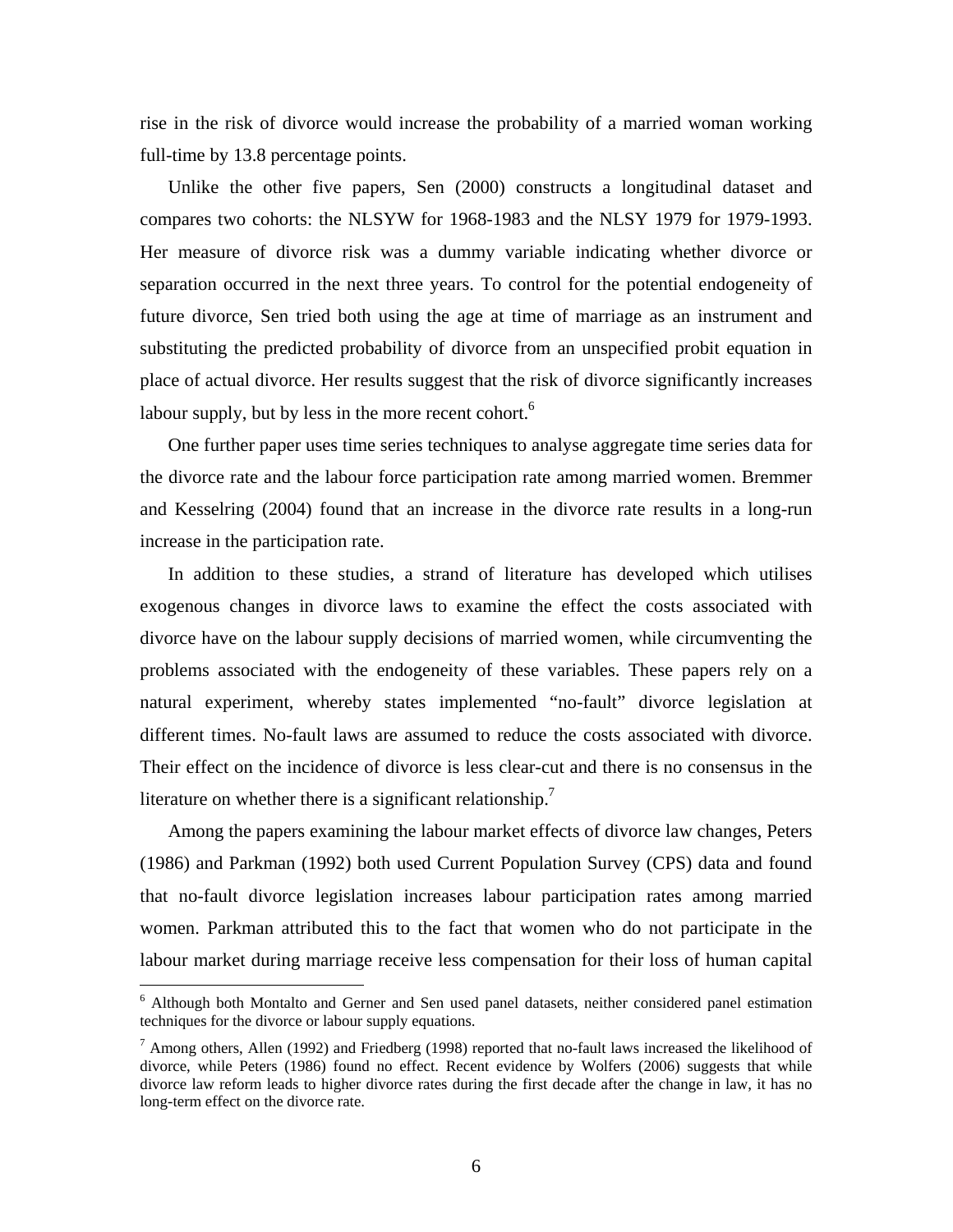rise in the risk of divorce would increase the probability of a married woman working full-time by 13.8 percentage points.

Unlike the other five papers, Sen (2000) constructs a longitudinal dataset and compares two cohorts: the NLSYW for 1968-1983 and the NLSY 1979 for 1979-1993. Her measure of divorce risk was a dummy variable indicating whether divorce or separation occurred in the next three years. To control for the potential endogeneity of future divorce, Sen tried both using the age at time of marriage as an instrument and substituting the predicted probability of divorce from an unspecified probit equation in place of actual divorce. Her results suggest that the risk of divorce significantly increases labour supply, but by less in the more recent cohort.[6]

One further paper uses time series techniques to analyse aggregate time series data for the divorce rate and the labour force participation rate among married women. Bremmer and Kesselring (2004) found that an increase in the divorce rate results in a long-run increase in the participation rate.

In addition to these studies, a strand of literature has developed which utilises exogenous changes in divorce laws to examine the effect the costs associated with divorce have on the labour supply decisions of married women, while circumventing the problems associated with the endogeneity of these variables. These papers rely on a natural experiment, whereby states implemented "no-fault" divorce legislation at different times. No-fault laws are assumed to reduce the costs associated with divorce. Their effect on the incidence of divorce is less clear-cut and there is no consensus in the literature on whether there is a significant relationship.[7]

Among the papers examining the labour market effects of divorce law changes, Peters (1986) and Parkman (1992) both used Current Population Survey (CPS) data and found that no-fault divorce legislation increases labour participation rates among married women. Parkman attributed this to the fact that women who do not participate in the labour market during marriage receive less compensation for their loss of human capital

[6] Although both Montalto and Gerner and Sen used panel datasets, neither considered panel estimation techniques for the divorce or labour supply equations.

[7] Among others, Allen (1992) and Friedberg (1998) reported that no-fault laws increased the likelihood of divorce, while Peters (1986) found no effect. Recent evidence by Wolfers (2006) suggests that while divorce law reform leads to higher divorce rates during the first decade after the change in law, it has no long-term effect on the divorce rate.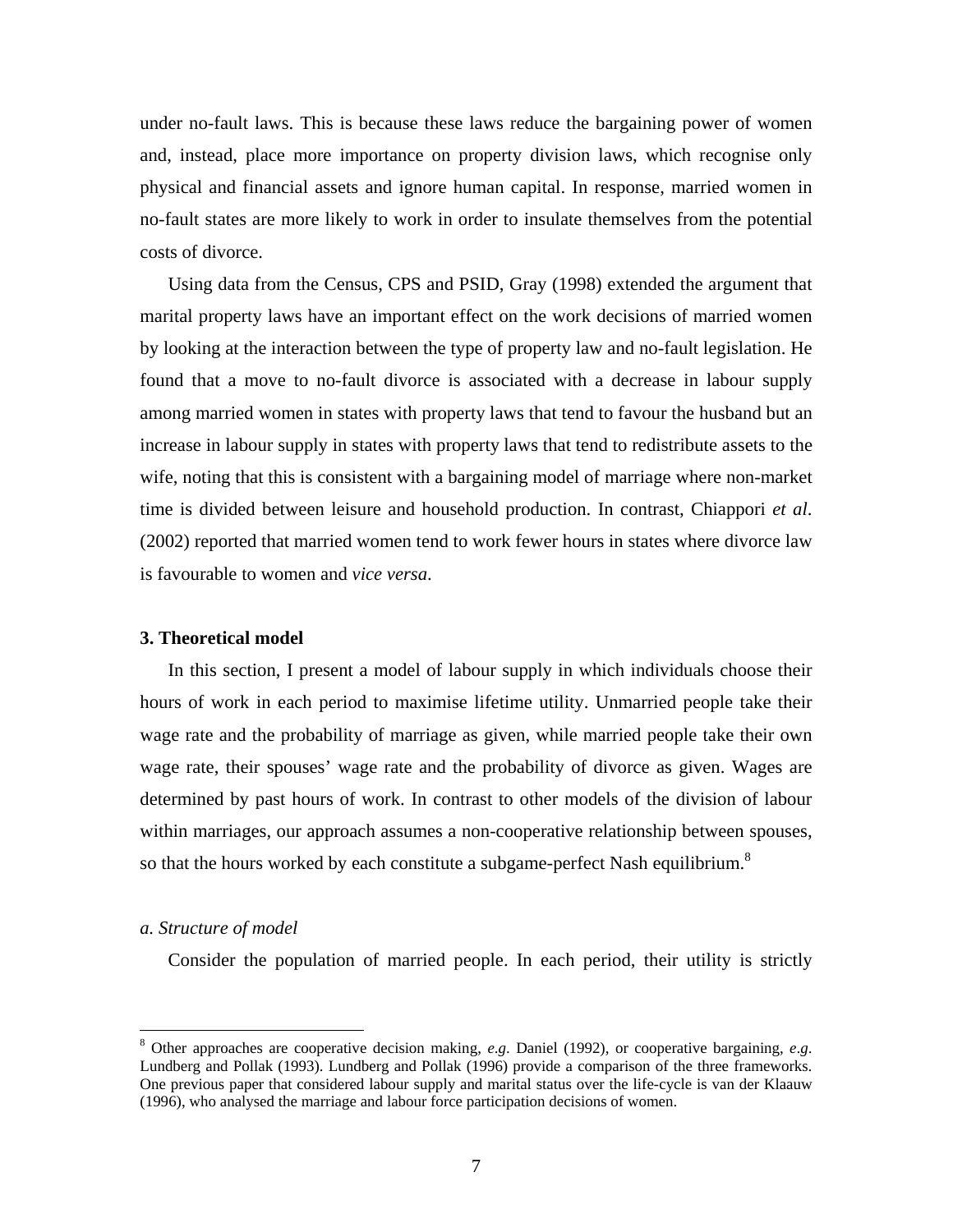under no-fault laws. This is because these laws reduce the bargaining power of women and, instead, place more importance on property division laws, which recognise only physical and financial assets and ignore human capital. In response, married women in no-fault states are more likely to work in order to insulate themselves from the potential costs of divorce.

Using data from the Census, CPS and PSID, Gray (1998) extended the argument that marital property laws have an important effect on the work decisions of married women by looking at the interaction between the type of property law and no-fault legislation. He found that a move to no-fault divorce is associated with a decrease in labour supply among married women in states with property laws that tend to favour the husband but an increase in labour supply in states with property laws that tend to redistribute assets to the wife, noting that this is consistent with a bargaining model of marriage where non-market time is divided between leisure and household production. In contrast, Chiappori *et al*. (2002) reported that married women tend to work fewer hours in states where divorce law is favourable to women and *vice versa*.

### 3. Theoretical model

In this section, I present a model of labour supply in which individuals choose their hours of work in each period to maximise lifetime utility. Unmarried people take their wage rate and the probability of marriage as given, while married people take their own wage rate, their spouses' wage rate and the probability of divorce as given. Wages are determined by past hours of work. In contrast to other models of the division of labour within marriages, our approach assumes a non-cooperative relationship between spouses, so that the hours worked by each constitute a subgame-perfect Nash equilibrium.[8]

#### *a. Structure of model*

Consider the population of married people. In each period, their utility is strictly

[8] Other approaches are cooperative decision making, *e.g*. Daniel (1992), or cooperative bargaining, *e.g*. Lundberg and Pollak (1993). Lundberg and Pollak (1996) provide a comparison of the three frameworks. One previous paper that considered labour supply and marital status over the life-cycle is van der Klaauw (1996), who analysed the marriage and labour force participation decisions of women.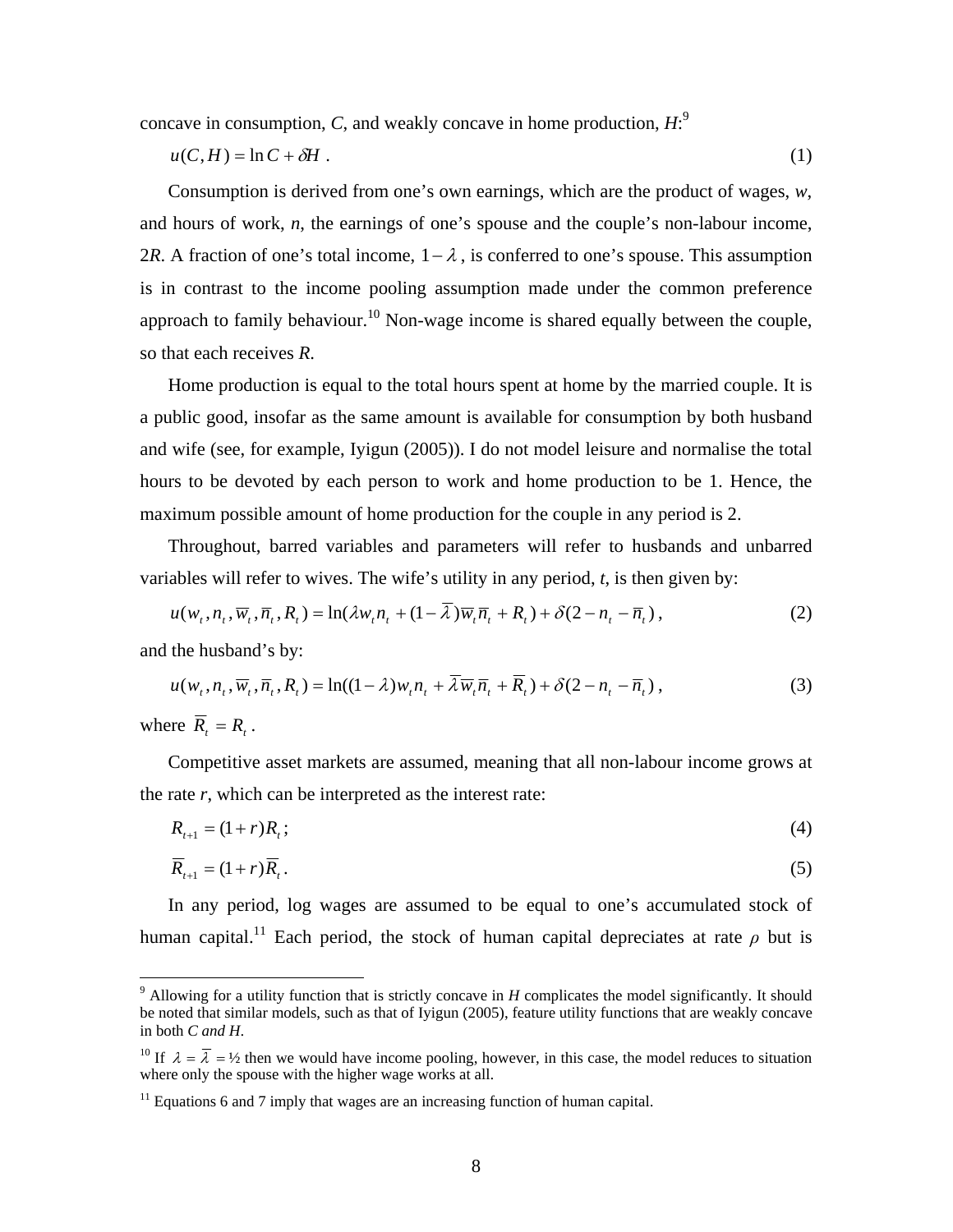concave in consumption, $C$, and weakly concave in home production, $H$:[9]

$$u(C,H) = \ln C + \delta H \ . \tag{1}$$

Consumption is derived from one's own earnings, which are the product of wages, $w$, and hours of work, $n$, the earnings of one's spouse and the couple's non-labour income, $2R$. A fraction of one's total income, $1-\lambda$, is conferred to one's spouse. This assumption is in contrast to the income pooling assumption made under the common preference approach to family behaviour.[10] Non-wage income is shared equally between the couple, so that each receives $R$.

Home production is equal to the total hours spent at home by the married couple. It is a public good, insofar as the same amount is available for consumption by both husband and wife (see, for example, Iyigun (2005)). I do not model leisure and normalise the total hours to be devoted by each person to work and home production to be 1. Hence, the maximum possible amount of home production for the couple in any period is 2.

Throughout, barred variables and parameters will refer to husbands and unbarred variables will refer to wives. The wife's utility in any period, $t$, is then given by:

$$u(w_t, n_t, \overline{w}_t, \overline{n}_t, R_t) = \ln(\lambda w_t n_t + (1-\overline{\lambda})\overline{w}_t \overline{n}_t + R_t) + \delta(2 - n_t - \overline{n}_t) \ , \tag{2}$$

and the husband's by:

$$u(w_t, n_t, \overline{w}_t, \overline{n}_t, R_t) = \ln((1-\lambda) w_t n_t + \overline{\lambda}\overline{w}_t \overline{n}_t + \overline{R}_t) + \delta(2 - n_t - \overline{n}_t) \ , \tag{3}$$

where $\overline{R}_t = R_t$ .

Competitive asset markets are assumed, meaning that all non-labour income grows at the rate $r$, which can be interpreted as the interest rate:

$$R_{t+1} = (1+r)R_t \ ; \tag{4}$$

$$\overline{R}_{t+1} = (1+r)\overline{R}_t \ . \tag{5}$$

In any period, log wages are assumed to be equal to one's accumulated stock of human capital.[11] Each period, the stock of human capital depreciates at rate $\rho$ but is

---

[9] Allowing for a utility function that is strictly concave in $H$ complicates the model significantly. It should be noted that similar models, such as that of Iyigun (2005), feature utility functions that are weakly concave in both *C and H*.

[10] If $\lambda = \overline{\lambda} = ½$ then we would have income pooling, however, in this case, the model reduces to situation where only the spouse with the higher wage works at all.

[11] Equations 6 and 7 imply that wages are an increasing function of human capital.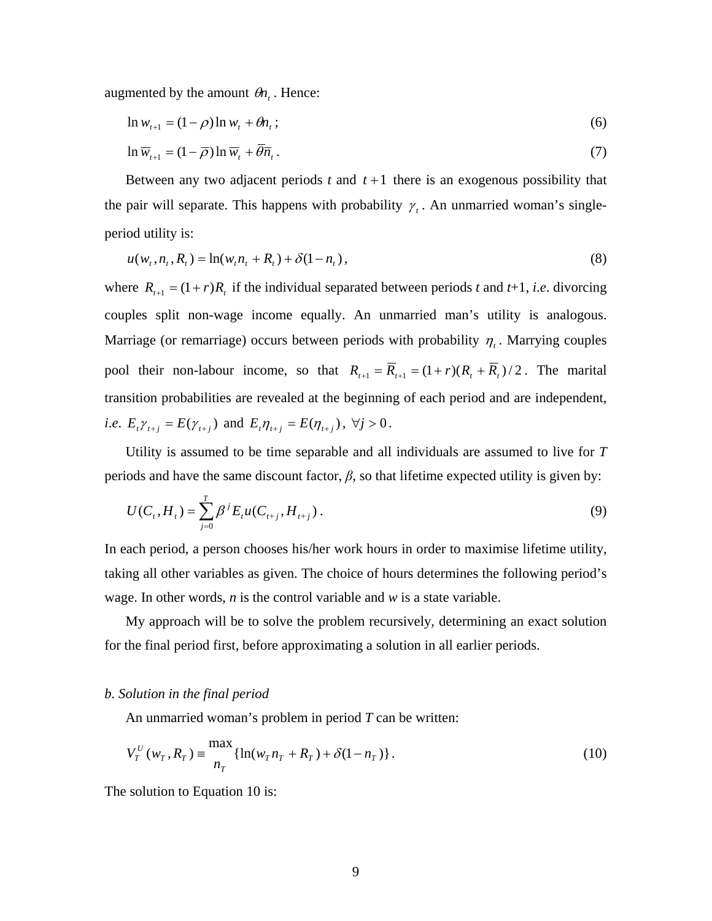augmented by the amount $\theta n_t$. Hence:

$$\ln w_{t+1} = (1-\rho)\ln w_t + \theta n_t\,; \tag{6}$$

$$\ln \overline{w}_{t+1} = (1-\overline{\rho})\ln \overline{w}_t + \overline{\theta}\overline{n}_t\,. \tag{7}$$

Between any two adjacent periods $t$ and $t+1$ there is an exogenous possibility that the pair will separate. This happens with probability $\gamma_t$. An unmarried woman's single-period utility is:

$$u(w_t, n_t, R_t) = \ln(w_t n_t + R_t) + \delta(1-n_t)\,, \tag{8}$$

where $R_{t+1} = (1+r)R_t$ if the individual separated between periods $t$ and $t$+1, *i.e*. divorcing couples split non-wage income equally. An unmarried man's utility is analogous. Marriage (or remarriage) occurs between periods with probability $\eta_t$. Marrying couples pool their non-labour income, so that $R_{t+1} = \overline{R}_{t+1} = (1+r)(R_t + \overline{R}_t)/2$. The marital transition probabilities are revealed at the beginning of each period and are independent, *i.e*. $E_t\gamma_{t+j} = E(\gamma_{t+j})$ and $E_t\eta_{t+j} = E(\eta_{t+j})$, $\forall j > 0$.

Utility is assumed to be time separable and all individuals are assumed to live for $T$ periods and have the same discount factor, $\beta$, so that lifetime expected utility is given by:

$$U(C_t, H_t) = \sum_{j=0}^{T} \beta^j E_t u(C_{t+j}, H_{t+j})\,. \tag{9}$$

In each period, a person chooses his/her work hours in order to maximise lifetime utility, taking all other variables as given. The choice of hours determines the following period's wage. In other words, $n$ is the control variable and $w$ is a state variable.

My approach will be to solve the problem recursively, determining an exact solution for the final period first, before approximating a solution in all earlier periods.

*b. Solution in the final period*

An unmarried woman's problem in period $T$ can be written:

$$V_T^U(w_T, R_T) \equiv \max_{n_T} \{\ln(w_T n_T + R_T) + \delta(1-n_T)\}\,. \tag{10}$$

The solution to Equation 10 is: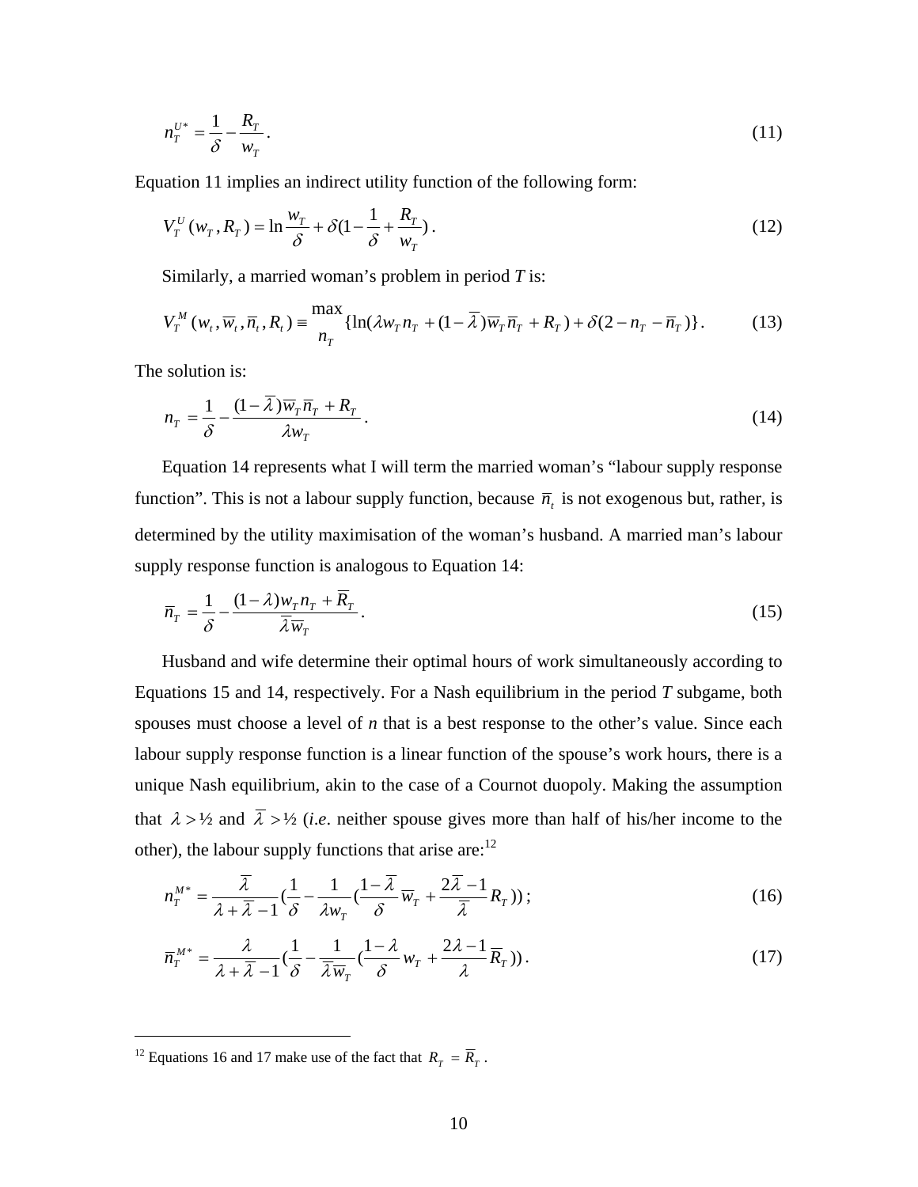$$n_T^{U*} = \frac{1}{\delta} - \frac{R_T}{w_T}. \tag{11}$$

Equation 11 implies an indirect utility function of the following form:

$$V_T^U(w_T, R_T) = \ln\frac{w_T}{\delta} + \delta(1 - \frac{1}{\delta} + \frac{R_T}{w_T}). \tag{12}$$

Similarly, a married woman's problem in period *T* is:

$$V_T^M(w_t, \overline{w}_t, \overline{n}_t, R_t) \equiv \max_{n_T} \{\ln(\lambda w_T n_T + (1-\overline{\lambda})\overline{w}_T \overline{n}_T + R_T) + \delta(2 - n_T - \overline{n}_T)\}. \tag{13}$$

The solution is:

$$n_T = \frac{1}{\delta} - \frac{(1-\overline{\lambda})\overline{w}_T \overline{n}_T + R_T}{\lambda w_T}. \tag{14}$$

Equation 14 represents what I will term the married woman's "labour supply response function". This is not a labour supply function, because $\overline{n}_t$ is not exogenous but, rather, is determined by the utility maximisation of the woman's husband. A married man's labour supply response function is analogous to Equation 14:

$$\overline{n}_T = \frac{1}{\delta} - \frac{(1-\lambda) w_T n_T + \overline{R}_T}{\overline{\lambda}\overline{w}_T}. \tag{15}$$

Husband and wife determine their optimal hours of work simultaneously according to Equations 15 and 14, respectively. For a Nash equilibrium in the period *T* subgame, both spouses must choose a level of *n* that is a best response to the other's value. Since each labour supply response function is a linear function of the spouse's work hours, there is a unique Nash equilibrium, akin to the case of a Cournot duopoly. Making the assumption that $\lambda > ½$ and $\overline{\lambda} > ½$ (*i.e.* neither spouse gives more than half of his/her income to the other), the labour supply functions that arise are:[12]

$$n_T^{M*} = \frac{\overline{\lambda}}{\lambda + \overline{\lambda} - 1}(\frac{1}{\delta} - \frac{1}{\lambda w_T}(\frac{1-\overline{\lambda}}{\delta}\overline{w}_T + \frac{2\overline{\lambda}-1}{\overline{\lambda}}R_T)); \tag{16}$$

$$\overline{n}_T^{M*} = \frac{\lambda}{\lambda + \overline{\lambda} - 1}(\frac{1}{\delta} - \frac{1}{\overline{\lambda}\overline{w}_T}(\frac{1-\lambda}{\delta}w_T + \frac{2\lambda-1}{\lambda}\overline{R}_T)). \tag{17}$$

---

[12] Equations 16 and 17 make use of the fact that $R_T = \overline{R}_T$.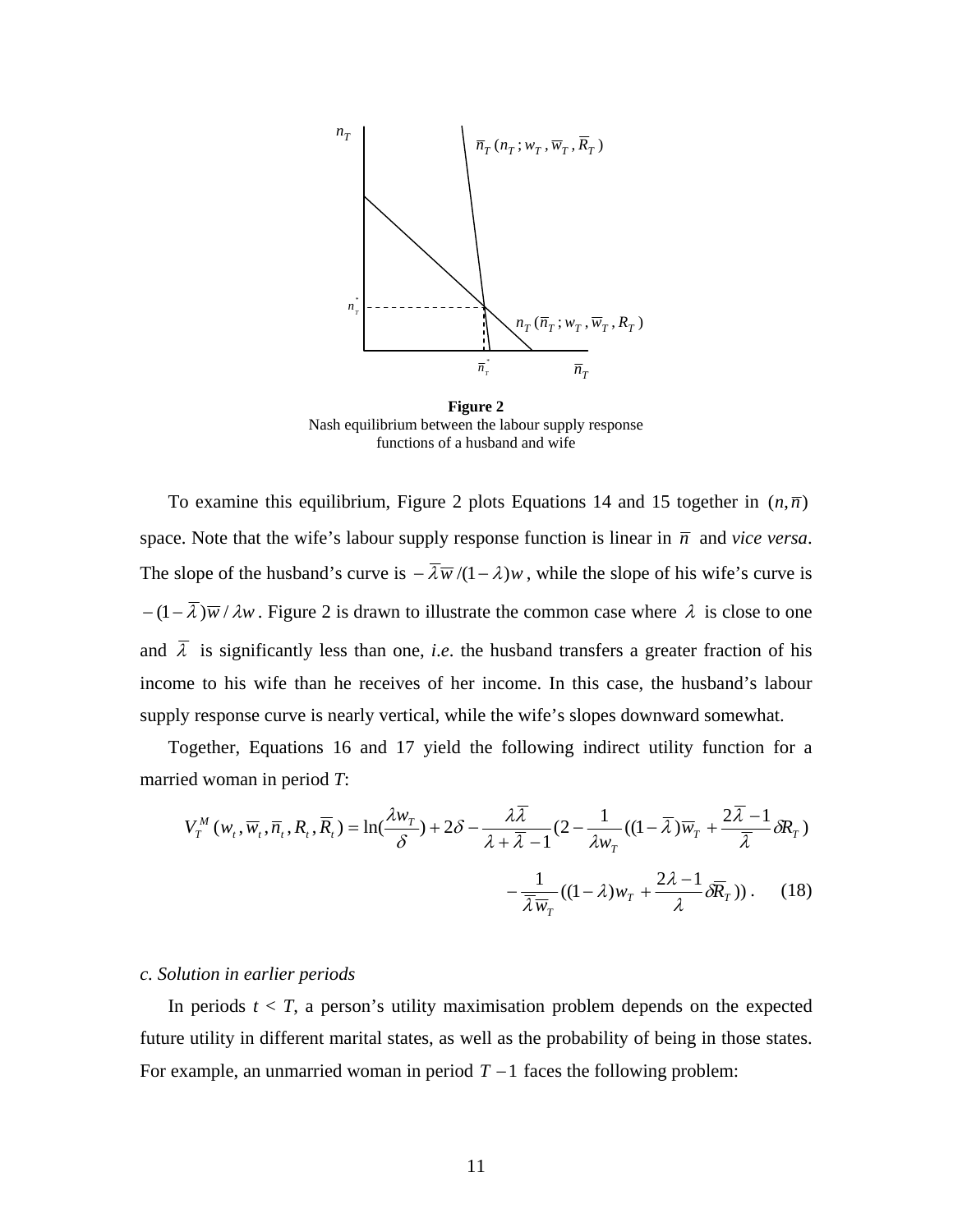**Figure 2**
Nash equilibrium between the labour supply response functions of a husband and wife

To examine this equilibrium, Figure 2 plots Equations 14 and 15 together in $(n, \overline{n})$ space. Note that the wife's labour supply response function is linear in $\overline{n}$ and *vice versa*. The slope of the husband's curve is $-\overline{\lambda}\overline{w}/(1-\lambda)w$, while the slope of his wife's curve is $-(1-\overline{\lambda})\overline{w}/\lambda w$. Figure 2 is drawn to illustrate the common case where $\lambda$ is close to one and $\overline{\lambda}$ is significantly less than one, *i.e*. the husband transfers a greater fraction of his income to his wife than he receives of her income. In this case, the husband's labour supply response curve is nearly vertical, while the wife's slopes downward somewhat.

Together, Equations 16 and 17 yield the following indirect utility function for a married woman in period *T*:

$$V_T^M(w_t, \overline{w}_t, \overline{n}_t, R_t, \overline{R}_t) = \ln(\frac{\lambda w_T}{\delta}) + 2\delta - \frac{\lambda\overline{\lambda}}{\lambda + \overline{\lambda} - 1}(2 - \frac{1}{\lambda w_T}((1-\overline{\lambda})\overline{w}_T + \frac{2\overline{\lambda}-1}{\overline{\lambda}}\delta R_T) - \frac{1}{\overline{\lambda}\overline{w}_T}((1-\lambda)w_T + \frac{2\lambda - 1}{\lambda}\delta\overline{R}_T)) . \quad (18)$$

*c. Solution in earlier periods*

In periods $t < T$, a person's utility maximisation problem depends on the expected future utility in different marital states, as well as the probability of being in those states. For example, an unmarried woman in period $T-1$ faces the following problem: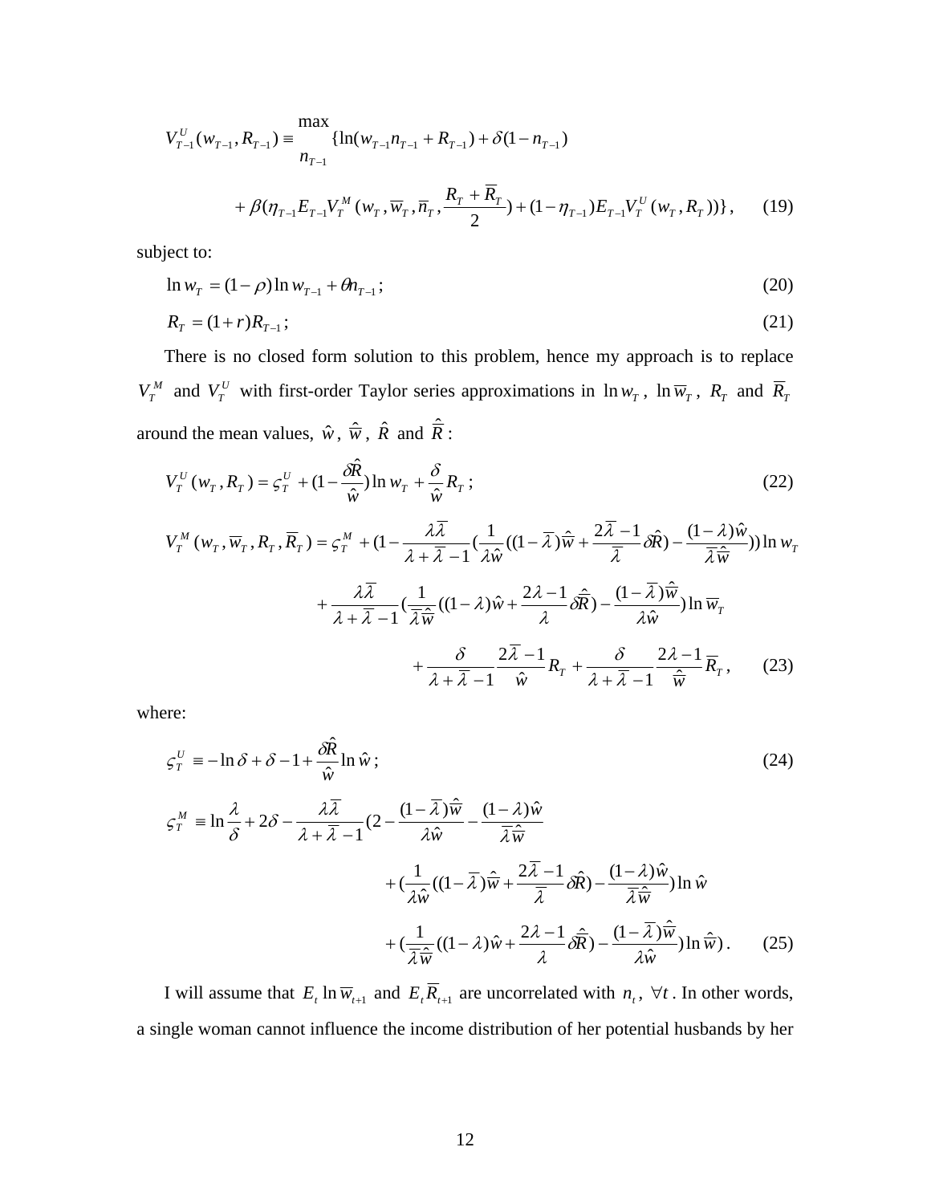$$V_{T-1}^U(w_{T-1}, R_{T-1}) \equiv \max_{n_{T-1}} \{\ln(w_{T-1}n_{T-1} + R_{T-1}) + \delta(1 - n_{T-1})$$

$$+ \beta(\eta_{T-1}E_{T-1}V_T^M(w_T, \overline{w}_T, \overline{n}_T, \frac{R_T + \overline{R}_T}{2}) + (1-\eta_{T-1})E_{T-1}V_T^U(w_T, R_T))\}, \qquad (19)$$

subject to:

$$\ln w_T = (1-\rho)\ln w_{T-1} + \theta n_{T-1}; \qquad (20)$$

$$R_T = (1+r)R_{T-1}; \qquad (21)$$

There is no closed form solution to this problem, hence my approach is to replace $V_T^M$ and $V_T^U$ with first-order Taylor series approximations in $\ln w_T$, $\ln \overline{w}_T$, $R_T$ and $\overline{R}_T$ around the mean values, $\hat{w}$, $\hat{\overline{w}}$, $\hat{R}$ and $\hat{\overline{R}}$:

$$V_T^U(w_T, R_T) = \varsigma_T^U + (1 - \frac{\delta\hat{R}}{\hat{w}})\ln w_T + \frac{\delta}{\hat{w}}R_T; \qquad (22)$$

$$V_T^M(w_T, \overline{w}_T, R_T, \overline{R}_T) = \varsigma_T^M + (1 - \frac{\lambda\overline{\lambda}}{\lambda + \overline{\lambda} - 1}(\frac{1}{\lambda\hat{w}}((1-\overline{\lambda})\hat{\overline{w}} + \frac{2\overline{\lambda}-1}{\overline{\lambda}}\delta\hat{R}) - \frac{(1-\lambda)\hat{w}}{\overline{\lambda}\hat{\overline{w}}}))\ln w_T$$

$$+ \frac{\lambda\overline{\lambda}}{\lambda + \overline{\lambda} - 1}(\frac{1}{\overline{\lambda}\hat{\overline{w}}}((1-\lambda)\hat{w} + \frac{2\lambda - 1}{\lambda}\delta\hat{\overline{R}}) - \frac{(1-\overline{\lambda})\hat{\overline{w}}}{\lambda\hat{w}})\ln \overline{w}_T$$

$$+ \frac{\delta}{\lambda + \overline{\lambda} - 1}\frac{2\overline{\lambda} - 1}{\hat{w}}R_T + \frac{\delta}{\lambda + \overline{\lambda} - 1}\frac{2\lambda - 1}{\hat{\overline{w}}}\overline{R}_T, \qquad (23)$$

where:

$$\varsigma_T^U \equiv -\ln\delta + \delta - 1 + \frac{\delta\hat{R}}{\hat{w}}\ln\hat{w}; \qquad (24)$$

$$\varsigma_T^M \equiv \ln\frac{\lambda}{\delta} + 2\delta - \frac{\lambda\overline{\lambda}}{\lambda + \overline{\lambda} - 1}(2 - \frac{(1-\overline{\lambda})\hat{\overline{w}}}{\lambda\hat{w}} - \frac{(1-\lambda)\hat{w}}{\overline{\lambda}\hat{\overline{w}}}$$

$$+ (\frac{1}{\lambda\hat{w}}((1-\overline{\lambda})\hat{\overline{w}} + \frac{2\overline{\lambda}-1}{\overline{\lambda}}\delta\hat{R}) - \frac{(1-\lambda)\hat{w}}{\overline{\lambda}\hat{\overline{w}}})\ln\hat{w}$$

$$+ (\frac{1}{\overline{\lambda}\hat{\overline{w}}}((1-\lambda)\hat{w} + \frac{2\lambda-1}{\lambda}\delta\hat{\overline{R}}) - \frac{(1-\overline{\lambda})\hat{\overline{w}}}{\lambda\hat{w}})\ln\hat{\overline{w}}). \qquad (25)$$

I will assume that $E_t \ln \overline{w}_{t+1}$ and $E_t \overline{R}_{t+1}$ are uncorrelated with $n_t$, $\forall t$. In other words, a single woman cannot influence the income distribution of her potential husbands by her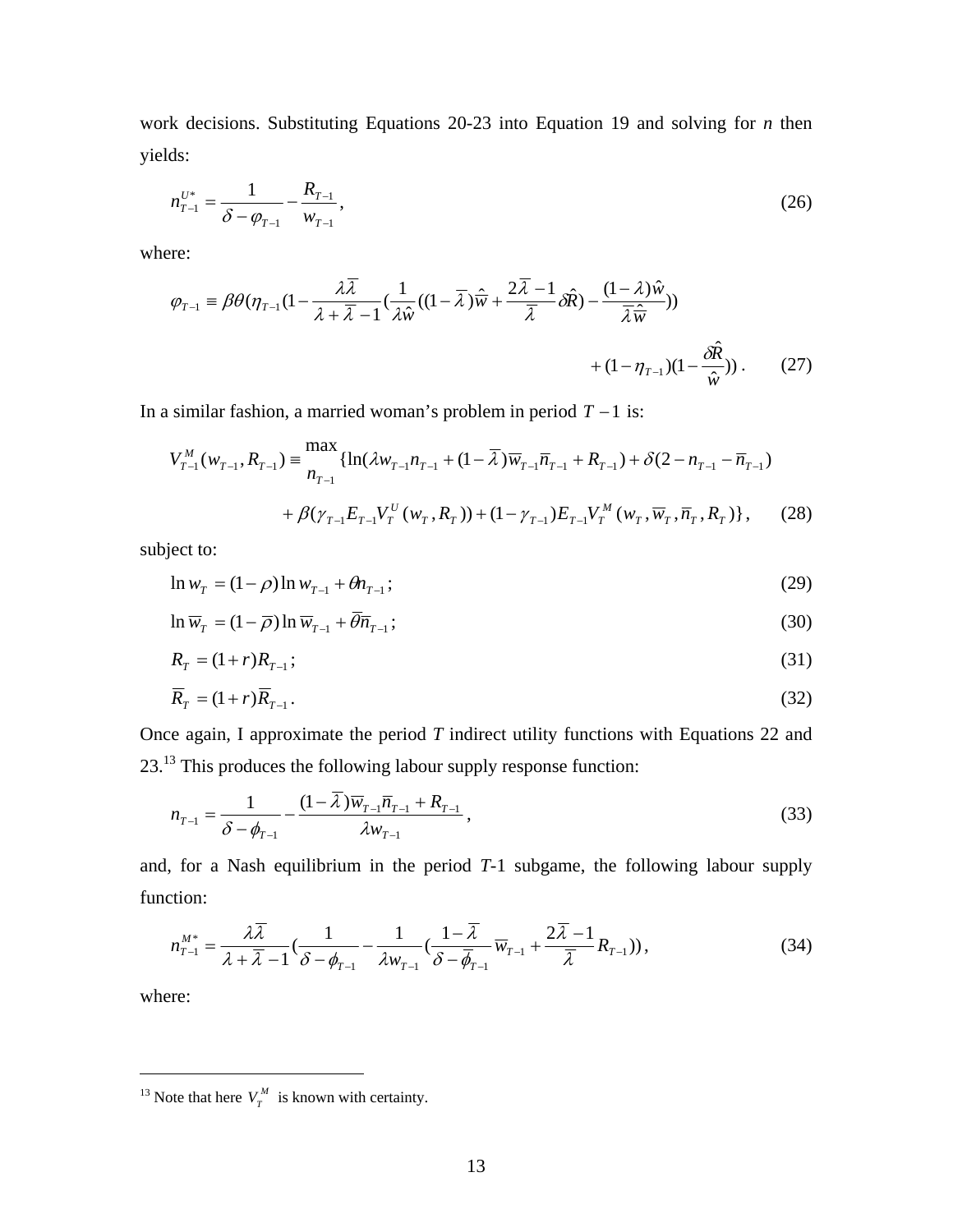work decisions. Substituting Equations 20-23 into Equation 19 and solving for *n* then yields:

$$n_{T-1}^{U*} = \frac{1}{\delta - \varphi_{T-1}} - \frac{R_{T-1}}{w_{T-1}}, \tag{26}$$

where:

$$\varphi_{T-1} \equiv \beta\theta(\eta_{T-1}(1 - \frac{\lambda\overline{\lambda}}{\lambda + \overline{\lambda} - 1}(\frac{1}{\lambda\hat{w}}((1-\overline{\lambda})\hat{\overline{w}} + \frac{2\overline{\lambda}-1}{\overline{\lambda}}\delta\hat{R}) - \frac{(1-\lambda)\hat{w}}{\overline{\lambda}\hat{\overline{w}}})) + (1-\eta_{T-1})(1 - \frac{\delta\hat{R}}{\hat{w}})) . \tag{27}$$

In a similar fashion, a married woman's problem in period $T-1$ is:

$$V_{T-1}^{M}(w_{T-1}, R_{T-1}) \equiv \max_{n_{T-1}} \{\ln(\lambda w_{T-1}n_{T-1} + (1-\overline{\lambda})\overline{w}_{T-1}\overline{n}_{T-1} + R_{T-1}) + \delta(2 - n_{T-1} - \overline{n}_{T-1}) + \beta(\gamma_{T-1}E_{T-1}V_{T}^{U}(w_{T}, R_{T})) + (1-\gamma_{T-1})E_{T-1}V_{T}^{M}(w_{T}, \overline{w}_{T}, \overline{n}_{T}, R_{T})\}, \tag{28}$$

subject to:

$$\ln w_{T} = (1-\rho)\ln w_{T-1} + \theta n_{T-1}; \tag{29}$$

$$\ln \overline{w}_{T} = (1-\overline{\rho})\ln \overline{w}_{T-1} + \overline{\theta}\overline{n}_{T-1}; \tag{30}$$

$$R_{T} = (1+r)R_{T-1}; \tag{31}$$

$$\overline{R}_{T} = (1+r)\overline{R}_{T-1}. \tag{32}$$

Once again, I approximate the period *T* indirect utility functions with Equations 22 and 23.[13] This produces the following labour supply response function:

$$n_{T-1} = \frac{1}{\delta - \phi_{T-1}} - \frac{(1-\overline{\lambda})\overline{w}_{T-1}\overline{n}_{T-1} + R_{T-1}}{\lambda w_{T-1}}, \tag{33}$$

and, for a Nash equilibrium in the period *T*-1 subgame, the following labour supply function:

$$n_{T-1}^{M*} = \frac{\lambda\overline{\lambda}}{\lambda + \overline{\lambda} - 1}(\frac{1}{\delta - \phi_{T-1}} - \frac{1}{\lambda w_{T-1}}(\frac{1-\overline{\lambda}}{\delta - \overline{\phi}_{T-1}}\overline{w}_{T-1} + \frac{2\overline{\lambda}-1}{\overline{\lambda}}R_{T-1})), \tag{34}$$

where:

---

[13] Note that here $V_{T}^{M}$ is known with certainty.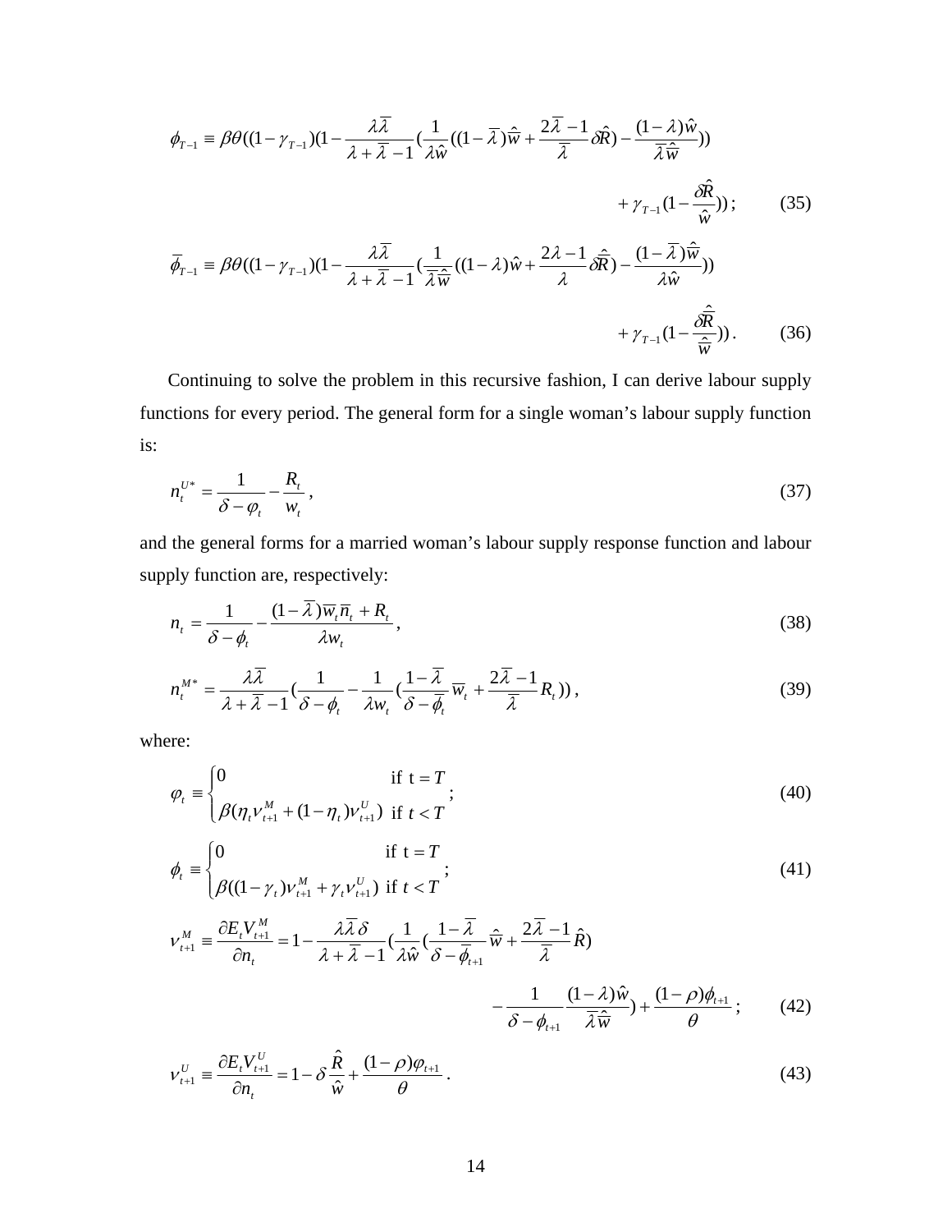$$\phi_{T-1} \equiv \beta\theta((1-\gamma_{T-1})(1-\frac{\lambda\bar{\lambda}}{\lambda+\bar{\lambda}-1}(\frac{1}{\lambda\hat{w}}((1-\bar{\lambda})\hat{\bar{w}}+\frac{2\bar{\lambda}-1}{\bar{\lambda}}\delta\hat{R})-\frac{(1-\lambda)\hat{w}}{\bar{\lambda}\hat{\bar{w}}}))$$

$$+\gamma_{T-1}(1-\frac{\delta\hat{R}}{\hat{w}})); \qquad (35)$$

$$\bar{\phi}_{T-1} \equiv \beta\theta((1-\gamma_{T-1})(1-\frac{\lambda\bar{\lambda}}{\lambda+\bar{\lambda}-1}(\frac{1}{\bar{\lambda}\hat{\bar{w}}}((1-\lambda)\hat{w}+\frac{2\lambda-1}{\lambda}\delta\hat{\bar{R}})-\frac{(1-\bar{\lambda})\hat{\bar{w}}}{\lambda\hat{w}}))$$

$$+\gamma_{T-1}(1-\frac{\delta\hat{\bar{R}}}{\hat{\bar{w}}})). \qquad (36)$$

Continuing to solve the problem in this recursive fashion, I can derive labour supply functions for every period. The general form for a single woman's labour supply function is:

$$n_t^{U*} = \frac{1}{\delta-\varphi_t} - \frac{R_t}{w_t}, \qquad (37)$$

and the general forms for a married woman's labour supply response function and labour supply function are, respectively:

$$n_t = \frac{1}{\delta-\phi_t} - \frac{(1-\bar{\lambda})\bar{w}_t\bar{n}_t + R_t}{\lambda w_t}, \qquad (38)$$

$$n_t^{M*} = \frac{\lambda\bar{\lambda}}{\lambda+\bar{\lambda}-1}(\frac{1}{\delta-\phi_t} - \frac{1}{\lambda w_t}(\frac{1-\bar{\lambda}}{\delta-\bar{\phi}_t}\bar{w}_t + \frac{2\bar{\lambda}-1}{\bar{\lambda}}R_t)), \qquad (39)$$

where:

$$\varphi_t \equiv \begin{cases} 0 & \text{if } t=T \\ \beta(\eta_t \nu_{t+1}^M + (1-\eta_t)\nu_{t+1}^U) & \text{if } t<T \end{cases}; \qquad (40)$$

$$\phi_t \equiv \begin{cases} 0 & \text{if } t=T \\ \beta((1-\gamma_t)\nu_{t+1}^M + \gamma_t \nu_{t+1}^U) & \text{if } t<T \end{cases}; \qquad (41)$$

$$\nu_{t+1}^M \equiv \frac{\partial E_t V_{t+1}^M}{\partial n_t} = 1 - \frac{\lambda\bar{\lambda}\delta}{\lambda+\bar{\lambda}-1}(\frac{1}{\lambda\hat{w}}(\frac{1-\bar{\lambda}}{\delta-\bar{\phi}_{t+1}}\hat{\bar{w}} + \frac{2\bar{\lambda}-1}{\bar{\lambda}}\hat{R})$$

$$-\frac{1}{\delta-\phi_{t+1}}\frac{(1-\lambda)\hat{w}}{\bar{\lambda}\hat{\bar{w}}}) + \frac{(1-\rho)\phi_{t+1}}{\theta}; \qquad (42)$$

$$\nu_{t+1}^U \equiv \frac{\partial E_t V_{t+1}^U}{\partial n_t} = 1 - \delta\frac{\hat{R}}{\hat{w}} + \frac{(1-\rho)\varphi_{t+1}}{\theta}. \qquad (43)$$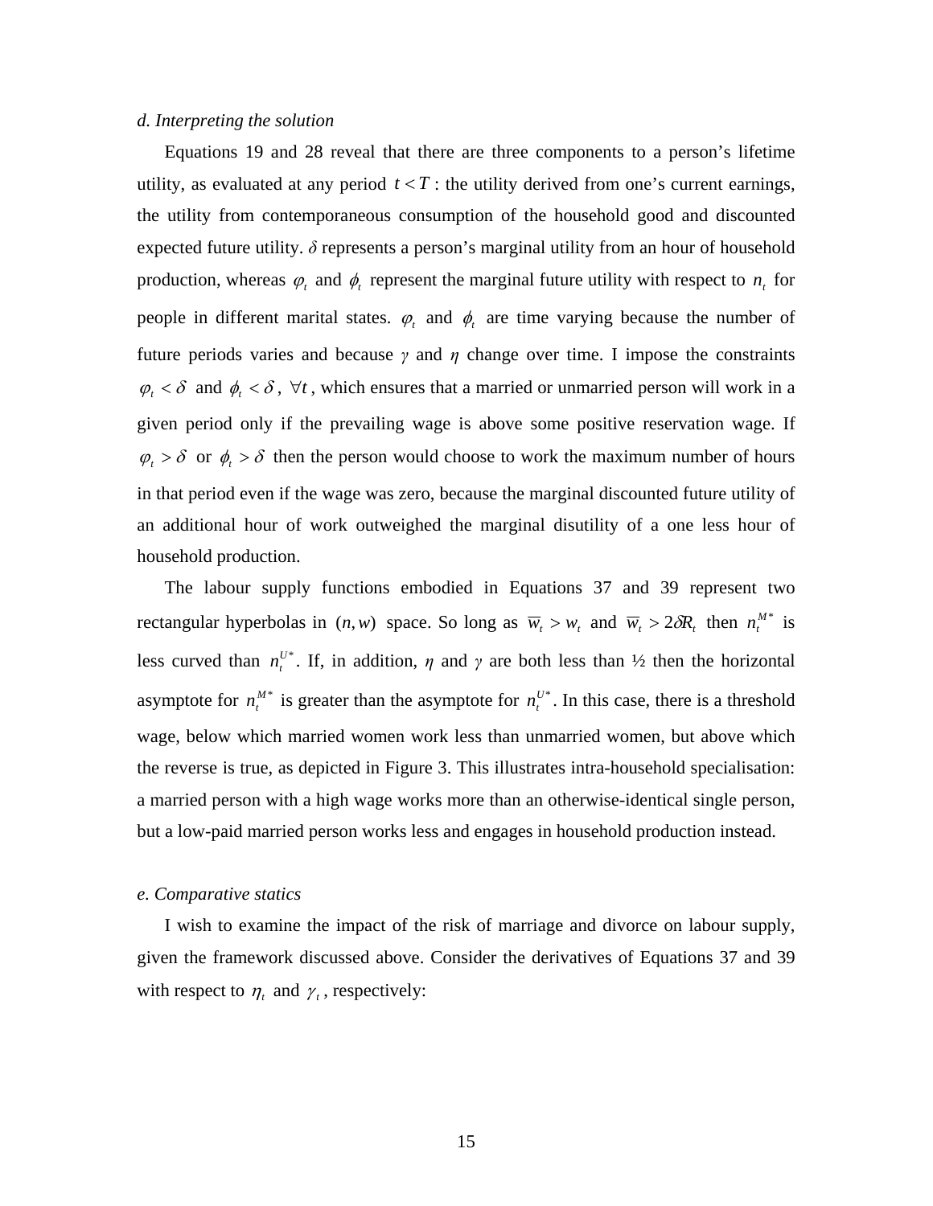*d. Interpreting the solution*

Equations 19 and 28 reveal that there are three components to a person's lifetime utility, as evaluated at any period $t < T$: the utility derived from one's current earnings, the utility from contemporaneous consumption of the household good and discounted expected future utility. $\delta$ represents a person's marginal utility from an hour of household production, whereas $\varphi_t$ and $\phi_t$ represent the marginal future utility with respect to $n_t$ for people in different marital states. $\varphi_t$ and $\phi_t$ are time varying because the number of future periods varies and because $\gamma$ and $\eta$ change over time. I impose the constraints $\varphi_t < \delta$ and $\phi_t < \delta$, $\forall t$, which ensures that a married or unmarried person will work in a given period only if the prevailing wage is above some positive reservation wage. If $\varphi_t > \delta$ or $\phi_t > \delta$ then the person would choose to work the maximum number of hours in that period even if the wage was zero, because the marginal discounted future utility of an additional hour of work outweighed the marginal disutility of a one less hour of household production.

The labour supply functions embodied in Equations 37 and 39 represent two rectangular hyperbolas in $(n, w)$ space. So long as $\overline{w}_t > w_t$ and $\overline{w}_t > 2\delta R_t$ then $n_t^{M*}$ is less curved than $n_t^{U*}$. If, in addition, $\eta$ and $\gamma$ are both less than ½ then the horizontal asymptote for $n_t^{M*}$ is greater than the asymptote for $n_t^{U*}$. In this case, there is a threshold wage, below which married women work less than unmarried women, but above which the reverse is true, as depicted in Figure 3. This illustrates intra-household specialisation: a married person with a high wage works more than an otherwise-identical single person, but a low-paid married person works less and engages in household production instead.

*e. Comparative statics*

I wish to examine the impact of the risk of marriage and divorce on labour supply, given the framework discussed above. Consider the derivatives of Equations 37 and 39 with respect to $\eta_t$ and $\gamma_t$, respectively: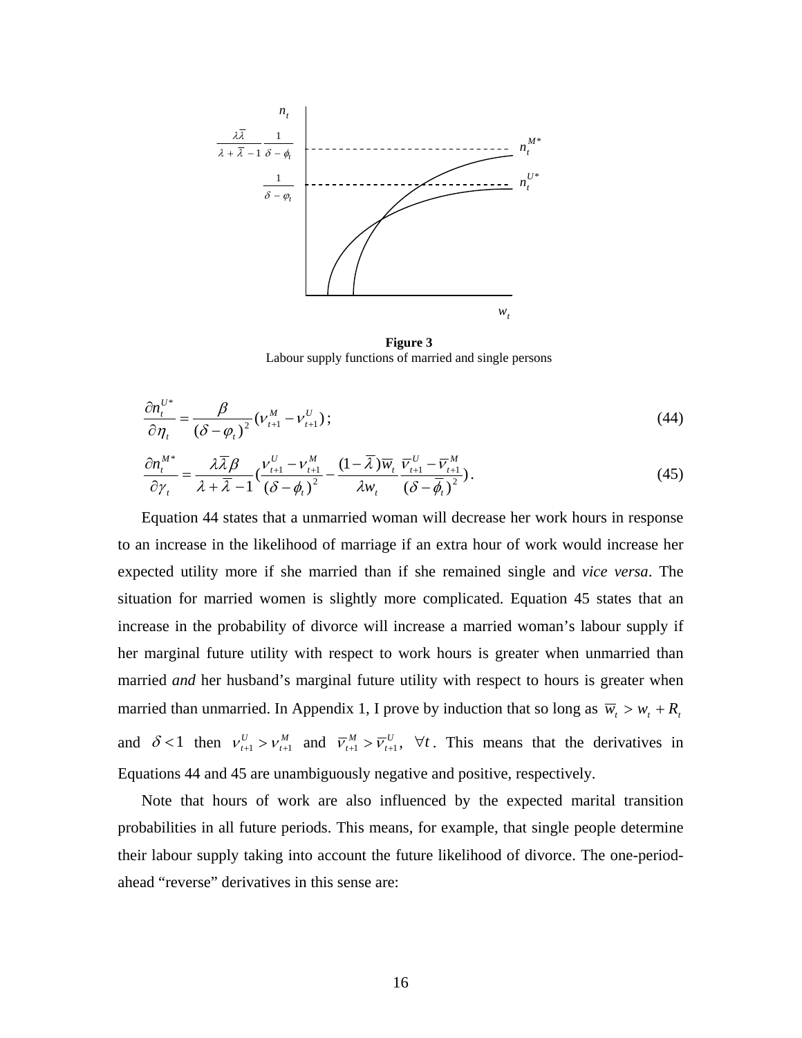**Figure 3**
Labour supply functions of married and single persons

$$\frac{\partial n_t^{U*}}{\partial \eta_t} = \frac{\beta}{(\delta - \varphi_t)^2}(\nu_{t+1}^M - \nu_{t+1}^U)\,; \tag{44}$$

$$\frac{\partial n_t^{M*}}{\partial \gamma_t} = \frac{\lambda\overline{\lambda}\beta}{\lambda + \overline{\lambda} - 1}\left(\frac{\nu_{t+1}^U - \nu_{t+1}^M}{(\delta - \phi_t)^2} - \frac{(1-\overline{\lambda})\overline{w}_t}{\lambda w_t}\frac{\overline{\nu}_{t+1}^U - \overline{\nu}_{t+1}^M}{(\delta - \overline{\phi}_t)^2}\right). \tag{45}$$

Equation 44 states that a unmarried woman will decrease her work hours in response to an increase in the likelihood of marriage if an extra hour of work would increase her expected utility more if she married than if she remained single and *vice versa*. The situation for married women is slightly more complicated. Equation 45 states that an increase in the probability of divorce will increase a married woman's labour supply if her marginal future utility with respect to work hours is greater when unmarried than married *and* her husband's marginal future utility with respect to hours is greater when married than unmarried. In Appendix 1, I prove by induction that so long as $\overline{w}_t > w_t + R_t$ and $\delta < 1$ then $\nu_{t+1}^U > \nu_{t+1}^M$ and $\overline{\nu}_{t+1}^M > \overline{\nu}_{t+1}^U,\ \forall t$. This means that the derivatives in Equations 44 and 45 are unambiguously negative and positive, respectively.

Note that hours of work are also influenced by the expected marital transition probabilities in all future periods. This means, for example, that single people determine their labour supply taking into account the future likelihood of divorce. The one-period-ahead "reverse" derivatives in this sense are: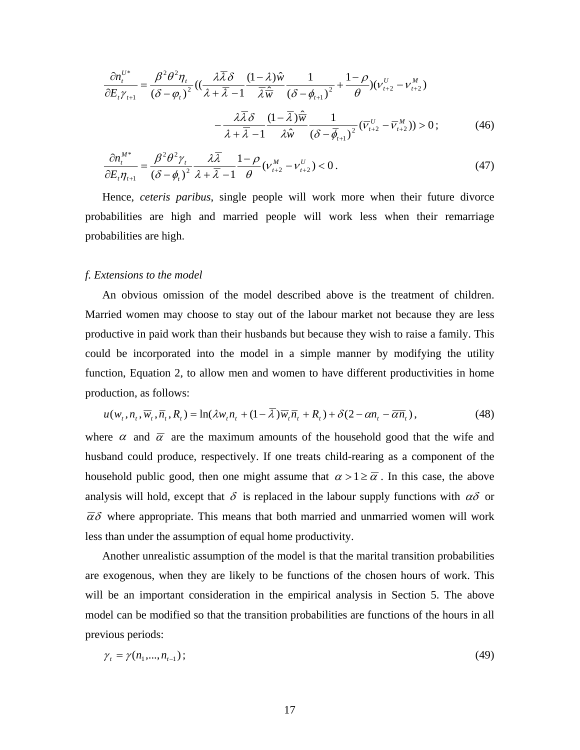$$\frac{\partial n_t^{U*}}{\partial E_t \gamma_{t+1}} = \frac{\beta^2 \theta^2 \eta_t}{(\delta - \varphi_t)^2}\left(\left(\frac{\lambda \overline{\lambda} \delta}{\lambda + \overline{\lambda} - 1} \frac{(1-\lambda)\hat{w}}{\overline{\lambda} \hat{\overline{w}}} \frac{1}{(\delta - \phi_{t+1})^2} + \frac{1-\rho}{\theta}\right)(\nu_{t+2}^U - \nu_{t+2}^M)\right.$$

$$\left. - \frac{\lambda \overline{\lambda} \delta}{\lambda + \overline{\lambda} - 1} \frac{(1-\overline{\lambda})\hat{\overline{w}}}{\lambda \hat{w}} \frac{1}{(\delta - \overline{\phi}_{t+1})^2} (\overline{\nu}_{t+2}^U - \overline{\nu}_{t+2}^M)\right) > 0\,; \tag{46}$$

$$\frac{\partial n_t^{M*}}{\partial E_t \eta_{t+1}} = \frac{\beta^2 \theta^2 \gamma_t}{(\delta - \phi_t)^2} \frac{\lambda \overline{\lambda}}{\lambda + \overline{\lambda} - 1} \frac{1-\rho}{\theta} (\nu_{t+2}^M - \nu_{t+2}^U) < 0\,. \tag{47}$$

Hence, *ceteris paribus*, single people will work more when their future divorce probabilities are high and married people will work less when their remarriage probabilities are high.

### *f. Extensions to the model*

An obvious omission of the model described above is the treatment of children. Married women may choose to stay out of the labour market not because they are less productive in paid work than their husbands but because they wish to raise a family. This could be incorporated into the model in a simple manner by modifying the utility function, Equation 2, to allow men and women to have different productivities in home production, as follows:

$$u(w_t, n_t, \overline{w}_t, \overline{n}_t, R_t) = \ln(\lambda w_t n_t + (1-\overline{\lambda})\overline{w}_t \overline{n}_t + R_t) + \delta(2 - \alpha n_t - \overline{\alpha n}_t)\,, \tag{48}$$

where $\alpha$ and $\overline{\alpha}$ are the maximum amounts of the household good that the wife and husband could produce, respectively. If one treats child-rearing as a component of the household public good, then one might assume that $\alpha > 1 \geq \overline{\alpha}$. In this case, the above analysis will hold, except that $\delta$ is replaced in the labour supply functions with $\alpha\delta$ or $\overline{\alpha}\delta$ where appropriate. This means that both married and unmarried women will work less than under the assumption of equal home productivity.

Another unrealistic assumption of the model is that the marital transition probabilities are exogenous, when they are likely to be functions of the chosen hours of work. This will be an important consideration in the empirical analysis in Section 5. The above model can be modified so that the transition probabilities are functions of the hours in all previous periods:

$$\gamma_t = \gamma(n_1, ..., n_{t-1})\,; \tag{49}$$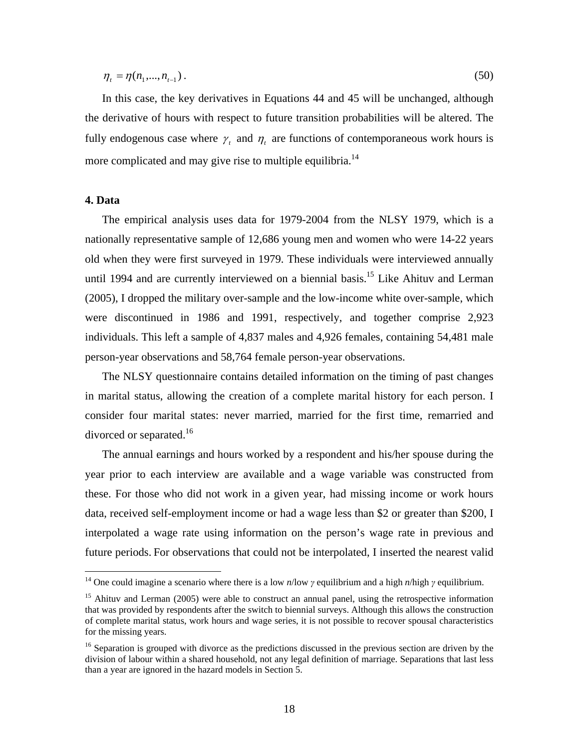$$\eta_t = \eta(n_1, ..., n_{t-1}) . \tag{50}$$

In this case, the key derivatives in Equations 44 and 45 will be unchanged, although the derivative of hours with respect to future transition probabilities will be altered. The fully endogenous case where $\gamma_t$ and $\eta_t$ are functions of contemporaneous work hours is more complicated and may give rise to multiple equilibria.[14]

### 4. Data

The empirical analysis uses data for 1979-2004 from the NLSY 1979, which is a nationally representative sample of 12,686 young men and women who were 14-22 years old when they were first surveyed in 1979. These individuals were interviewed annually until 1994 and are currently interviewed on a biennial basis.[15] Like Ahituv and Lerman (2005), I dropped the military over-sample and the low-income white over-sample, which were discontinued in 1986 and 1991, respectively, and together comprise 2,923 individuals. This left a sample of 4,837 males and 4,926 females, containing 54,481 male person-year observations and 58,764 female person-year observations.

The NLSY questionnaire contains detailed information on the timing of past changes in marital status, allowing the creation of a complete marital history for each person. I consider four marital states: never married, married for the first time, remarried and divorced or separated.[16]

The annual earnings and hours worked by a respondent and his/her spouse during the year prior to each interview are available and a wage variable was constructed from these. For those who did not work in a given year, had missing income or work hours data, received self-employment income or had a wage less than \$2 or greater than \$200, I interpolated a wage rate using information on the person's wage rate in previous and future periods. For observations that could not be interpolated, I inserted the nearest valid

---

[14] One could imagine a scenario where there is a low *n*/low $\gamma$ equilibrium and a high *n*/high $\gamma$ equilibrium.

[15] Ahituv and Lerman (2005) were able to construct an annual panel, using the retrospective information that was provided by respondents after the switch to biennial surveys. Although this allows the construction of complete marital status, work hours and wage series, it is not possible to recover spousal characteristics for the missing years.

[16] Separation is grouped with divorce as the predictions discussed in the previous section are driven by the division of labour within a shared household, not any legal definition of marriage. Separations that last less than a year are ignored in the hazard models in Section 5.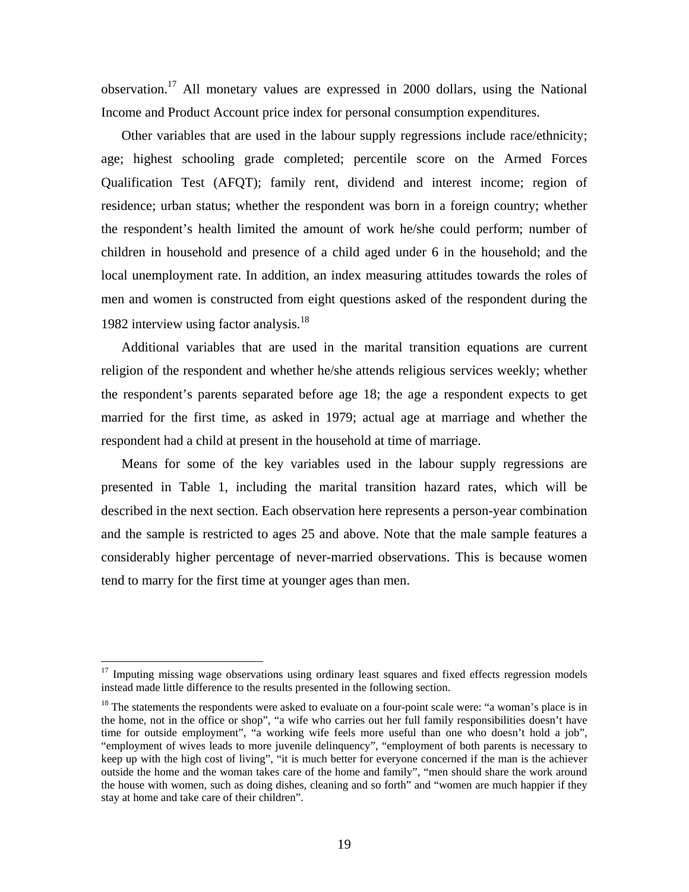observation.[17] All monetary values are expressed in 2000 dollars, using the National Income and Product Account price index for personal consumption expenditures.

Other variables that are used in the labour supply regressions include race/ethnicity; age; highest schooling grade completed; percentile score on the Armed Forces Qualification Test (AFQT); family rent, dividend and interest income; region of residence; urban status; whether the respondent was born in a foreign country; whether the respondent's health limited the amount of work he/she could perform; number of children in household and presence of a child aged under 6 in the household; and the local unemployment rate. In addition, an index measuring attitudes towards the roles of men and women is constructed from eight questions asked of the respondent during the 1982 interview using factor analysis.[18]

Additional variables that are used in the marital transition equations are current religion of the respondent and whether he/she attends religious services weekly; whether the respondent's parents separated before age 18; the age a respondent expects to get married for the first time, as asked in 1979; actual age at marriage and whether the respondent had a child at present in the household at time of marriage.

Means for some of the key variables used in the labour supply regressions are presented in Table 1, including the marital transition hazard rates, which will be described in the next section. Each observation here represents a person-year combination and the sample is restricted to ages 25 and above. Note that the male sample features a considerably higher percentage of never-married observations. This is because women tend to marry for the first time at younger ages than men.

---

[17] Imputing missing wage observations using ordinary least squares and fixed effects regression models instead made little difference to the results presented in the following section.

[18] The statements the respondents were asked to evaluate on a four-point scale were: "a woman's place is in the home, not in the office or shop", "a wife who carries out her full family responsibilities doesn't have time for outside employment", "a working wife feels more useful than one who doesn't hold a job", "employment of wives leads to more juvenile delinquency", "employment of both parents is necessary to keep up with the high cost of living", "it is much better for everyone concerned if the man is the achiever outside the home and the woman takes care of the home and family", "men should share the work around the house with women, such as doing dishes, cleaning and so forth" and "women are much happier if they stay at home and take care of their children".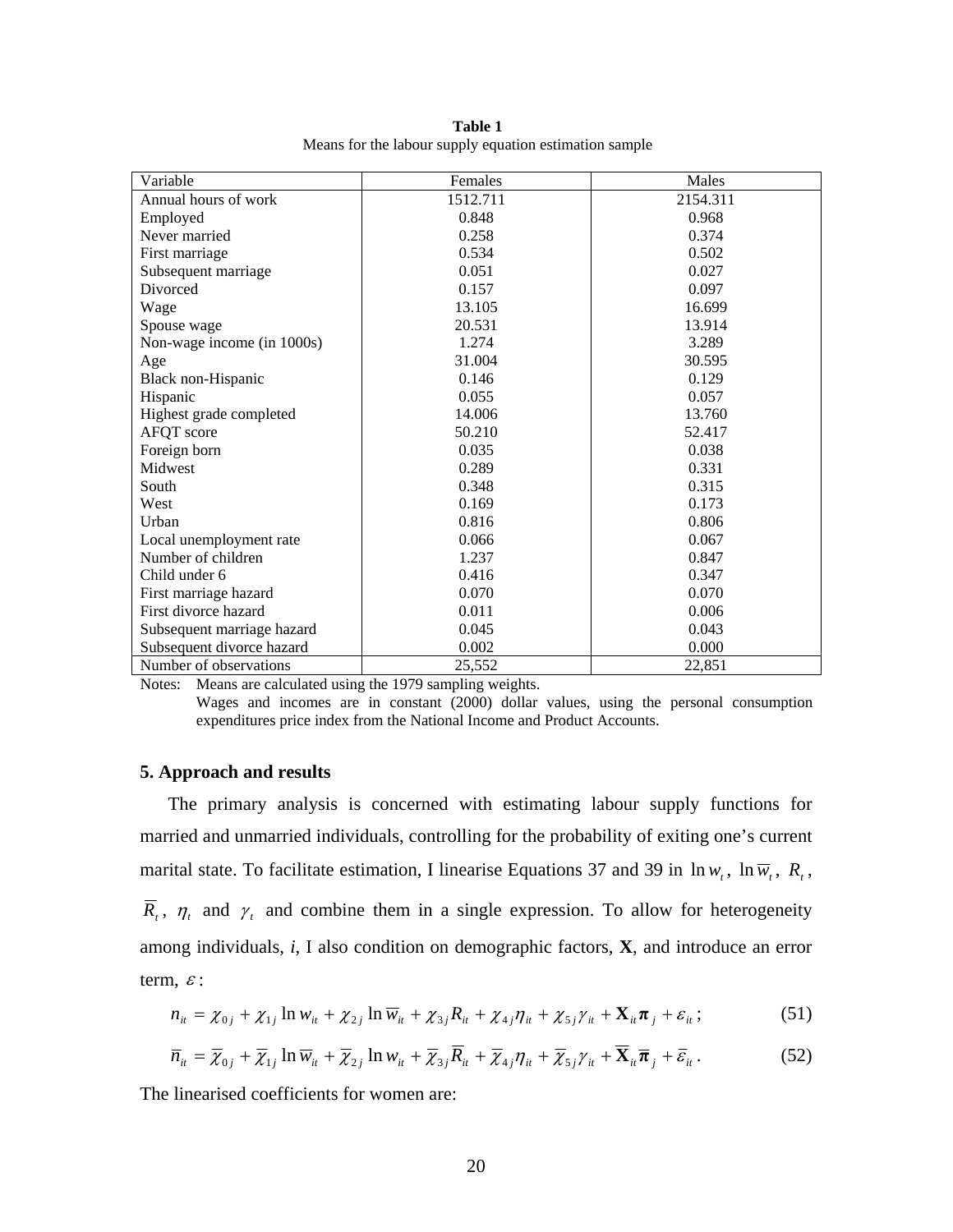**Table 1**
Means for the labour supply equation estimation sample

| Variable | Females | Males |
|---|---|---|
| Annual hours of work | 1512.711 | 2154.311 |
| Employed | 0.848 | 0.968 |
| Never married | 0.258 | 0.374 |
| First marriage | 0.534 | 0.502 |
| Subsequent marriage | 0.051 | 0.027 |
| Divorced | 0.157 | 0.097 |
| Wage | 13.105 | 16.699 |
| Spouse wage | 20.531 | 13.914 |
| Non-wage income (in 1000s) | 1.274 | 3.289 |
| Age | 31.004 | 30.595 |
| Black non-Hispanic | 0.146 | 0.129 |
| Hispanic | 0.055 | 0.057 |
| Highest grade completed | 14.006 | 13.760 |
| AFQT score | 50.210 | 52.417 |
| Foreign born | 0.035 | 0.038 |
| Midwest | 0.289 | 0.331 |
| South | 0.348 | 0.315 |
| West | 0.169 | 0.173 |
| Urban | 0.816 | 0.806 |
| Local unemployment rate | 0.066 | 0.067 |
| Number of children | 1.237 | 0.847 |
| Child under 6 | 0.416 | 0.347 |
| First marriage hazard | 0.070 | 0.070 |
| First divorce hazard | 0.011 | 0.006 |
| Subsequent marriage hazard | 0.045 | 0.043 |
| Subsequent divorce hazard | 0.002 | 0.000 |
| Number of observations | 25,552 | 22,851 |

Notes: Means are calculated using the 1979 sampling weights.
Wages and incomes are in constant (2000) dollar values, using the personal consumption expenditures price index from the National Income and Product Accounts.

## 5. Approach and results

The primary analysis is concerned with estimating labour supply functions for married and unmarried individuals, controlling for the probability of exiting one's current marital state. To facilitate estimation, I linearise Equations 37 and 39 in $\ln w_t$, $\ln \overline{w}_t$, $R_t$, $\overline{R}_t$, $\eta_t$ and $\gamma_t$ and combine them in a single expression. To allow for heterogeneity among individuals, *i*, I also condition on demographic factors, **X**, and introduce an error term, $\varepsilon$:

$$n_{it} = \chi_{0j} + \chi_{1j} \ln w_{it} + \chi_{2j} \ln \overline{w}_{it} + \chi_{3j} R_{it} + \chi_{4j} \eta_{it} + \chi_{5j} \gamma_{it} + \mathbf{X}_{it} \boldsymbol{\pi}_j + \varepsilon_{it}\,; \tag{51}$$

$$\overline{n}_{it} = \overline{\chi}_{0j} + \overline{\chi}_{1j} \ln \overline{w}_{it} + \overline{\chi}_{2j} \ln w_{it} + \overline{\chi}_{3j} \overline{R}_{it} + \overline{\chi}_{4j} \eta_{it} + \overline{\chi}_{5j} \gamma_{it} + \overline{\mathbf{X}}_{it} \overline{\boldsymbol{\pi}}_j + \overline{\varepsilon}_{it}\,. \tag{52}$$

The linearised coefficients for women are: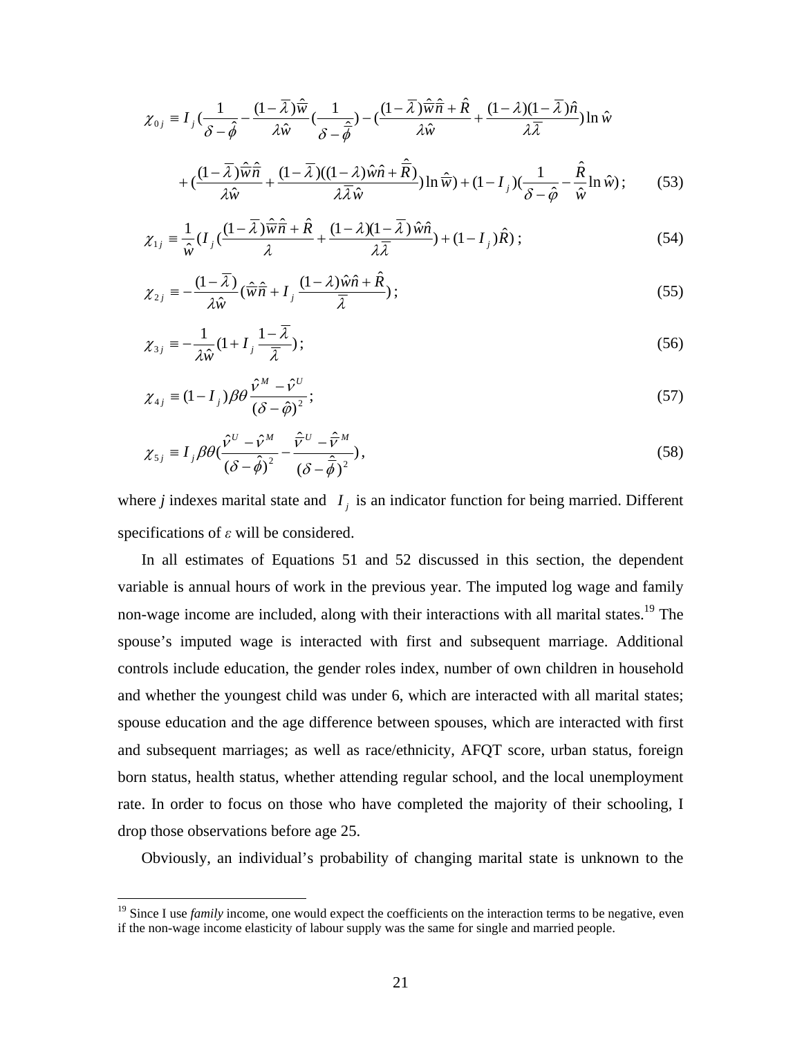$$\chi_{0j} \equiv I_j \left(\frac{1}{\delta - \hat{\phi}} - \frac{(1-\bar{\lambda})\hat{\bar{w}}}{\lambda \hat{w}}\left(\frac{1}{\delta - \hat{\bar{\phi}}}\right) - \left(\frac{(1-\bar{\lambda})\hat{\bar{w}}\hat{\bar{n}} + \hat{R}}{\lambda \hat{w}} + \frac{(1-\lambda)(1-\bar{\lambda})\hat{n}}{\lambda \bar{\lambda}}\right)\ln \hat{w}\right.$$

$$\left. + \left(\frac{(1-\bar{\lambda})\hat{\bar{w}}\hat{\bar{n}}}{\lambda \hat{w}} + \frac{(1-\bar{\lambda})((1-\lambda)\hat{w}\hat{n} + \hat{\bar{R}})}{\lambda \bar{\lambda} \hat{w}}\right)\ln \hat{\bar{w}}\right) + (1 - I_j)\left(\frac{1}{\delta - \hat{\varphi}} - \frac{\hat{R}}{\hat{w}}\ln \hat{w}\right); \qquad (53)$$

$$\chi_{1j} \equiv \frac{1}{\hat{w}}\left(I_j\left(\frac{(1-\bar{\lambda})\hat{\bar{w}}\hat{\bar{n}} + \hat{R}}{\lambda} + \frac{(1-\lambda)(1-\bar{\lambda})\hat{w}\hat{n}}{\lambda \bar{\lambda}}\right) + (1 - I_j)\hat{R}\right); \qquad (54)$$

$$\chi_{2j} \equiv -\frac{(1-\bar{\lambda})}{\lambda \hat{w}}\left(\hat{\bar{w}}\hat{\bar{n}} + I_j \frac{(1-\lambda)\hat{w}\hat{n} + \hat{R}}{\bar{\lambda}}\right); \qquad (55)$$

$$\chi_{3j} \equiv -\frac{1}{\lambda \hat{w}}\left(1 + I_j \frac{1-\bar{\lambda}}{\bar{\lambda}}\right); \qquad (56)$$

$$\chi_{4j} \equiv (1 - I_j)\beta\theta \frac{\hat{v}^M - \hat{v}^U}{(\delta - \hat{\varphi})^2}; \qquad (57)$$

$$\chi_{5j} \equiv I_j \beta\theta\left(\frac{\hat{v}^U - \hat{v}^M}{(\delta - \hat{\phi})^2} - \frac{\hat{\bar{v}}^U - \hat{\bar{v}}^M}{(\delta - \hat{\bar{\phi}})^2}\right), \qquad (58)$$

where *j* indexes marital state and $I_j$ is an indicator function for being married. Different specifications of $\varepsilon$ will be considered.

In all estimates of Equations 51 and 52 discussed in this section, the dependent variable is annual hours of work in the previous year. The imputed log wage and family non-wage income are included, along with their interactions with all marital states.[19] The spouse's imputed wage is interacted with first and subsequent marriage. Additional controls include education, the gender roles index, number of own children in household and whether the youngest child was under 6, which are interacted with all marital states; spouse education and the age difference between spouses, which are interacted with first and subsequent marriages; as well as race/ethnicity, AFQT score, urban status, foreign born status, health status, whether attending regular school, and the local unemployment rate. In order to focus on those who have completed the majority of their schooling, I drop those observations before age 25.

Obviously, an individual's probability of changing marital state is unknown to the

[19] Since I use *family* income, one would expect the coefficients on the interaction terms to be negative, even if the non-wage income elasticity of labour supply was the same for single and married people.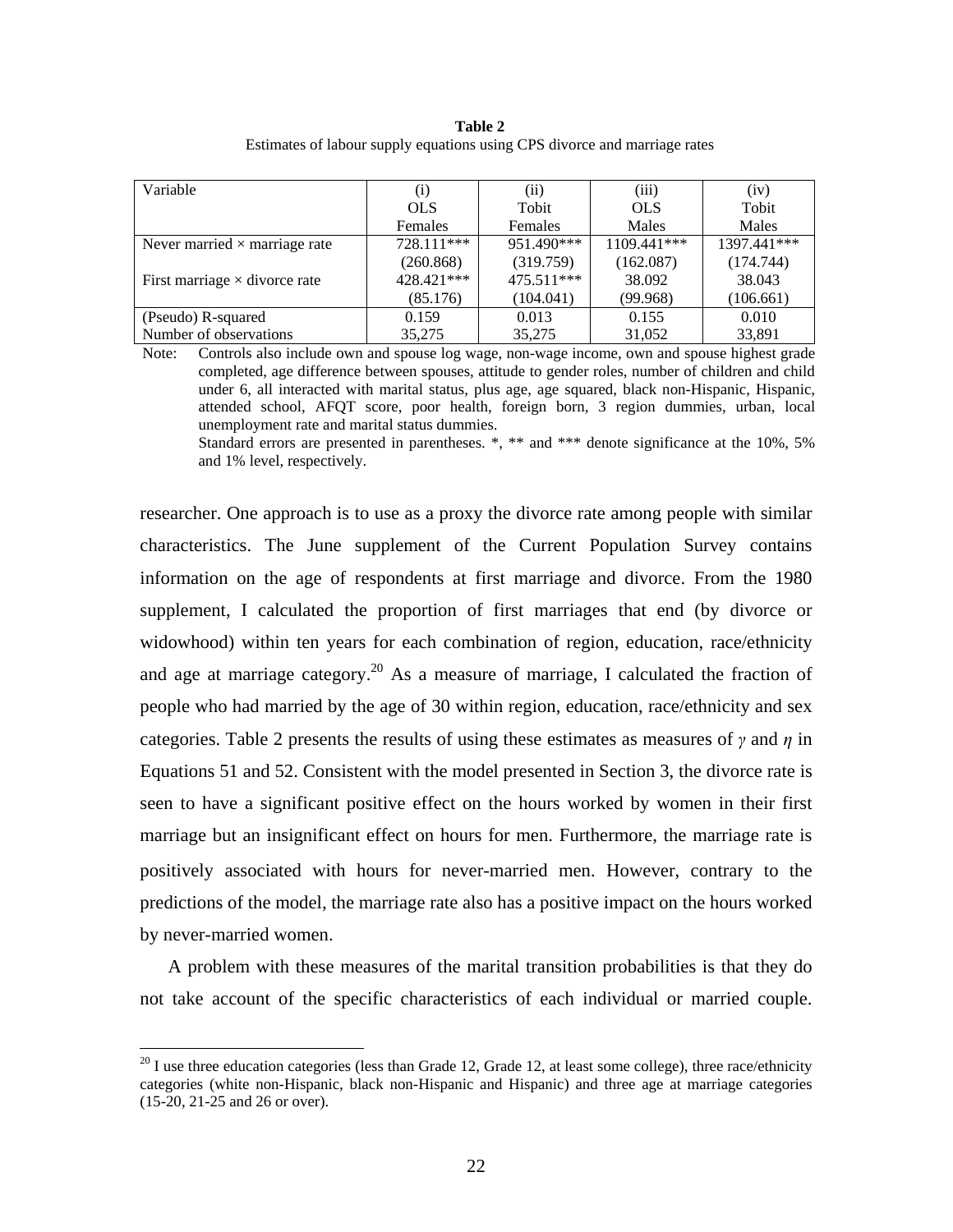**Table 2**

Estimates of labour supply equations using CPS divorce and marriage rates

| Variable | (i) OLS Females | (ii) Tobit Females | (iii) OLS Males | (iv) Tobit Males |
|---|---|---|---|---|
| Never married × marriage rate | 728.111*** | 951.490*** | 1109.441*** | 1397.441*** |
| | (260.868) | (319.759) | (162.087) | (174.744) |
| First marriage × divorce rate | 428.421*** | 475.511*** | 38.092 | 38.043 |
| | (85.176) | (104.041) | (99.968) | (106.661) |
| (Pseudo) R-squared | 0.159 | 0.013 | 0.155 | 0.010 |
| Number of observations | 35,275 | 35,275 | 31,052 | 33,891 |

Note: Controls also include own and spouse log wage, non-wage income, own and spouse highest grade completed, age difference between spouses, attitude to gender roles, number of children and child under 6, all interacted with marital status, plus age, age squared, black non-Hispanic, Hispanic, attended school, AFQT score, poor health, foreign born, 3 region dummies, urban, local unemployment rate and marital status dummies.
Standard errors are presented in parentheses. *, ** and *** denote significance at the 10%, 5% and 1% level, respectively.

researcher. One approach is to use as a proxy the divorce rate among people with similar characteristics. The June supplement of the Current Population Survey contains information on the age of respondents at first marriage and divorce. From the 1980 supplement, I calculated the proportion of first marriages that end (by divorce or widowhood) within ten years for each combination of region, education, race/ethnicity and age at marriage category.[20] As a measure of marriage, I calculated the fraction of people who had married by the age of 30 within region, education, race/ethnicity and sex categories. Table 2 presents the results of using these estimates as measures of $\gamma$ and $\eta$ in Equations 51 and 52. Consistent with the model presented in Section 3, the divorce rate is seen to have a significant positive effect on the hours worked by women in their first marriage but an insignificant effect on hours for men. Furthermore, the marriage rate is positively associated with hours for never-married men. However, contrary to the predictions of the model, the marriage rate also has a positive impact on the hours worked by never-married women.

A problem with these measures of the marital transition probabilities is that they do not take account of the specific characteristics of each individual or married couple.

[20] I use three education categories (less than Grade 12, Grade 12, at least some college), three race/ethnicity categories (white non-Hispanic, black non-Hispanic and Hispanic) and three age at marriage categories (15-20, 21-25 and 26 or over).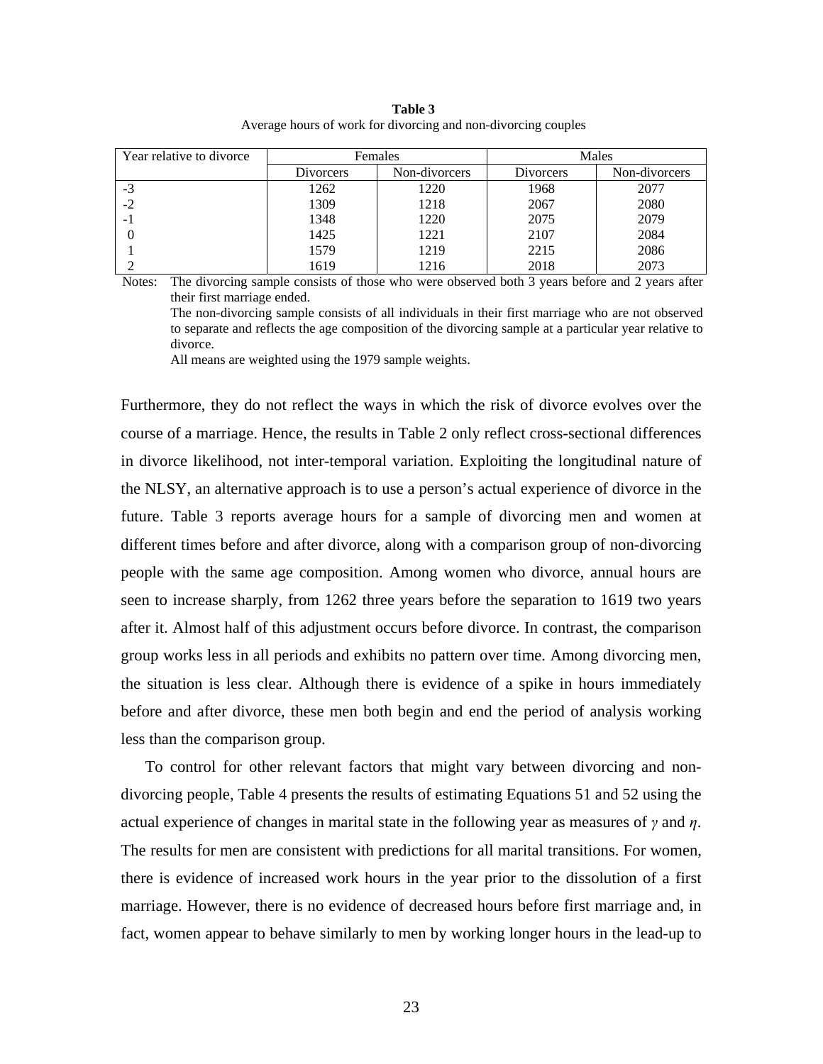**Table 3**
Average hours of work for divorcing and non-divorcing couples

| Year relative to divorce | Females | | Males | |
|---|---|---|---|---|
| | Divorcers | Non-divorcers | Divorcers | Non-divorcers |
| -3 | 1262 | 1220 | 1968 | 2077 |
| -2 | 1309 | 1218 | 2067 | 2080 |
| -1 | 1348 | 1220 | 2075 | 2079 |
| 0 | 1425 | 1221 | 2107 | 2084 |
| 1 | 1579 | 1219 | 2215 | 2086 |
| 2 | 1619 | 1216 | 2018 | 2073 |

Notes: The divorcing sample consists of those who were observed both 3 years before and 2 years after their first marriage ended.
The non-divorcing sample consists of all individuals in their first marriage who are not observed to separate and reflects the age composition of the divorcing sample at a particular year relative to divorce.
All means are weighted using the 1979 sample weights.

Furthermore, they do not reflect the ways in which the risk of divorce evolves over the course of a marriage. Hence, the results in Table 2 only reflect cross-sectional differences in divorce likelihood, not inter-temporal variation. Exploiting the longitudinal nature of the NLSY, an alternative approach is to use a person's actual experience of divorce in the future. Table 3 reports average hours for a sample of divorcing men and women at different times before and after divorce, along with a comparison group of non-divorcing people with the same age composition. Among women who divorce, annual hours are seen to increase sharply, from 1262 three years before the separation to 1619 two years after it. Almost half of this adjustment occurs before divorce. In contrast, the comparison group works less in all periods and exhibits no pattern over time. Among divorcing men, the situation is less clear. Although there is evidence of a spike in hours immediately before and after divorce, these men both begin and end the period of analysis working less than the comparison group.

To control for other relevant factors that might vary between divorcing and non-divorcing people, Table 4 presents the results of estimating Equations 51 and 52 using the actual experience of changes in marital state in the following year as measures of $\gamma$ and $\eta$. The results for men are consistent with predictions for all marital transitions. For women, there is evidence of increased work hours in the year prior to the dissolution of a first marriage. However, there is no evidence of decreased hours before first marriage and, in fact, women appear to behave similarly to men by working longer hours in the lead-up to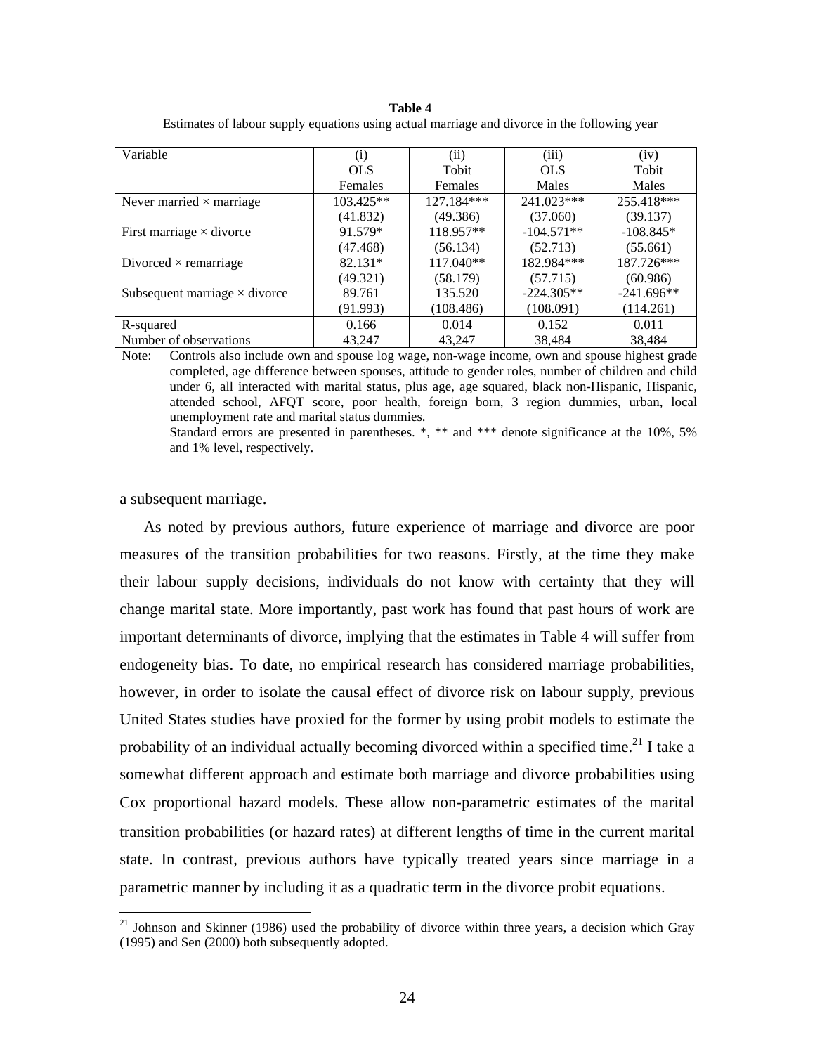**Table 4**
Estimates of labour supply equations using actual marriage and divorce in the following year

| Variable | (i) OLS Females | (ii) Tobit Females | (iii) OLS Males | (iv) Tobit Males |
|---|---|---|---|---|
| Never married × marriage | 103.425** | 127.184*** | 241.023*** | 255.418*** |
| | (41.832) | (49.386) | (37.060) | (39.137) |
| First marriage × divorce | 91.579* | 118.957** | -104.571** | -108.845* |
| | (47.468) | (56.134) | (52.713) | (55.661) |
| Divorced × remarriage | 82.131* | 117.040** | 182.984*** | 187.726*** |
| | (49.321) | (58.179) | (57.715) | (60.986) |
| Subsequent marriage × divorce | 89.761 | 135.520 | -224.305** | -241.696** |
| | (91.993) | (108.486) | (108.091) | (114.261) |
| R-squared | 0.166 | 0.014 | 0.152 | 0.011 |
| Number of observations | 43,247 | 43,247 | 38,484 | 38,484 |

Note: Controls also include own and spouse log wage, non-wage income, own and spouse highest grade completed, age difference between spouses, attitude to gender roles, number of children and child under 6, all interacted with marital status, plus age, age squared, black non-Hispanic, Hispanic, attended school, AFQT score, poor health, foreign born, 3 region dummies, urban, local unemployment rate and marital status dummies.
Standard errors are presented in parentheses. *, ** and *** denote significance at the 10%, 5% and 1% level, respectively.

a subsequent marriage.

As noted by previous authors, future experience of marriage and divorce are poor measures of the transition probabilities for two reasons. Firstly, at the time they make their labour supply decisions, individuals do not know with certainty that they will change marital state. More importantly, past work has found that past hours of work are important determinants of divorce, implying that the estimates in Table 4 will suffer from endogeneity bias. To date, no empirical research has considered marriage probabilities, however, in order to isolate the causal effect of divorce risk on labour supply, previous United States studies have proxied for the former by using probit models to estimate the probability of an individual actually becoming divorced within a specified time.[21] I take a somewhat different approach and estimate both marriage and divorce probabilities using Cox proportional hazard models. These allow non-parametric estimates of the marital transition probabilities (or hazard rates) at different lengths of time in the current marital state. In contrast, previous authors have typically treated years since marriage in a parametric manner by including it as a quadratic term in the divorce probit equations.

[21] Johnson and Skinner (1986) used the probability of divorce within three years, a decision which Gray (1995) and Sen (2000) both subsequently adopted.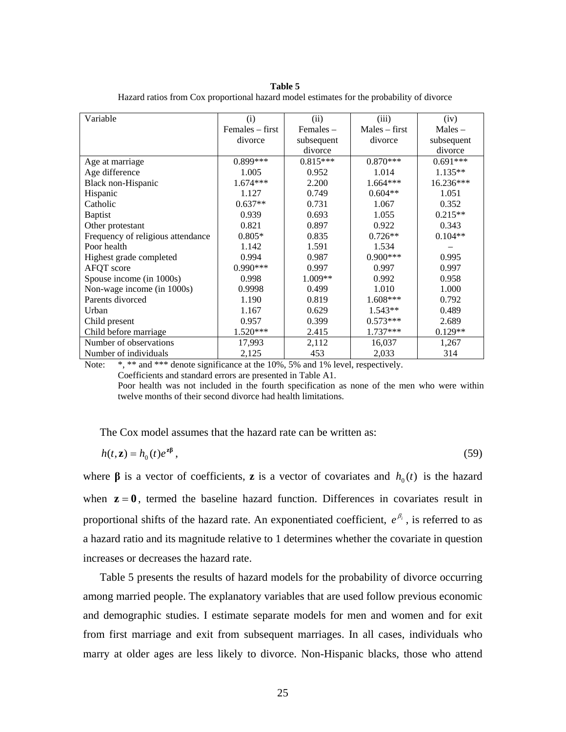**Table 5**

Hazard ratios from Cox proportional hazard model estimates for the probability of divorce

| Variable | (i) Females – first divorce | (ii) Females – subsequent divorce | (iii) Males – first divorce | (iv) Males – subsequent divorce |
|---|---|---|---|---|
| Age at marriage | 0.899*** | 0.815*** | 0.870*** | 0.691*** |
| Age difference | 1.005 | 0.952 | 1.014 | 1.135** |
| Black non-Hispanic | 1.674*** | 2.200 | 1.664*** | 16.236*** |
| Hispanic | 1.127 | 0.749 | 0.604** | 1.051 |
| Catholic | 0.637** | 0.731 | 1.067 | 0.352 |
| Baptist | 0.939 | 0.693 | 1.055 | 0.215** |
| Other protestant | 0.821 | 0.897 | 0.922 | 0.343 |
| Frequency of religious attendance | 0.805* | 0.835 | 0.726** | 0.104** |
| Poor health | 1.142 | 1.591 | 1.534 | – |
| Highest grade completed | 0.994 | 0.987 | 0.900*** | 0.995 |
| AFQT score | 0.990*** | 0.997 | 0.997 | 0.997 |
| Spouse income (in 1000s) | 0.998 | 1.009** | 0.992 | 0.958 |
| Non-wage income (in 1000s) | 0.9998 | 0.499 | 1.010 | 1.000 |
| Parents divorced | 1.190 | 0.819 | 1.608*** | 0.792 |
| Urban | 1.167 | 0.629 | 1.543** | 0.489 |
| Child present | 0.957 | 0.399 | 0.573*** | 2.689 |
| Child before marriage | 1.520*** | 2.415 | 1.737*** | 0.129** |
| Number of observations | 17,993 | 2,112 | 16,037 | 1,267 |
| Number of individuals | 2,125 | 453 | 2,033 | 314 |

Note: *, ** and *** denote significance at the 10%, 5% and 1% level, respectively.
Coefficients and standard errors are presented in Table A1.
Poor health was not included in the fourth specification as none of the men who were within twelve months of their second divorce had health limitations.

The Cox model assumes that the hazard rate can be written as:

$$h(t, \mathbf{z}) = h_0(t)e^{\mathbf{z}\boldsymbol{\beta}}, \tag{59}$$

where $\boldsymbol{\beta}$ is a vector of coefficients, $\mathbf{z}$ is a vector of covariates and $h_0(t)$ is the hazard when $\mathbf{z} = \mathbf{0}$, termed the baseline hazard function. Differences in covariates result in proportional shifts of the hazard rate. An exponentiated coefficient, $e^{\beta_i}$, is referred to as a hazard ratio and its magnitude relative to 1 determines whether the covariate in question increases or decreases the hazard rate.

Table 5 presents the results of hazard models for the probability of divorce occurring among married people. The explanatory variables that are used follow previous economic and demographic studies. I estimate separate models for men and women and for exit from first marriage and exit from subsequent marriages. In all cases, individuals who marry at older ages are less likely to divorce. Non-Hispanic blacks, those who attend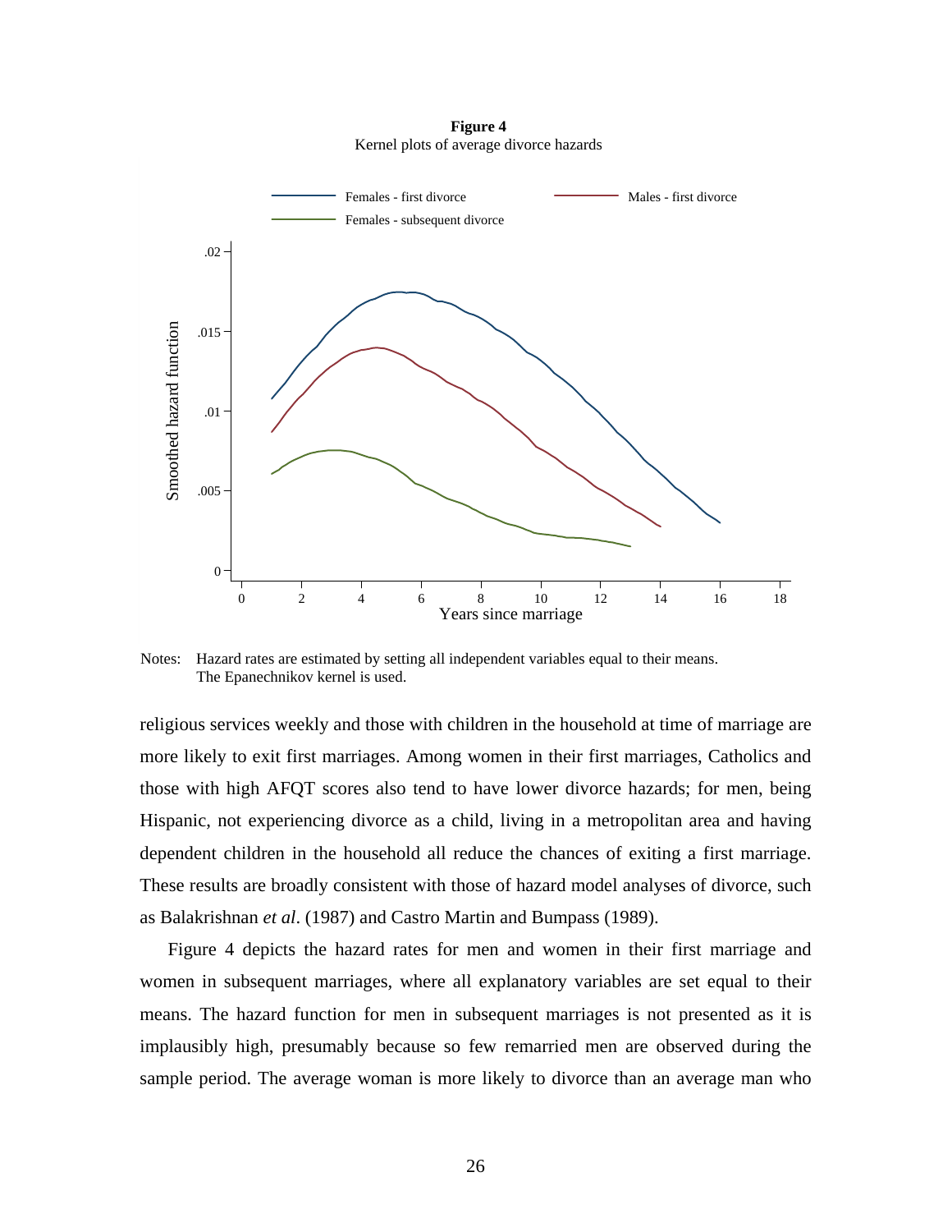**Figure 4**
Kernel plots of average divorce hazards

Notes: Hazard rates are estimated by setting all independent variables equal to their means. The Epanechnikov kernel is used.

religious services weekly and those with children in the household at time of marriage are more likely to exit first marriages. Among women in their first marriages, Catholics and those with high AFQT scores also tend to have lower divorce hazards; for men, being Hispanic, not experiencing divorce as a child, living in a metropolitan area and having dependent children in the household all reduce the chances of exiting a first marriage. These results are broadly consistent with those of hazard model analyses of divorce, such as Balakrishnan *et al*. (1987) and Castro Martin and Bumpass (1989).

Figure 4 depicts the hazard rates for men and women in their first marriage and women in subsequent marriages, where all explanatory variables are set equal to their means. The hazard function for men in subsequent marriages is not presented as it is implausibly high, presumably because so few remarried men are observed during the sample period. The average woman is more likely to divorce than an average man who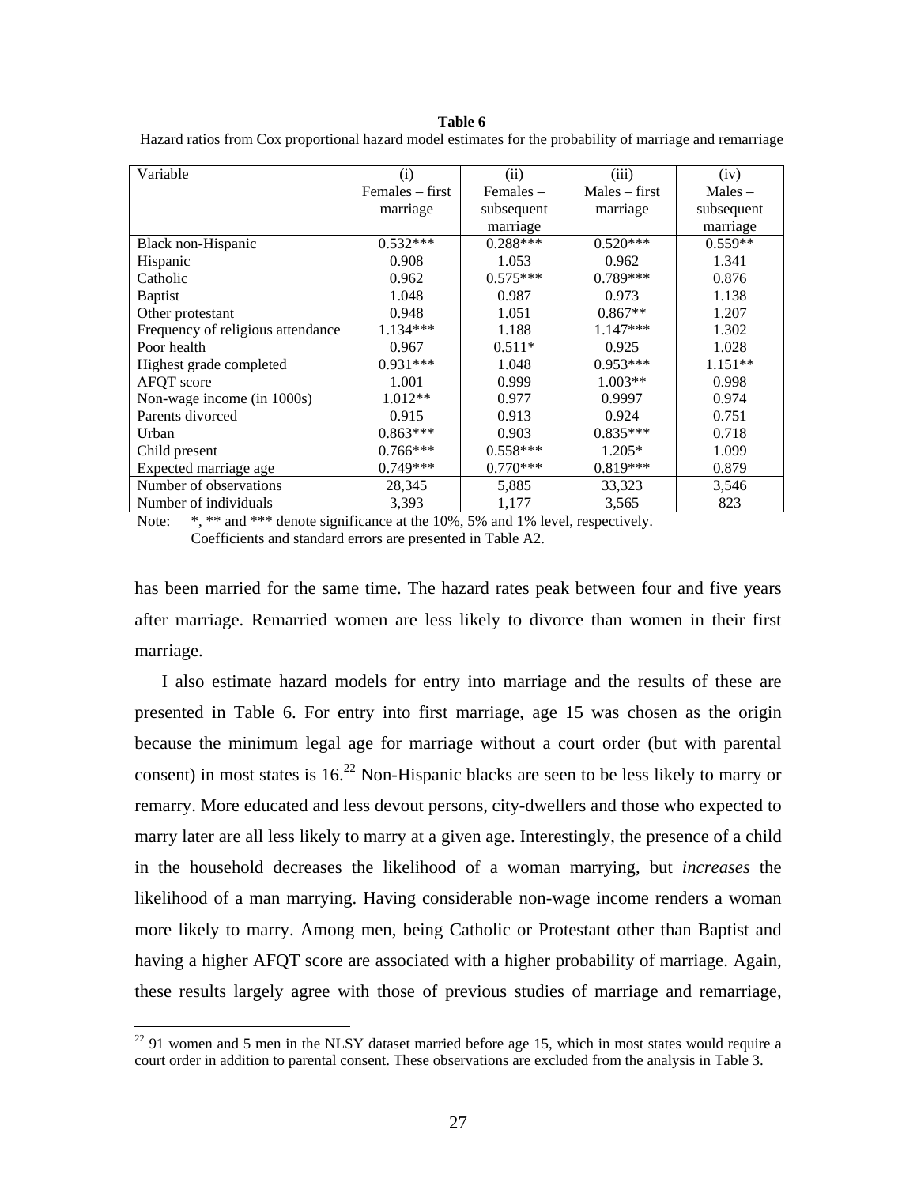**Table 6**

Hazard ratios from Cox proportional hazard model estimates for the probability of marriage and remarriage

| Variable | (i) Females – first marriage | (ii) Females – subsequent marriage | (iii) Males – first marriage | (iv) Males – subsequent marriage |
|---|---|---|---|---|
| Black non-Hispanic | 0.532*** | 0.288*** | 0.520*** | 0.559** |
| Hispanic | 0.908 | 1.053 | 0.962 | 1.341 |
| Catholic | 0.962 | 0.575*** | 0.789*** | 0.876 |
| Baptist | 1.048 | 0.987 | 0.973 | 1.138 |
| Other protestant | 0.948 | 1.051 | 0.867** | 1.207 |
| Frequency of religious attendance | 1.134*** | 1.188 | 1.147*** | 1.302 |
| Poor health | 0.967 | 0.511* | 0.925 | 1.028 |
| Highest grade completed | 0.931*** | 1.048 | 0.953*** | 1.151** |
| AFQT score | 1.001 | 0.999 | 1.003** | 0.998 |
| Non-wage income (in 1000s) | 1.012** | 0.977 | 0.9997 | 0.974 |
| Parents divorced | 0.915 | 0.913 | 0.924 | 0.751 |
| Urban | 0.863*** | 0.903 | 0.835*** | 0.718 |
| Child present | 0.766*** | 0.558*** | 1.205* | 1.099 |
| Expected marriage age | 0.749*** | 0.770*** | 0.819*** | 0.879 |
| Number of observations | 28,345 | 5,885 | 33,323 | 3,546 |
| Number of individuals | 3,393 | 1,177 | 3,565 | 823 |

Note: *, ** and *** denote significance at the 10%, 5% and 1% level, respectively. Coefficients and standard errors are presented in Table A2.

has been married for the same time. The hazard rates peak between four and five years after marriage. Remarried women are less likely to divorce than women in their first marriage.

I also estimate hazard models for entry into marriage and the results of these are presented in Table 6. For entry into first marriage, age 15 was chosen as the origin because the minimum legal age for marriage without a court order (but with parental consent) in most states is 16.[22] Non-Hispanic blacks are seen to be less likely to marry or remarry. More educated and less devout persons, city-dwellers and those who expected to marry later are all less likely to marry at a given age. Interestingly, the presence of a child in the household decreases the likelihood of a woman marrying, but *increases* the likelihood of a man marrying. Having considerable non-wage income renders a woman more likely to marry. Among men, being Catholic or Protestant other than Baptist and having a higher AFQT score are associated with a higher probability of marriage. Again, these results largely agree with those of previous studies of marriage and remarriage,

[22] 91 women and 5 men in the NLSY dataset married before age 15, which in most states would require a court order in addition to parental consent. These observations are excluded from the analysis in Table 3.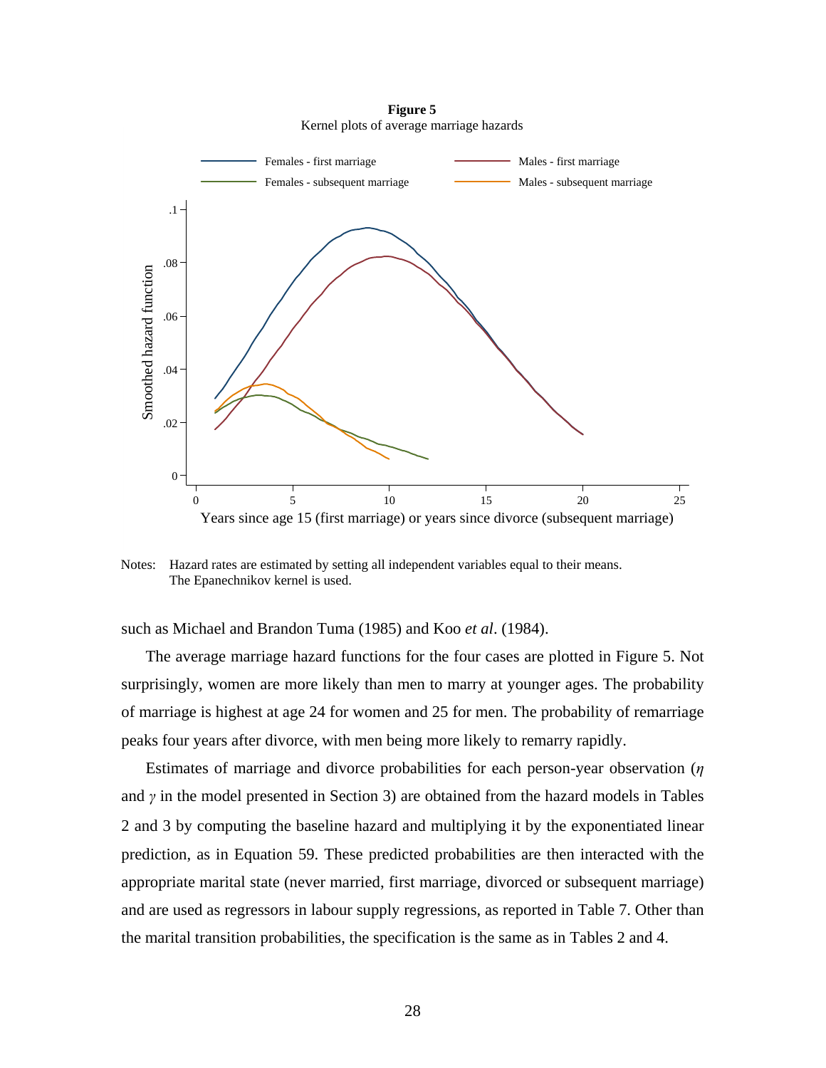**Figure 5**
Kernel plots of average marriage hazards

Notes: Hazard rates are estimated by setting all independent variables equal to their means. The Epanechnikov kernel is used.

such as Michael and Brandon Tuma (1985) and Koo *et al*. (1984).

The average marriage hazard functions for the four cases are plotted in Figure 5. Not surprisingly, women are more likely than men to marry at younger ages. The probability of marriage is highest at age 24 for women and 25 for men. The probability of remarriage peaks four years after divorce, with men being more likely to remarry rapidly.

Estimates of marriage and divorce probabilities for each person-year observation ($\eta$ and $\gamma$ in the model presented in Section 3) are obtained from the hazard models in Tables 2 and 3 by computing the baseline hazard and multiplying it by the exponentiated linear prediction, as in Equation 59. These predicted probabilities are then interacted with the appropriate marital state (never married, first marriage, divorced or subsequent marriage) and are used as regressors in labour supply regressions, as reported in Table 7. Other than the marital transition probabilities, the specification is the same as in Tables 2 and 4.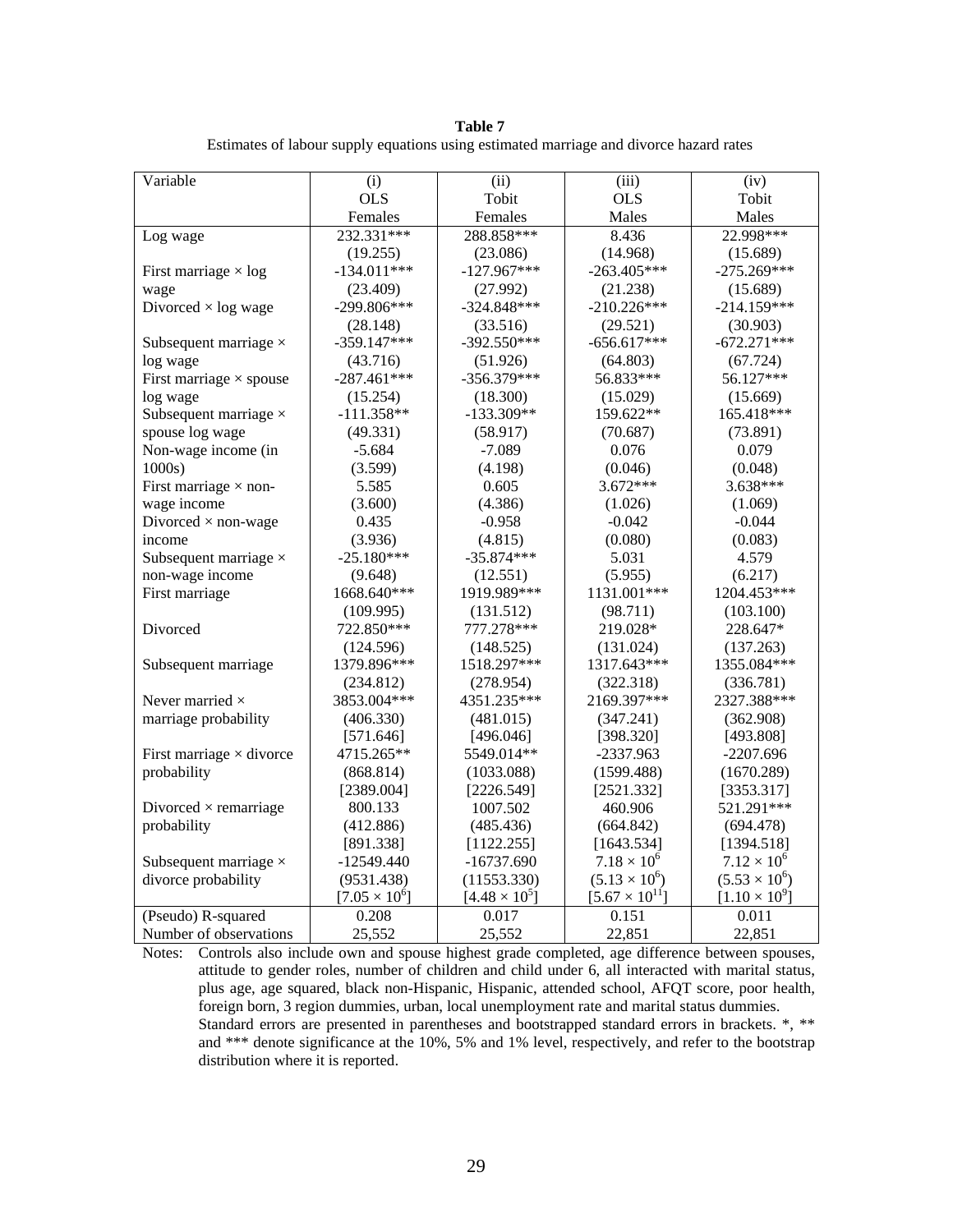**Table 7**

Estimates of labour supply equations using estimated marriage and divorce hazard rates

| Variable | (i) OLS Females | (ii) Tobit Females | (iii) OLS Males | (iv) Tobit Males |
|---|---|---|---|---|
| Log wage | 232.331*** | 288.858*** | 8.436 | 22.998*** |
| | (19.255) | (23.086) | (14.968) | (15.689) |
| First marriage × log wage | -134.011*** | -127.967*** | -263.405*** | -275.269*** |
| | (23.409) | (27.992) | (21.238) | (15.689) |
| Divorced × log wage | -299.806*** | -324.848*** | -210.226*** | -214.159*** |
| | (28.148) | (33.516) | (29.521) | (30.903) |
| Subsequent marriage × log wage | -359.147*** | -392.550*** | -656.617*** | -672.271*** |
| | (43.716) | (51.926) | (64.803) | (67.724) |
| First marriage × spouse log wage | -287.461*** | -356.379*** | 56.833*** | 56.127*** |
| | (15.254) | (18.300) | (15.029) | (15.669) |
| Subsequent marriage × spouse log wage | -111.358** | -133.309** | 159.622** | 165.418*** |
| | (49.331) | (58.917) | (70.687) | (73.891) |
| Non-wage income (in 1000s) | -5.684 | -7.089 | 0.076 | 0.079 |
| | (3.599) | (4.198) | (0.046) | (0.048) |
| First marriage × non-wage income | 5.585 | 0.605 | 3.672*** | 3.638*** |
| | (3.600) | (4.386) | (1.026) | (1.069) |
| Divorced × non-wage income | 0.435 | -0.958 | -0.042 | -0.044 |
| | (3.936) | (4.815) | (0.080) | (0.083) |
| Subsequent marriage × non-wage income | -25.180*** | -35.874*** | 5.031 | 4.579 |
| | (9.648) | (12.551) | (5.955) | (6.217) |
| First marriage | 1668.640*** | 1919.989*** | 1131.001*** | 1204.453*** |
| | (109.995) | (131.512) | (98.711) | (103.100) |
| Divorced | 722.850*** | 777.278*** | 219.028* | 228.647* |
| | (124.596) | (148.525) | (131.024) | (137.263) |
| Subsequent marriage | 1379.896*** | 1518.297*** | 1317.643*** | 1355.084*** |
| | (234.812) | (278.954) | (322.318) | (336.781) |
| Never married × marriage probability | 3853.004*** | 4351.235*** | 2169.397*** | 2327.388*** |
| | (406.330) | (481.015) | (347.241) | (362.908) |
| | [571.646] | [496.046] | [398.320] | [493.808] |
| First marriage × divorce probability | 4715.265** | 5549.014** | -2337.963 | -2207.696 |
| | (868.814) | (1033.088) | (1599.488) | (1670.289) |
| | [2389.004] | [2226.549] | [2521.332] | [3353.317] |
| Divorced × remarriage probability | 800.133 | 1007.502 | 460.906 | 521.291*** |
| | (412.886) | (485.436) | (664.842) | (694.478) |
| | [891.338] | [1122.255] | [1643.534] | [1394.518] |
| Subsequent marriage × divorce probability | -12549.440 | -16737.690 | $7.18 \times 10^6$ | $7.12 \times 10^6$ |
| | (9531.438) | (11553.330) | $(5.13 \times 10^6)$ | $(5.53 \times 10^6)$ |
| | $[7.05 \times 10^6]$ | $[4.48 \times 10^5]$ | $[5.67 \times 10^{11}]$ | $[1.10 \times 10^9]$ |
| (Pseudo) R-squared | 0.208 | 0.017 | 0.151 | 0.011 |
| Number of observations | 25,552 | 25,552 | 22,851 | 22,851 |

Notes: Controls also include own and spouse highest grade completed, age difference between spouses, attitude to gender roles, number of children and child under 6, all interacted with marital status, plus age, age squared, black non-Hispanic, Hispanic, attended school, AFQT score, poor health, foreign born, 3 region dummies, urban, local unemployment rate and marital status dummies.
Standard errors are presented in parentheses and bootstrapped standard errors in brackets. *, ** and *** denote significance at the 10%, 5% and 1% level, respectively, and refer to the bootstrap distribution where it is reported.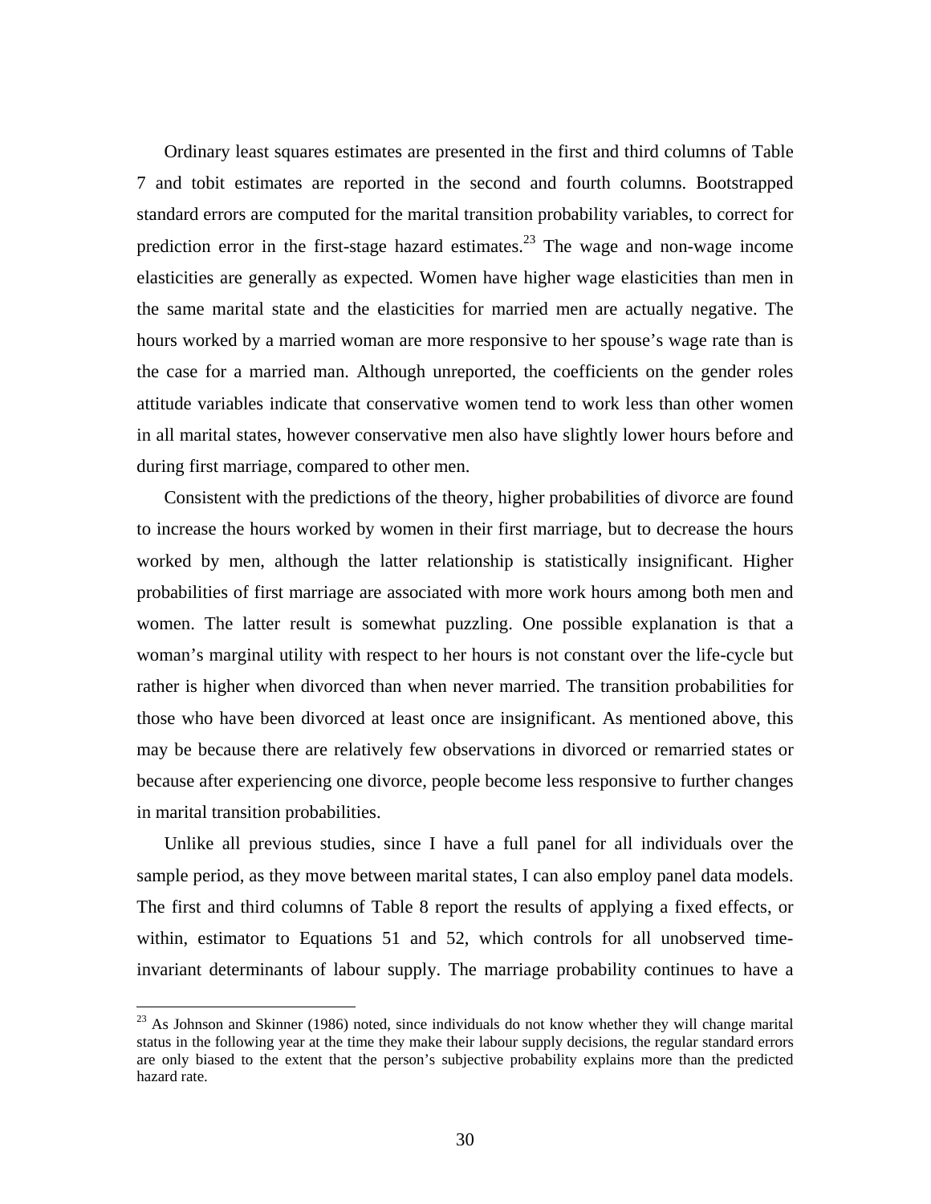Ordinary least squares estimates are presented in the first and third columns of Table 7 and tobit estimates are reported in the second and fourth columns. Bootstrapped standard errors are computed for the marital transition probability variables, to correct for prediction error in the first-stage hazard estimates.[23] The wage and non-wage income elasticities are generally as expected. Women have higher wage elasticities than men in the same marital state and the elasticities for married men are actually negative. The hours worked by a married woman are more responsive to her spouse's wage rate than is the case for a married man. Although unreported, the coefficients on the gender roles attitude variables indicate that conservative women tend to work less than other women in all marital states, however conservative men also have slightly lower hours before and during first marriage, compared to other men.

Consistent with the predictions of the theory, higher probabilities of divorce are found to increase the hours worked by women in their first marriage, but to decrease the hours worked by men, although the latter relationship is statistically insignificant. Higher probabilities of first marriage are associated with more work hours among both men and women. The latter result is somewhat puzzling. One possible explanation is that a woman's marginal utility with respect to her hours is not constant over the life-cycle but rather is higher when divorced than when never married. The transition probabilities for those who have been divorced at least once are insignificant. As mentioned above, this may be because there are relatively few observations in divorced or remarried states or because after experiencing one divorce, people become less responsive to further changes in marital transition probabilities.

Unlike all previous studies, since I have a full panel for all individuals over the sample period, as they move between marital states, I can also employ panel data models. The first and third columns of Table 8 report the results of applying a fixed effects, or within, estimator to Equations 51 and 52, which controls for all unobserved time-invariant determinants of labour supply. The marriage probability continues to have a

---

[23] As Johnson and Skinner (1986) noted, since individuals do not know whether they will change marital status in the following year at the time they make their labour supply decisions, the regular standard errors are only biased to the extent that the person's subjective probability explains more than the predicted hazard rate.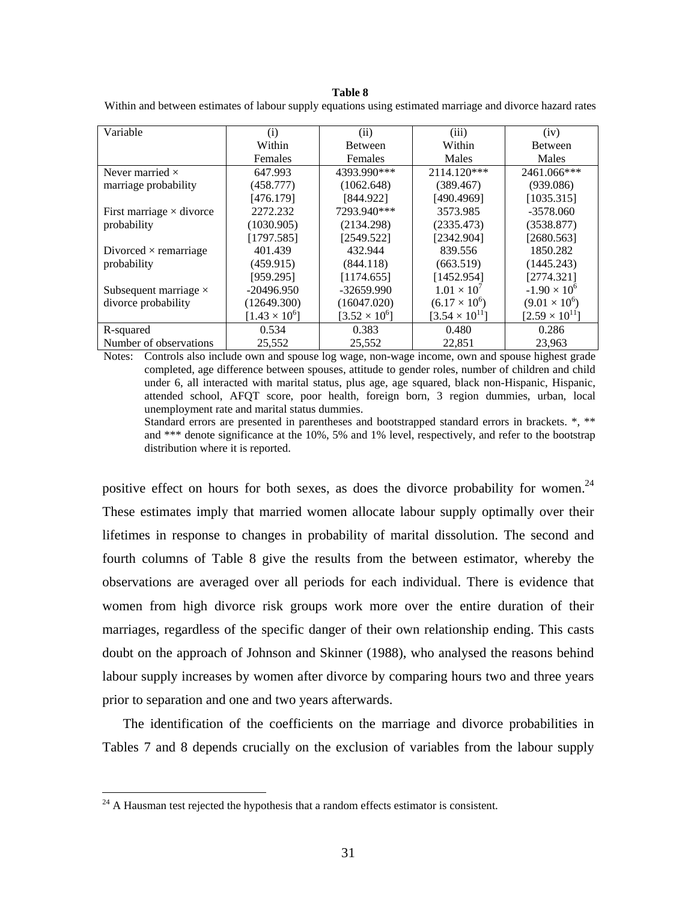**Table 8**

Within and between estimates of labour supply equations using estimated marriage and divorce hazard rates

| Variable | (i) Within Females | (ii) Between Females | (iii) Within Males | (iv) Between Males |
|---|---|---|---|---|
| Never married × marriage probability | 647.993 | 4393.990*** | 2114.120*** | 2461.066*** |
| | (458.777) | (1062.648) | (389.467) | (939.086) |
| | [476.179] | [844.922] | [490.4969] | [1035.315] |
| First marriage × divorce probability | 2272.232 | 7293.940*** | 3573.985 | -3578.060 |
| | (1030.905) | (2134.298) | (2335.473) | (3538.877) |
| | [1797.585] | [2549.522] | [2342.904] | [2680.563] |
| Divorced × remarriage probability | 401.439 | 432.944 | 839.556 | 1850.282 |
| | (459.915) | (844.118) | (663.519) | (1445.243) |
| | [959.295] | [1174.655] | [1452.954] | [2774.321] |
| Subsequent marriage × divorce probability | -20496.950 | -32659.990 | $1.01 \times 10^{7}$ | $-1.90 \times 10^{6}$ |
| | (12649.300) | (16047.020) | $(6.17 \times 10^{6})$ | $(9.01 \times 10^{6})$ |
| | $[1.43 \times 10^{6}]$ | $[3.52 \times 10^{6}]$ | $[3.54 \times 10^{11}]$ | $[2.59 \times 10^{11}]$ |
| R-squared | 0.534 | 0.383 | 0.480 | 0.286 |
| Number of observations | 25,552 | 25,552 | 22,851 | 23,963 |

Notes: Controls also include own and spouse log wage, non-wage income, own and spouse highest grade completed, age difference between spouses, attitude to gender roles, number of children and child under 6, all interacted with marital status, plus age, age squared, black non-Hispanic, Hispanic, attended school, AFQT score, poor health, foreign born, 3 region dummies, urban, local unemployment rate and marital status dummies.
Standard errors are presented in parentheses and bootstrapped standard errors in brackets. *, ** and *** denote significance at the 10%, 5% and 1% level, respectively, and refer to the bootstrap distribution where it is reported.

positive effect on hours for both sexes, as does the divorce probability for women.[24] These estimates imply that married women allocate labour supply optimally over their lifetimes in response to changes in probability of marital dissolution. The second and fourth columns of Table 8 give the results from the between estimator, whereby the observations are averaged over all periods for each individual. There is evidence that women from high divorce risk groups work more over the entire duration of their marriages, regardless of the specific danger of their own relationship ending. This casts doubt on the approach of Johnson and Skinner (1988), who analysed the reasons behind labour supply increases by women after divorce by comparing hours two and three years prior to separation and one and two years afterwards.

The identification of the coefficients on the marriage and divorce probabilities in Tables 7 and 8 depends crucially on the exclusion of variables from the labour supply

[24] A Hausman test rejected the hypothesis that a random effects estimator is consistent.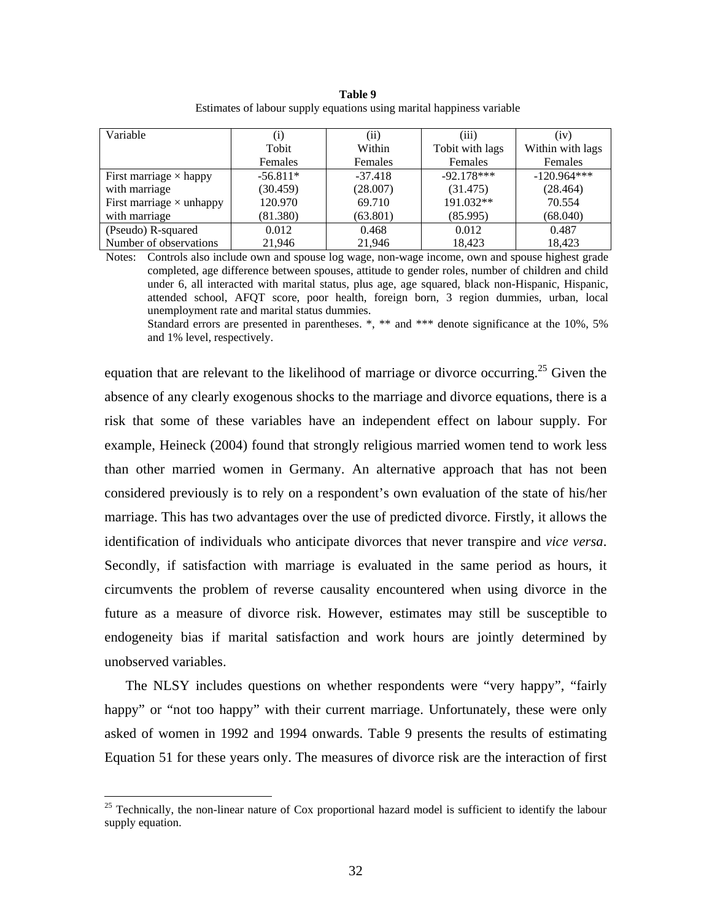**Table 9**

Estimates of labour supply equations using marital happiness variable

| Variable | (i) Tobit Females | (ii) Within Females | (iii) Tobit with lags Females | (iv) Within with lags Females |
|---|---|---|---|---|
| First marriage × happy with marriage | -56.811* (30.459) | -37.418 (28.007) | -92.178*** (31.475) | -120.964*** (28.464) |
| First marriage × unhappy with marriage | 120.970 (81.380) | 69.710 (63.801) | 191.032** (85.995) | 70.554 (68.040) |
| (Pseudo) R-squared | 0.012 | 0.468 | 0.012 | 0.487 |
| Number of observations | 21,946 | 21,946 | 18,423 | 18,423 |

Notes: Controls also include own and spouse log wage, non-wage income, own and spouse highest grade completed, age difference between spouses, attitude to gender roles, number of children and child under 6, all interacted with marital status, plus age, age squared, black non-Hispanic, Hispanic, attended school, AFQT score, poor health, foreign born, 3 region dummies, urban, local unemployment rate and marital status dummies.
Standard errors are presented in parentheses. *, ** and *** denote significance at the 10%, 5% and 1% level, respectively.

equation that are relevant to the likelihood of marriage or divorce occurring.[25] Given the absence of any clearly exogenous shocks to the marriage and divorce equations, there is a risk that some of these variables have an independent effect on labour supply. For example, Heineck (2004) found that strongly religious married women tend to work less than other married women in Germany. An alternative approach that has not been considered previously is to rely on a respondent's own evaluation of the state of his/her marriage. This has two advantages over the use of predicted divorce. Firstly, it allows the identification of individuals who anticipate divorces that never transpire and *vice versa*. Secondly, if satisfaction with marriage is evaluated in the same period as hours, it circumvents the problem of reverse causality encountered when using divorce in the future as a measure of divorce risk. However, estimates may still be susceptible to endogeneity bias if marital satisfaction and work hours are jointly determined by unobserved variables.

The NLSY includes questions on whether respondents were "very happy", "fairly happy" or "not too happy" with their current marriage. Unfortunately, these were only asked of women in 1992 and 1994 onwards. Table 9 presents the results of estimating Equation 51 for these years only. The measures of divorce risk are the interaction of first

[25] Technically, the non-linear nature of Cox proportional hazard model is sufficient to identify the labour supply equation.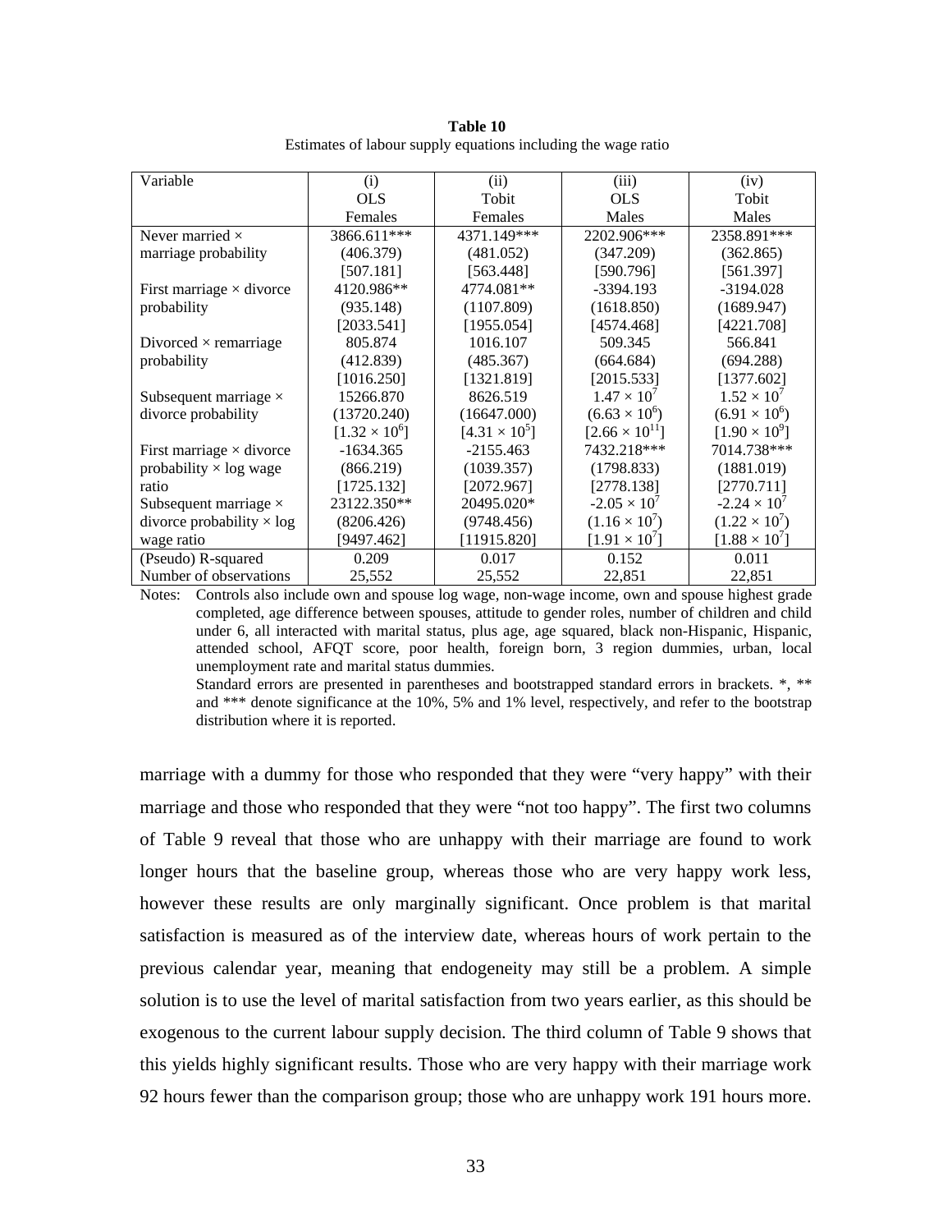**Table 10**
Estimates of labour supply equations including the wage ratio

| Variable | (i)<br>OLS<br>Females | (ii)<br>Tobit<br>Females | (iii)<br>OLS<br>Males | (iv)<br>Tobit<br>Males |
|---|---|---|---|---|
| Never married × marriage probability | 3866.611***<br>(406.379)<br>[507.181] | 4371.149***<br>(481.052)<br>[563.448] | 2202.906***<br>(347.209)<br>[590.796] | 2358.891***<br>(362.865)<br>[561.397] |
| First marriage × divorce probability | 4120.986**<br>(935.148)<br>[2033.541] | 4774.081**<br>(1107.809)<br>[1955.054] | -3394.193<br>(1618.850)<br>[4574.468] | -3194.028<br>(1689.947)<br>[4221.708] |
| Divorced × remarriage probability | 805.874<br>(412.839)<br>[1016.250] | 1016.107<br>(485.367)<br>[1321.819] | 509.345<br>(664.684)<br>[2015.533] | 566.841<br>(694.288)<br>[1377.602] |
| Subsequent marriage × divorce probability | 15266.870<br>(13720.240)<br>[$1.32 \times 10^6$] | 8626.519<br>(16647.000)<br>[$4.31 \times 10^5$] | $1.47 \times 10^7$<br>($6.63 \times 10^6$)<br>[$2.66 \times 10^{11}$] | $1.52 \times 10^7$<br>($6.91 \times 10^6$)<br>[$1.90 \times 10^9$] |
| First marriage × divorce probability × log wage ratio | -1634.365<br>(866.219)<br>[1725.132] | -2155.463<br>(1039.357)<br>[2072.967] | 7432.218***<br>(1798.833)<br>[2778.138] | 7014.738***<br>(1881.019)<br>[2770.711] |
| Subsequent marriage × divorce probability × log wage ratio | 23122.350**<br>(8206.426)<br>[9497.462] | 20495.020*<br>(9748.456)<br>[11915.820] | $-2.05 \times 10^7$<br>($1.16 \times 10^7$)<br>[$1.91 \times 10^7$] | $-2.24 \times 10^7$<br>($1.22 \times 10^7$)<br>[$1.88 \times 10^7$] |
| (Pseudo) R-squared | 0.209 | 0.017 | 0.152 | 0.011 |
| Number of observations | 25,552 | 25,552 | 22,851 | 22,851 |

Notes: Controls also include own and spouse log wage, non-wage income, own and spouse highest grade completed, age difference between spouses, attitude to gender roles, number of children and child under 6, all interacted with marital status, plus age, age squared, black non-Hispanic, Hispanic, attended school, AFQT score, poor health, foreign born, 3 region dummies, urban, local unemployment rate and marital status dummies.
Standard errors are presented in parentheses and bootstrapped standard errors in brackets. *, ** and *** denote significance at the 10%, 5% and 1% level, respectively, and refer to the bootstrap distribution where it is reported.

marriage with a dummy for those who responded that they were "very happy" with their marriage and those who responded that they were "not too happy". The first two columns of Table 9 reveal that those who are unhappy with their marriage are found to work longer hours that the baseline group, whereas those who are very happy work less, however these results are only marginally significant. Once problem is that marital satisfaction is measured as of the interview date, whereas hours of work pertain to the previous calendar year, meaning that endogeneity may still be a problem. A simple solution is to use the level of marital satisfaction from two years earlier, as this should be exogenous to the current labour supply decision. The third column of Table 9 shows that this yields highly significant results. Those who are very happy with their marriage work 92 hours fewer than the comparison group; those who are unhappy work 191 hours more.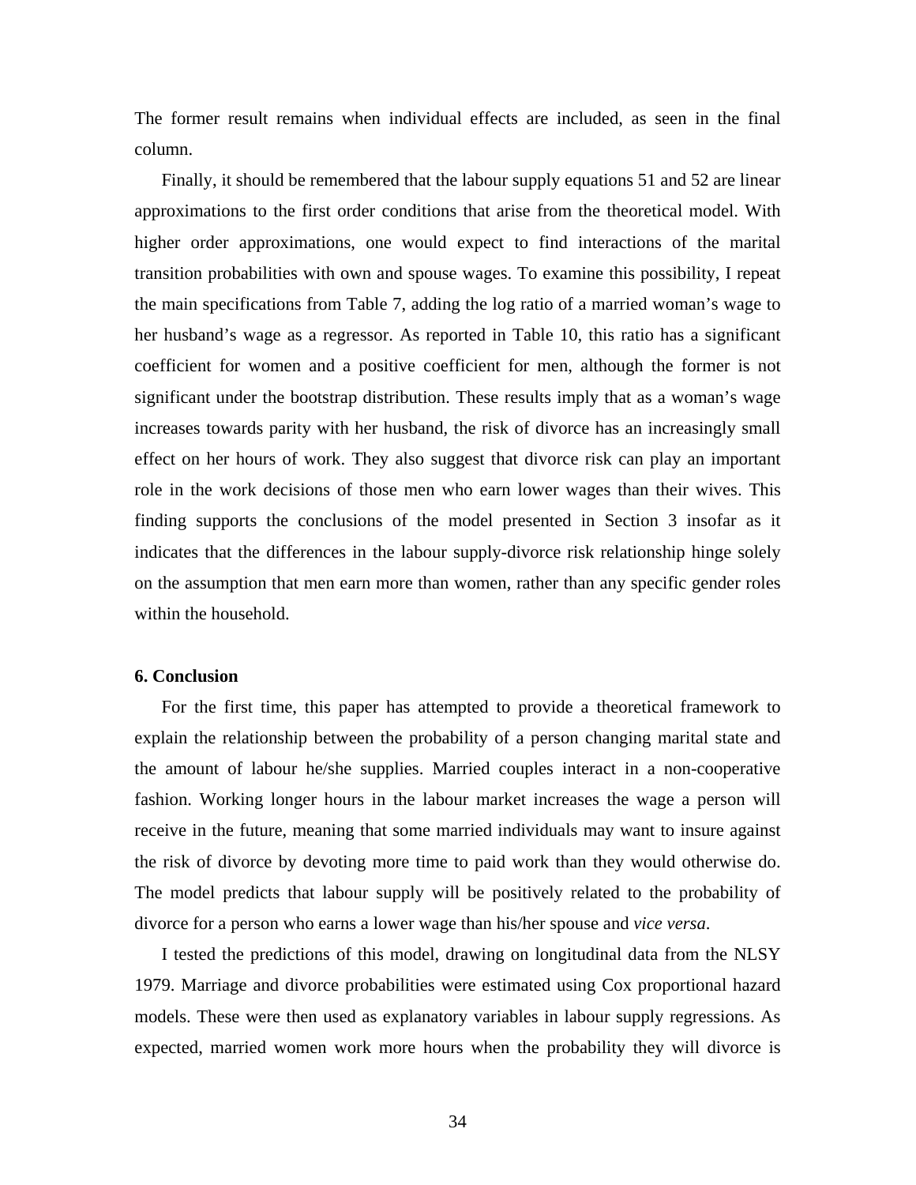The former result remains when individual effects are included, as seen in the final column.

Finally, it should be remembered that the labour supply equations 51 and 52 are linear approximations to the first order conditions that arise from the theoretical model. With higher order approximations, one would expect to find interactions of the marital transition probabilities with own and spouse wages. To examine this possibility, I repeat the main specifications from Table 7, adding the log ratio of a married woman's wage to her husband's wage as a regressor. As reported in Table 10, this ratio has a significant coefficient for women and a positive coefficient for men, although the former is not significant under the bootstrap distribution. These results imply that as a woman's wage increases towards parity with her husband, the risk of divorce has an increasingly small effect on her hours of work. They also suggest that divorce risk can play an important role in the work decisions of those men who earn lower wages than their wives. This finding supports the conclusions of the model presented in Section 3 insofar as it indicates that the differences in the labour supply-divorce risk relationship hinge solely on the assumption that men earn more than women, rather than any specific gender roles within the household.

## 6. Conclusion

For the first time, this paper has attempted to provide a theoretical framework to explain the relationship between the probability of a person changing marital state and the amount of labour he/she supplies. Married couples interact in a non-cooperative fashion. Working longer hours in the labour market increases the wage a person will receive in the future, meaning that some married individuals may want to insure against the risk of divorce by devoting more time to paid work than they would otherwise do. The model predicts that labour supply will be positively related to the probability of divorce for a person who earns a lower wage than his/her spouse and *vice versa*.

I tested the predictions of this model, drawing on longitudinal data from the NLSY 1979. Marriage and divorce probabilities were estimated using Cox proportional hazard models. These were then used as explanatory variables in labour supply regressions. As expected, married women work more hours when the probability they will divorce is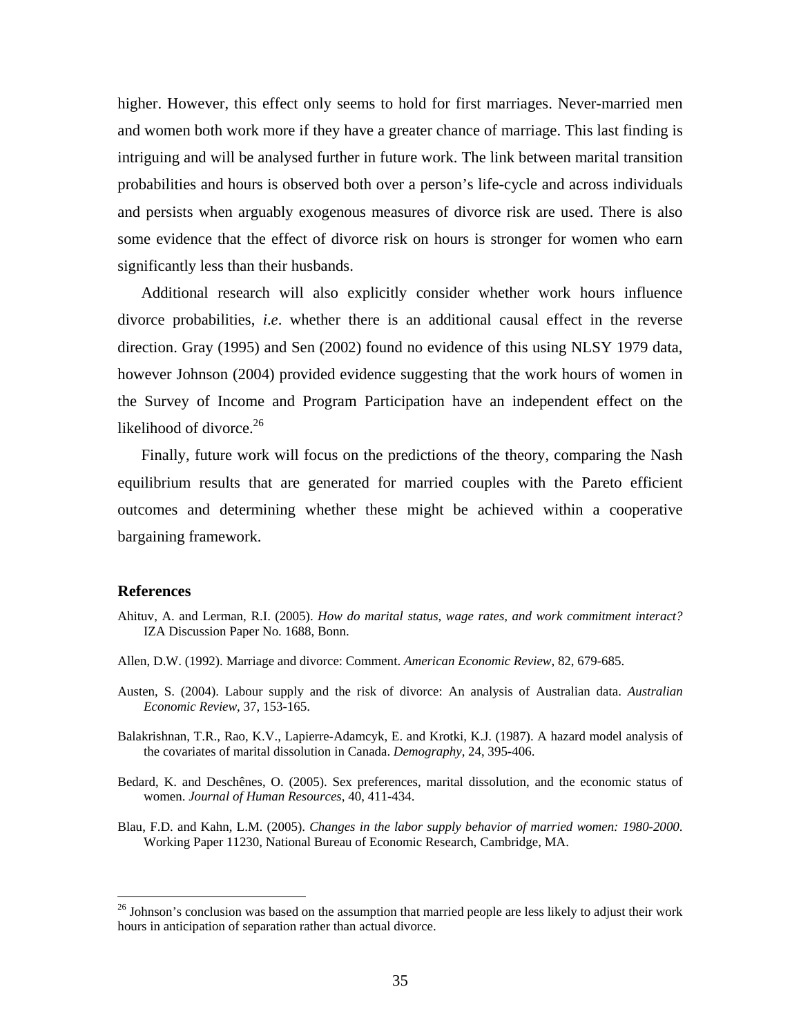higher. However, this effect only seems to hold for first marriages. Never-married men and women both work more if they have a greater chance of marriage. This last finding is intriguing and will be analysed further in future work. The link between marital transition probabilities and hours is observed both over a person's life-cycle and across individuals and persists when arguably exogenous measures of divorce risk are used. There is also some evidence that the effect of divorce risk on hours is stronger for women who earn significantly less than their husbands.

Additional research will also explicitly consider whether work hours influence divorce probabilities, *i.e*. whether there is an additional causal effect in the reverse direction. Gray (1995) and Sen (2002) found no evidence of this using NLSY 1979 data, however Johnson (2004) provided evidence suggesting that the work hours of women in the Survey of Income and Program Participation have an independent effect on the likelihood of divorce.[26]

Finally, future work will focus on the predictions of the theory, comparing the Nash equilibrium results that are generated for married couples with the Pareto efficient outcomes and determining whether these might be achieved within a cooperative bargaining framework.

## References

Ahituv, A. and Lerman, R.I. (2005). *How do marital status, wage rates, and work commitment interact?* IZA Discussion Paper No. 1688, Bonn.

Allen, D.W. (1992). Marriage and divorce: Comment. *American Economic Review*, 82, 679-685.

Austen, S. (2004). Labour supply and the risk of divorce: An analysis of Australian data. *Australian Economic Review*, 37, 153-165.

Balakrishnan, T.R., Rao, K.V., Lapierre-Adamcyk, E. and Krotki, K.J. (1987). A hazard model analysis of the covariates of marital dissolution in Canada. *Demography*, 24, 395-406.

Bedard, K. and Deschênes, O. (2005). Sex preferences, marital dissolution, and the economic status of women. *Journal of Human Resources*, 40, 411-434.

Blau, F.D. and Kahn, L.M. (2005). *Changes in the labor supply behavior of married women: 1980-2000*. Working Paper 11230, National Bureau of Economic Research, Cambridge, MA.

[26] Johnson's conclusion was based on the assumption that married people are less likely to adjust their work hours in anticipation of separation rather than actual divorce.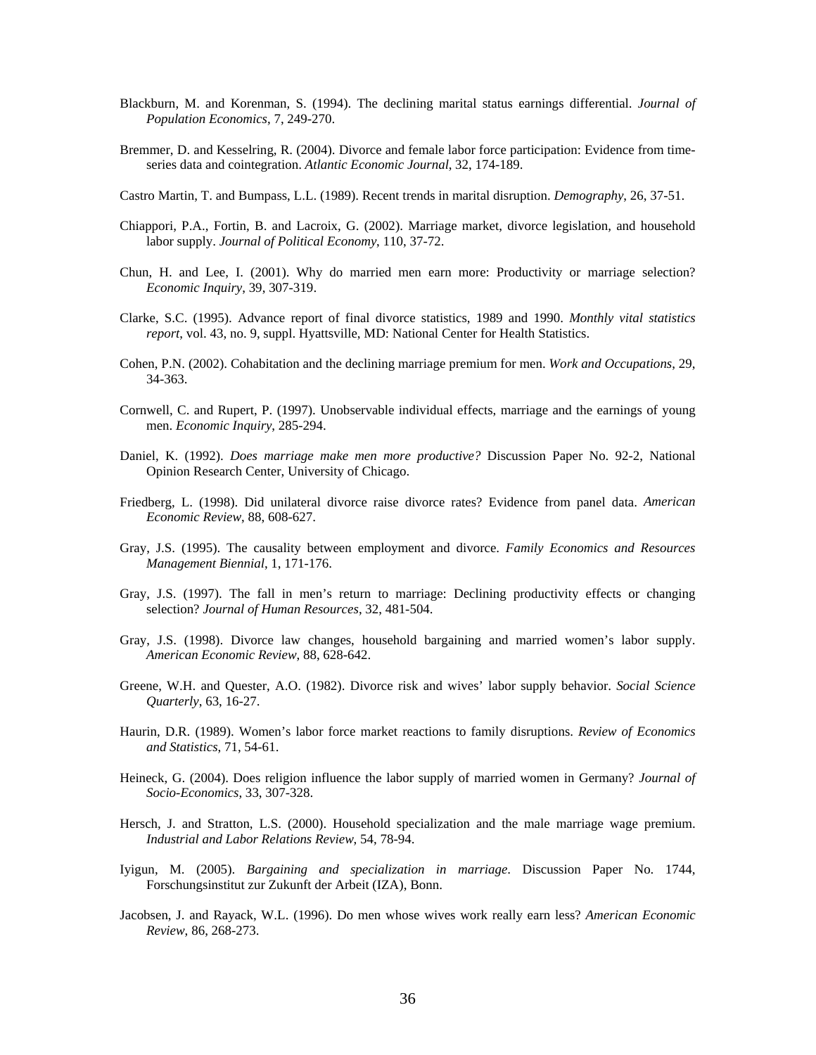Blackburn, M. and Korenman, S. (1994). The declining marital status earnings differential. *Journal of Population Economics*, 7, 249-270.

Bremmer, D. and Kesselring, R. (2004). Divorce and female labor force participation: Evidence from time-series data and cointegration. *Atlantic Economic Journal*, 32, 174-189.

Castro Martin, T. and Bumpass, L.L. (1989). Recent trends in marital disruption. *Demography*, 26, 37-51.

Chiappori, P.A., Fortin, B. and Lacroix, G. (2002). Marriage market, divorce legislation, and household labor supply. *Journal of Political Economy*, 110, 37-72.

Chun, H. and Lee, I. (2001). Why do married men earn more: Productivity or marriage selection? *Economic Inquiry*, 39, 307-319.

Clarke, S.C. (1995). Advance report of final divorce statistics, 1989 and 1990. *Monthly vital statistics report*, vol. 43, no. 9, suppl. Hyattsville, MD: National Center for Health Statistics.

Cohen, P.N. (2002). Cohabitation and the declining marriage premium for men. *Work and Occupations*, 29, 34-363.

Cornwell, C. and Rupert, P. (1997). Unobservable individual effects, marriage and the earnings of young men. *Economic Inquiry*, 285-294.

Daniel, K. (1992). *Does marriage make men more productive?* Discussion Paper No. 92-2, National Opinion Research Center, University of Chicago.

Friedberg, L. (1998). Did unilateral divorce raise divorce rates? Evidence from panel data. *American Economic Review*, 88, 608-627.

Gray, J.S. (1995). The causality between employment and divorce. *Family Economics and Resources Management Biennial*, 1, 171-176.

Gray, J.S. (1997). The fall in men's return to marriage: Declining productivity effects or changing selection? *Journal of Human Resources*, 32, 481-504.

Gray, J.S. (1998). Divorce law changes, household bargaining and married women's labor supply. *American Economic Review*, 88, 628-642.

Greene, W.H. and Quester, A.O. (1982). Divorce risk and wives' labor supply behavior. *Social Science Quarterly*, 63, 16-27.

Haurin, D.R. (1989). Women's labor force market reactions to family disruptions. *Review of Economics and Statistics*, 71, 54-61.

Heineck, G. (2004). Does religion influence the labor supply of married women in Germany? *Journal of Socio-Economics*, 33, 307-328.

Hersch, J. and Stratton, L.S. (2000). Household specialization and the male marriage wage premium. *Industrial and Labor Relations Review*, 54, 78-94.

Iyigun, M. (2005). *Bargaining and specialization in marriage*. Discussion Paper No. 1744, Forschungsinstitut zur Zukunft der Arbeit (IZA), Bonn.

Jacobsen, J. and Rayack, W.L. (1996). Do men whose wives work really earn less? *American Economic Review*, 86, 268-273.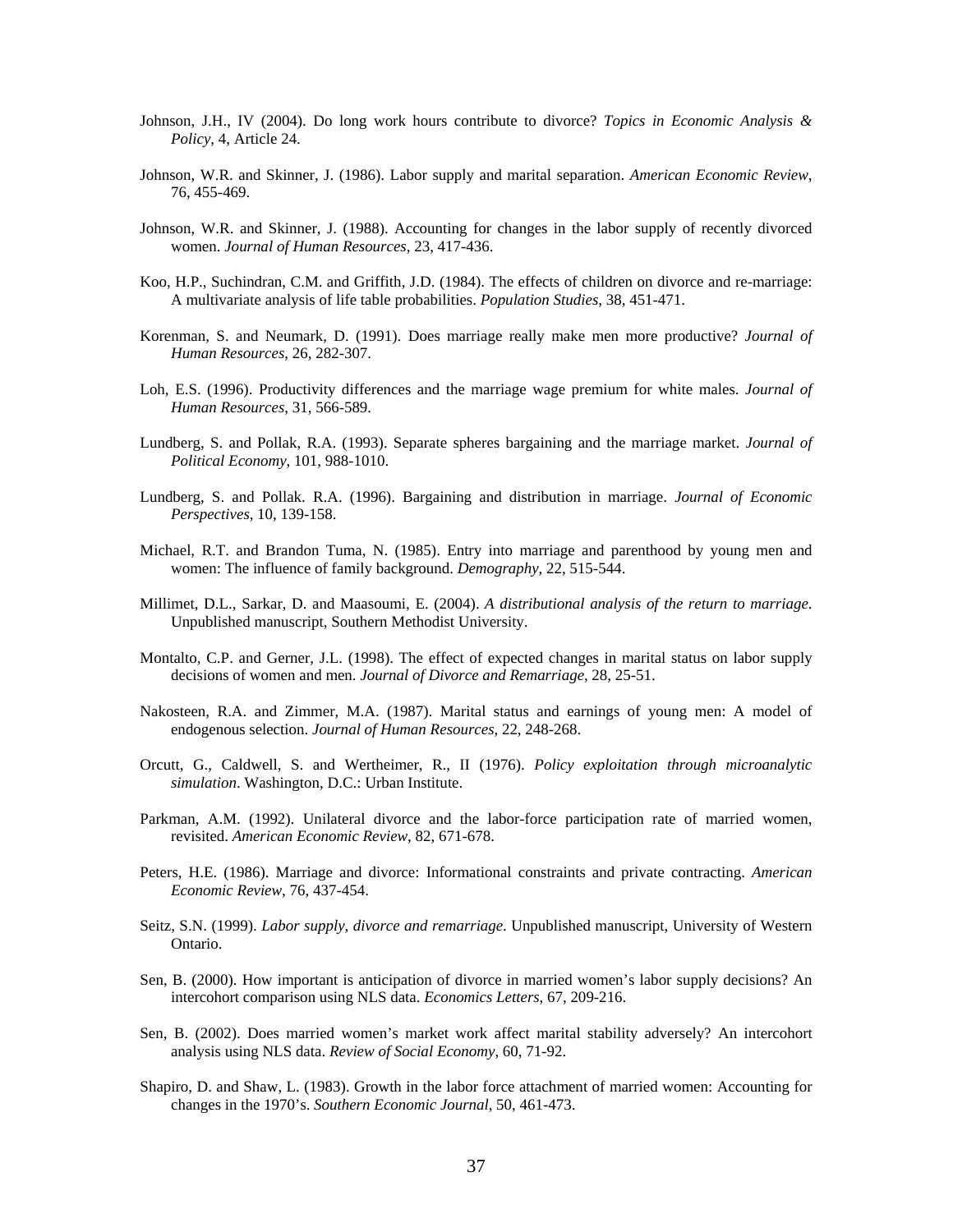Johnson, J.H., IV (2004). Do long work hours contribute to divorce? *Topics in Economic Analysis & Policy*, 4, Article 24.

Johnson, W.R. and Skinner, J. (1986). Labor supply and marital separation. *American Economic Review*, 76, 455-469.

Johnson, W.R. and Skinner, J. (1988). Accounting for changes in the labor supply of recently divorced women. *Journal of Human Resources*, 23, 417-436.

Koo, H.P., Suchindran, C.M. and Griffith, J.D. (1984). The effects of children on divorce and re-marriage: A multivariate analysis of life table probabilities. *Population Studies*, 38, 451-471.

Korenman, S. and Neumark, D. (1991). Does marriage really make men more productive? *Journal of Human Resources*, 26, 282-307.

Loh, E.S. (1996). Productivity differences and the marriage wage premium for white males. *Journal of Human Resources*, 31, 566-589.

Lundberg, S. and Pollak, R.A. (1993). Separate spheres bargaining and the marriage market. *Journal of Political Economy*, 101, 988-1010.

Lundberg, S. and Pollak. R.A. (1996). Bargaining and distribution in marriage. *Journal of Economic Perspectives*, 10, 139-158.

Michael, R.T. and Brandon Tuma, N. (1985). Entry into marriage and parenthood by young men and women: The influence of family background. *Demography*, 22, 515-544.

Millimet, D.L., Sarkar, D. and Maasoumi, E. (2004). *A distributional analysis of the return to marriage*. Unpublished manuscript, Southern Methodist University.

Montalto, C.P. and Gerner, J.L. (1998). The effect of expected changes in marital status on labor supply decisions of women and men. *Journal of Divorce and Remarriage*, 28, 25-51.

Nakosteen, R.A. and Zimmer, M.A. (1987). Marital status and earnings of young men: A model of endogenous selection. *Journal of Human Resources*, 22, 248-268.

Orcutt, G., Caldwell, S. and Wertheimer, R., II (1976). *Policy exploitation through microanalytic simulation*. Washington, D.C.: Urban Institute.

Parkman, A.M. (1992). Unilateral divorce and the labor-force participation rate of married women, revisited. *American Economic Review*, 82, 671-678.

Peters, H.E. (1986). Marriage and divorce: Informational constraints and private contracting. *American Economic Review*, 76, 437-454.

Seitz, S.N. (1999). *Labor supply, divorce and remarriage*. Unpublished manuscript, University of Western Ontario.

Sen, B. (2000). How important is anticipation of divorce in married women's labor supply decisions? An intercohort comparison using NLS data. *Economics Letters*, 67, 209-216.

Sen, B. (2002). Does married women's market work affect marital stability adversely? An intercohort analysis using NLS data. *Review of Social Economy*, 60, 71-92.

Shapiro, D. and Shaw, L. (1983). Growth in the labor force attachment of married women: Accounting for changes in the 1970's. *Southern Economic Journal*, 50, 461-473.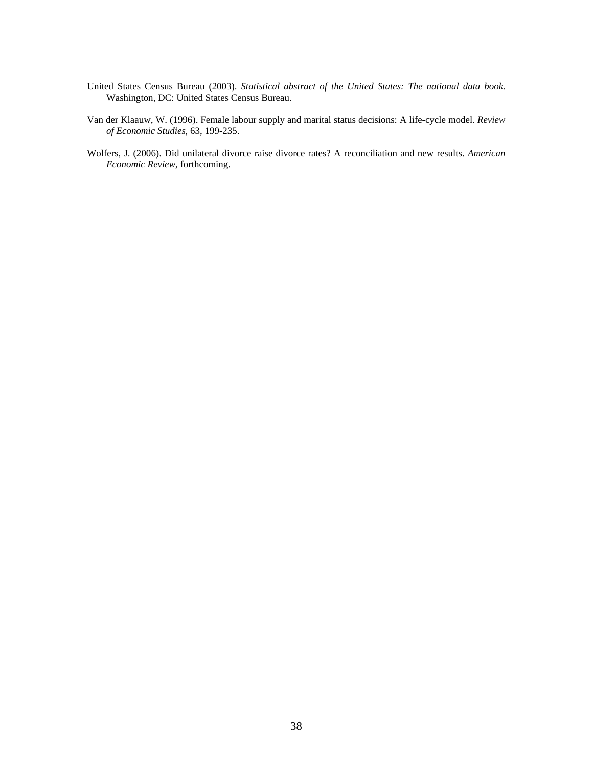United States Census Bureau (2003). *Statistical abstract of the United States: The national data book.* Washington, DC: United States Census Bureau.

Van der Klaauw, W. (1996). Female labour supply and marital status decisions: A life-cycle model. *Review of Economic Studies*, 63, 199-235.

Wolfers, J. (2006). Did unilateral divorce raise divorce rates? A reconciliation and new results. *American Economic Review*, forthcoming.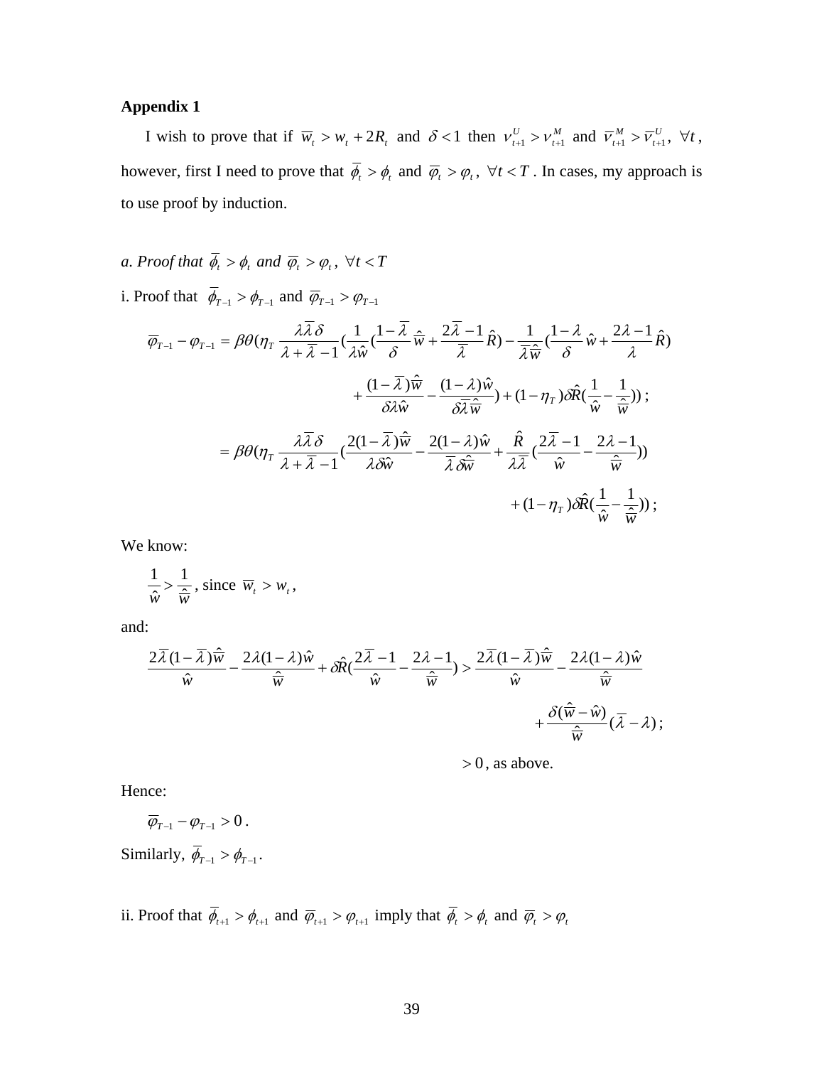**Appendix 1**

I wish to prove that if $\overline{w}_t > w_t + 2R_t$ and $\delta < 1$ then $v_{t+1}^U > v_{t+1}^M$ and $\overline{v}_{t+1}^M > \overline{v}_{t+1}^U$, $\forall t$, however, first I need to prove that $\overline{\phi}_t > \phi_t$ and $\overline{\varphi}_t > \varphi_t$, $\forall t < T$. In cases, my approach is to use proof by induction.

*a. Proof that $\overline{\phi}_t > \phi_t$ and $\overline{\varphi}_t > \varphi_t$, $\forall t < T$*

i. Proof that $\overline{\phi}_{T-1} > \phi_{T-1}$ and $\overline{\varphi}_{T-1} > \varphi_{T-1}$

$$\overline{\varphi}_{T-1} - \varphi_{T-1} = \beta\theta(\eta_T \frac{\lambda\overline{\lambda}\delta}{\lambda + \overline{\lambda} - 1}(\frac{1}{\lambda\hat{w}}(\frac{1-\overline{\lambda}}{\delta}\hat{\overline{w}} + \frac{2\overline{\lambda}-1}{\overline{\lambda}}\hat{R}) - \frac{1}{\overline{\lambda}\hat{\overline{w}}}(\frac{1-\lambda}{\delta}\hat{w} + \frac{2\lambda-1}{\lambda}\hat{R})$$

$$+ \frac{(1-\overline{\lambda})\hat{\overline{w}}}{\delta\lambda\hat{w}} - \frac{(1-\lambda)\hat{w}}{\delta\overline{\lambda}\hat{\overline{w}}}) + (1-\eta_T)\delta\hat{R}(\frac{1}{\hat{w}} - \frac{1}{\hat{\overline{w}}}));$$

$$= \beta\theta(\eta_T \frac{\lambda\overline{\lambda}\delta}{\lambda + \overline{\lambda} - 1}(\frac{2(1-\overline{\lambda})\hat{\overline{w}}}{\lambda\delta\hat{w}} - \frac{2(1-\lambda)\hat{w}}{\overline{\lambda}\delta\hat{\overline{w}}} + \frac{\hat{R}}{\lambda\overline{\lambda}}(\frac{2\overline{\lambda}-1}{\hat{w}} - \frac{2\lambda-1}{\hat{\overline{w}}}))$$

$$+ (1-\eta_T)\delta\hat{R}(\frac{1}{\hat{w}} - \frac{1}{\hat{\overline{w}}}));$$

We know:

$\frac{1}{\hat{w}} > \frac{1}{\hat{\overline{w}}}$, since $\overline{w}_t > w_t$,

and:

$$\frac{2\overline{\lambda}(1-\overline{\lambda})\hat{\overline{w}}}{\hat{w}} - \frac{2\lambda(1-\lambda)\hat{w}}{\hat{\overline{w}}} + \delta\hat{R}(\frac{2\overline{\lambda}-1}{\hat{w}} - \frac{2\lambda-1}{\hat{\overline{w}}}) > \frac{2\overline{\lambda}(1-\overline{\lambda})\hat{\overline{w}}}{\hat{w}} - \frac{2\lambda(1-\lambda)\hat{w}}{\hat{\overline{w}}}$$

$$+ \frac{\delta(\hat{\overline{w}} - \hat{w})}{\hat{\overline{w}}}(\overline{\lambda} - \lambda);$$

$> 0$, as above.

Hence:

$\overline{\varphi}_{T-1} - \varphi_{T-1} > 0$.

Similarly, $\overline{\phi}_{T-1} > \phi_{T-1}$.

ii. Proof that $\overline{\phi}_{t+1} > \phi_{t+1}$ and $\overline{\varphi}_{t+1} > \varphi_{t+1}$ imply that $\overline{\phi}_t > \phi_t$ and $\overline{\varphi}_t > \varphi_t$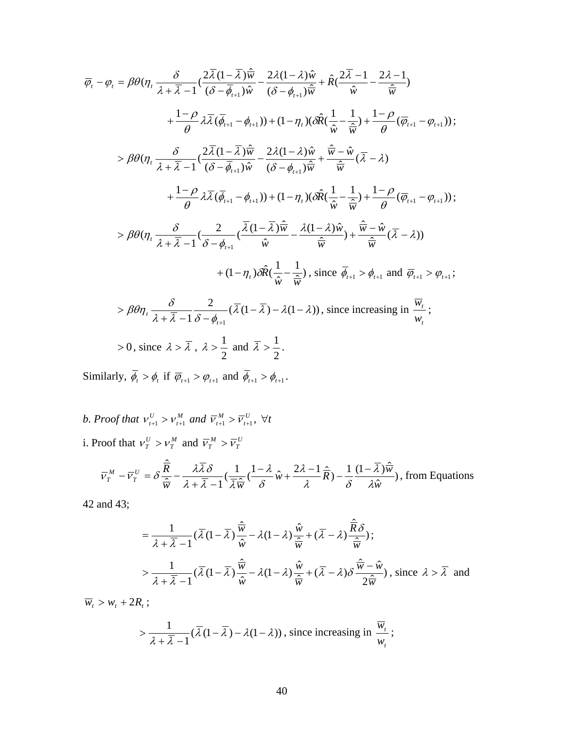$$\overline{\varphi}_t - \varphi_t = \beta\theta(\eta_t \frac{\delta}{\lambda+\overline{\lambda}-1}(\frac{2\overline{\lambda}(1-\overline{\lambda})\hat{\overline{w}}}{(\delta-\overline{\phi}_{t+1})\hat{w}} - \frac{2\lambda(1-\lambda)\hat{w}}{(\delta-\phi_{t+1})\hat{\overline{w}}} + \hat{R}(\frac{2\overline{\lambda}-1}{\hat{w}} - \frac{2\lambda-1}{\hat{\overline{w}}})$$

$$+\frac{1-\rho}{\theta}\lambda\overline{\lambda}(\overline{\phi}_{t+1}-\phi_{t+1})) + (1-\eta_t)(\delta\hat{R}(\frac{1}{\hat{w}}-\frac{1}{\hat{\overline{w}}}) + \frac{1-\rho}{\theta}(\overline{\varphi}_{t+1}-\varphi_{t+1}));$$

$$> \beta\theta(\eta_t \frac{\delta}{\lambda+\overline{\lambda}-1}(\frac{2\overline{\lambda}(1-\overline{\lambda})\hat{\overline{w}}}{(\delta-\overline{\phi}_{t+1})\hat{w}} - \frac{2\lambda(1-\lambda)\hat{w}}{(\delta-\phi_{t+1})\hat{\overline{w}}} + \frac{\hat{\overline{w}}-\hat{w}}{\hat{\overline{w}}}(\overline{\lambda}-\lambda)$$

$$+\frac{1-\rho}{\theta}\lambda\overline{\lambda}(\overline{\phi}_{t+1}-\phi_{t+1})) + (1-\eta_t)(\delta\hat{R}(\frac{1}{\hat{w}}-\frac{1}{\hat{\overline{w}}}) + \frac{1-\rho}{\theta}(\overline{\varphi}_{t+1}-\varphi_{t+1}));$$

$$> \beta\theta(\eta_t \frac{\delta}{\lambda+\overline{\lambda}-1}(\frac{2}{\delta-\phi_{t+1}}(\frac{\overline{\lambda}(1-\overline{\lambda})\hat{\overline{w}}}{\hat{w}} - \frac{\lambda(1-\lambda)\hat{w}}{\hat{\overline{w}}}) + \frac{\hat{\overline{w}}-\hat{w}}{\hat{\overline{w}}}(\overline{\lambda}-\lambda))$$

$$+(1-\eta_t)\delta\hat{R}(\frac{1}{\hat{w}}-\frac{1}{\hat{\overline{w}}}), \text{ since } \overline{\phi}_{t+1} > \phi_{t+1} \text{ and } \overline{\varphi}_{t+1} > \varphi_{t+1};$$

$$> \beta\theta\eta_t \frac{\delta}{\lambda+\overline{\lambda}-1}\frac{2}{\delta-\phi_{t+1}}(\overline{\lambda}(1-\overline{\lambda}) - \lambda(1-\lambda)), \text{ since increasing in } \frac{\overline{w}_t}{w_t};$$

$$> 0, \text{ since } \lambda > \overline{\lambda},\ \lambda > \frac{1}{2} \text{ and } \overline{\lambda} > \frac{1}{2}.$$

Similarly, $\overline{\phi}_t > \phi_t$ if $\overline{\varphi}_{t+1} > \varphi_{t+1}$ and $\overline{\phi}_{t+1} > \phi_{t+1}$.

*b. Proof that* $\nu^U_{t+1} > \nu^M_{t+1}$ *and* $\overline{\nu}^M_{t+1} > \overline{\nu}^U_{t+1},\ \forall t$

i. Proof that $\nu^U_T > \nu^M_T$ and $\overline{\nu}^M_T > \overline{\nu}^U_T$

$$\overline{\nu}^M_T - \overline{\nu}^U_T = \delta\frac{\hat{\overline{R}}}{\hat{\overline{w}}} - \frac{\lambda\overline{\lambda}\delta}{\lambda+\overline{\lambda}-1}(\frac{1}{\overline{\lambda}\hat{\overline{w}}}(\frac{1-\lambda}{\delta}\hat{w} + \frac{2\lambda-1}{\lambda}\hat{\overline{R}}) - \frac{1}{\delta}\frac{(1-\overline{\lambda})\hat{\overline{w}}}{\lambda\hat{w}}), \text{ from Equations}$$

42 and 43;

$$= \frac{1}{\lambda+\overline{\lambda}-1}(\overline{\lambda}(1-\overline{\lambda})\frac{\hat{\overline{w}}}{\hat{w}} - \lambda(1-\lambda)\frac{\hat{w}}{\hat{\overline{w}}} + (\overline{\lambda}-\lambda)\frac{\hat{\overline{R}}\delta}{\hat{\overline{w}}});$$

$$> \frac{1}{\lambda+\overline{\lambda}-1}(\overline{\lambda}(1-\overline{\lambda})\frac{\hat{\overline{w}}}{\hat{w}} - \lambda(1-\lambda)\frac{\hat{w}}{\hat{\overline{w}}} + (\overline{\lambda}-\lambda)\delta\frac{\hat{\overline{w}}-\hat{w}}{2\hat{\overline{w}}}), \text{ since } \lambda > \overline{\lambda} \text{ and}$$

$\overline{w}_t > w_t + 2R_t$;

$$> \frac{1}{\lambda+\overline{\lambda}-1}(\overline{\lambda}(1-\overline{\lambda}) - \lambda(1-\lambda)), \text{ since increasing in } \frac{\overline{w}_t}{w_t};$$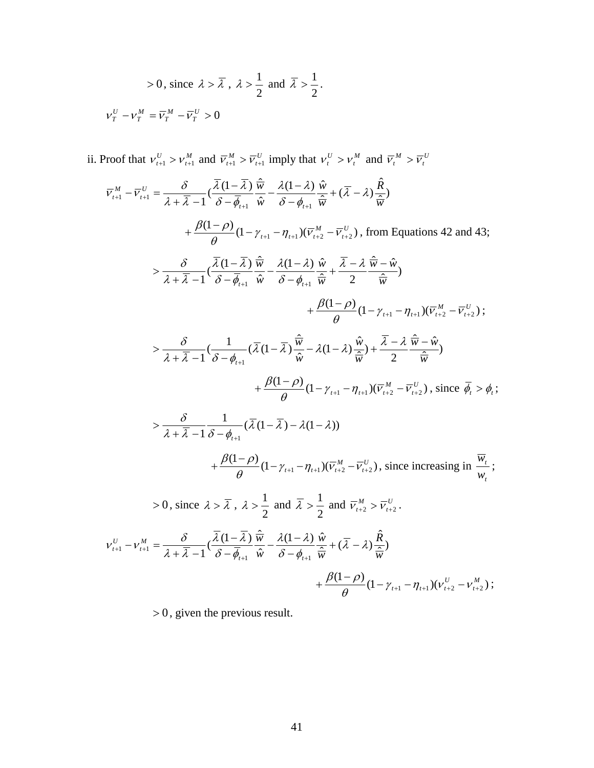$> 0$, since $\lambda > \overline{\lambda}$, $\lambda > \dfrac{1}{2}$ and $\overline{\lambda} > \dfrac{1}{2}$.

$$\nu_T^U - \nu_T^M = \overline{\nu}_T^M - \overline{\nu}_T^U > 0$$

ii. Proof that $\nu_{t+1}^U > \nu_{t+1}^M$ and $\overline{\nu}_{t+1}^M > \overline{\nu}_{t+1}^U$ imply that $\nu_t^U > \nu_t^M$ and $\overline{\nu}_t^M > \overline{\nu}_t^U$

$$\overline{\nu}_{t+1}^M - \overline{\nu}_{t+1}^U = \frac{\delta}{\lambda + \overline{\lambda} - 1}\left(\frac{\overline{\lambda}(1-\overline{\lambda})}{\delta - \overline{\phi}_{t+1}}\frac{\hat{\overline{w}}}{\hat{w}} - \frac{\lambda(1-\lambda)}{\delta - \phi_{t+1}}\frac{\hat{w}}{\hat{\overline{w}}} + (\overline{\lambda} - \lambda)\frac{\hat{R}}{\hat{\overline{w}}}\right)$$

$$+ \frac{\beta(1-\rho)}{\theta}(1 - \gamma_{t+1} - \eta_{t+1})(\overline{\nu}_{t+2}^M - \overline{\nu}_{t+2}^U) \text{, from Equations 42 and 43;}$$

$$> \frac{\delta}{\lambda + \overline{\lambda} - 1}\left(\frac{\overline{\lambda}(1-\overline{\lambda})}{\delta - \overline{\phi}_{t+1}}\frac{\hat{\overline{w}}}{\hat{w}} - \frac{\lambda(1-\lambda)}{\delta - \phi_{t+1}}\frac{\hat{w}}{\hat{\overline{w}}} + \frac{\overline{\lambda} - \lambda}{2}\frac{\hat{\overline{w}} - \hat{w}}{\hat{\overline{w}}}\right)$$

$$+ \frac{\beta(1-\rho)}{\theta}(1 - \gamma_{t+1} - \eta_{t+1})(\overline{\nu}_{t+2}^M - \overline{\nu}_{t+2}^U)\text{;}$$

$$> \frac{\delta}{\lambda + \overline{\lambda} - 1}\left(\frac{1}{\delta - \phi_{t+1}}\left(\overline{\lambda}(1-\overline{\lambda})\frac{\hat{\overline{w}}}{\hat{w}} - \lambda(1-\lambda)\frac{\hat{w}}{\hat{\overline{w}}}\right) + \frac{\overline{\lambda} - \lambda}{2}\frac{\hat{\overline{w}} - \hat{w}}{\hat{\overline{w}}}\right)$$

$$+ \frac{\beta(1-\rho)}{\theta}(1 - \gamma_{t+1} - \eta_{t+1})(\overline{\nu}_{t+2}^M - \overline{\nu}_{t+2}^U) \text{, since } \overline{\phi}_t > \phi_t\text{;}$$

$$> \frac{\delta}{\lambda + \overline{\lambda} - 1}\frac{1}{\delta - \phi_{t+1}}\left(\overline{\lambda}(1-\overline{\lambda}) - \lambda(1-\lambda)\right)$$

$$+ \frac{\beta(1-\rho)}{\theta}(1 - \gamma_{t+1} - \eta_{t+1})(\overline{\nu}_{t+2}^M - \overline{\nu}_{t+2}^U) \text{, since increasing in } \frac{\overline{w}_t}{w_t}\text{;}$$

$> 0$, since $\lambda > \overline{\lambda}$, $\lambda > \dfrac{1}{2}$ and $\overline{\lambda} > \dfrac{1}{2}$ and $\overline{\nu}_{t+2}^M > \overline{\nu}_{t+2}^U$.

$$\nu_{t+1}^U - \nu_{t+1}^M = \frac{\delta}{\lambda + \overline{\lambda} - 1}\left(\frac{\overline{\lambda}(1-\overline{\lambda})}{\delta - \overline{\phi}_{t+1}}\frac{\hat{\overline{w}}}{\hat{w}} - \frac{\lambda(1-\lambda)}{\delta - \phi_{t+1}}\frac{\hat{w}}{\hat{\overline{w}}} + (\overline{\lambda} - \lambda)\frac{\hat{R}}{\hat{\overline{w}}}\right)$$

$$+ \frac{\beta(1-\rho)}{\theta}(1 - \gamma_{t+1} - \eta_{t+1})(\nu_{t+2}^U - \nu_{t+2}^M)\text{;}$$

$> 0$, given the previous result.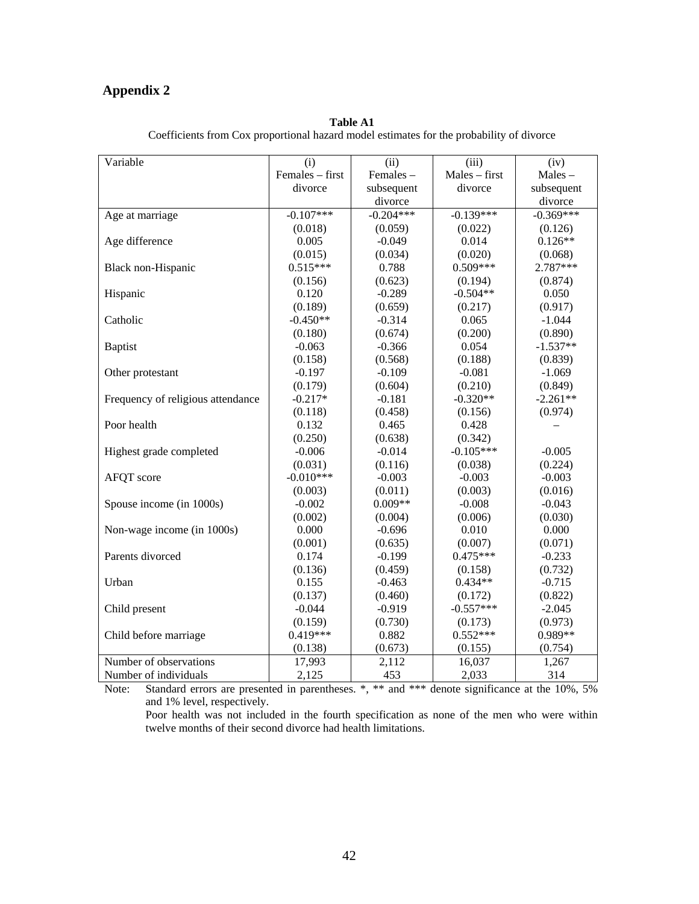# Appendix 2

**Table A1**

Coefficients from Cox proportional hazard model estimates for the probability of divorce

| Variable | (i) Females – first divorce | (ii) Females – subsequent divorce | (iii) Males – first divorce | (iv) Males – subsequent divorce |
|---|---|---|---|---|
| Age at marriage | -0.107*** | -0.204*** | -0.139*** | -0.369*** |
| | (0.018) | (0.059) | (0.022) | (0.126) |
| Age difference | 0.005 | -0.049 | 0.014 | 0.126** |
| | (0.015) | (0.034) | (0.020) | (0.068) |
| Black non-Hispanic | 0.515*** | 0.788 | 0.509*** | 2.787*** |
| | (0.156) | (0.623) | (0.194) | (0.874) |
| Hispanic | 0.120 | -0.289 | -0.504** | 0.050 |
| | (0.189) | (0.659) | (0.217) | (0.917) |
| Catholic | -0.450** | -0.314 | 0.065 | -1.044 |
| | (0.180) | (0.674) | (0.200) | (0.890) |
| Baptist | -0.063 | -0.366 | 0.054 | -1.537** |
| | (0.158) | (0.568) | (0.188) | (0.839) |
| Other protestant | -0.197 | -0.109 | -0.081 | -1.069 |
| | (0.179) | (0.604) | (0.210) | (0.849) |
| Frequency of religious attendance | -0.217* | -0.181 | -0.320** | -2.261** |
| | (0.118) | (0.458) | (0.156) | (0.974) |
| Poor health | 0.132 | 0.465 | 0.428 | – |
| | (0.250) | (0.638) | (0.342) | |
| Highest grade completed | -0.006 | -0.014 | -0.105*** | -0.005 |
| | (0.031) | (0.116) | (0.038) | (0.224) |
| AFQT score | -0.010*** | -0.003 | -0.003 | -0.003 |
| | (0.003) | (0.011) | (0.003) | (0.016) |
| Spouse income (in 1000s) | -0.002 | 0.009** | -0.008 | -0.043 |
| | (0.002) | (0.004) | (0.006) | (0.030) |
| Non-wage income (in 1000s) | 0.000 | -0.696 | 0.010 | 0.000 |
| | (0.001) | (0.635) | (0.007) | (0.071) |
| Parents divorced | 0.174 | -0.199 | 0.475*** | -0.233 |
| | (0.136) | (0.459) | (0.158) | (0.732) |
| Urban | 0.155 | -0.463 | 0.434** | -0.715 |
| | (0.137) | (0.460) | (0.172) | (0.822) |
| Child present | -0.044 | -0.919 | -0.557*** | -2.045 |
| | (0.159) | (0.730) | (0.173) | (0.973) |
| Child before marriage | 0.419*** | 0.882 | 0.552*** | 0.989** |
| | (0.138) | (0.673) | (0.155) | (0.754) |
| Number of observations | 17,993 | 2,112 | 16,037 | 1,267 |
| Number of individuals | 2,125 | 453 | 2,033 | 314 |

Note: Standard errors are presented in parentheses. *, ** and *** denote significance at the 10%, 5% and 1% level, respectively.

Poor health was not included in the fourth specification as none of the men who were within twelve months of their second divorce had health limitations.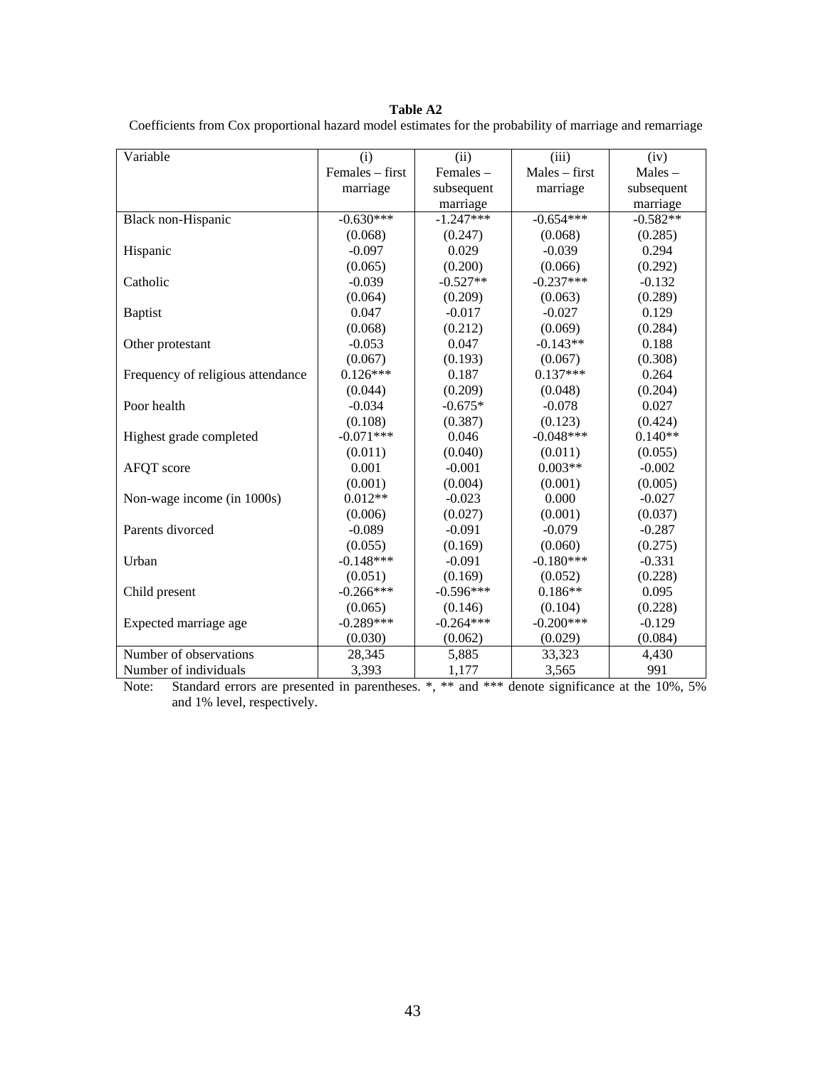**Table A2**

Coefficients from Cox proportional hazard model estimates for the probability of marriage and remarriage

| Variable | (i) Females – first marriage | (ii) Females – subsequent marriage | (iii) Males – first marriage | (iv) Males – subsequent marriage |
|---|---|---|---|---|
| Black non-Hispanic | -0.630*** | -1.247*** | -0.654*** | -0.582** |
| | (0.068) | (0.247) | (0.068) | (0.285) |
| Hispanic | -0.097 | 0.029 | -0.039 | 0.294 |
| | (0.065) | (0.200) | (0.066) | (0.292) |
| Catholic | -0.039 | -0.527** | -0.237*** | -0.132 |
| | (0.064) | (0.209) | (0.063) | (0.289) |
| Baptist | 0.047 | -0.017 | -0.027 | 0.129 |
| | (0.068) | (0.212) | (0.069) | (0.284) |
| Other protestant | -0.053 | 0.047 | -0.143** | 0.188 |
| | (0.067) | (0.193) | (0.067) | (0.308) |
| Frequency of religious attendance | 0.126*** | 0.187 | 0.137*** | 0.264 |
| | (0.044) | (0.209) | (0.048) | (0.204) |
| Poor health | -0.034 | -0.675* | -0.078 | 0.027 |
| | (0.108) | (0.387) | (0.123) | (0.424) |
| Highest grade completed | -0.071*** | 0.046 | -0.048*** | 0.140** |
| | (0.011) | (0.040) | (0.011) | (0.055) |
| AFQT score | 0.001 | -0.001 | 0.003** | -0.002 |
| | (0.001) | (0.004) | (0.001) | (0.005) |
| Non-wage income (in 1000s) | 0.012** | -0.023 | 0.000 | -0.027 |
| | (0.006) | (0.027) | (0.001) | (0.037) |
| Parents divorced | -0.089 | -0.091 | -0.079 | -0.287 |
| | (0.055) | (0.169) | (0.060) | (0.275) |
| Urban | -0.148*** | -0.091 | -0.180*** | -0.331 |
| | (0.051) | (0.169) | (0.052) | (0.228) |
| Child present | -0.266*** | -0.596*** | 0.186** | 0.095 |
| | (0.065) | (0.146) | (0.104) | (0.228) |
| Expected marriage age | -0.289*** | -0.264*** | -0.200*** | -0.129 |
| | (0.030) | (0.062) | (0.029) | (0.084) |
| Number of observations | 28,345 | 5,885 | 33,323 | 4,430 |
| Number of individuals | 3,393 | 1,177 | 3,565 | 991 |

Note: Standard errors are presented in parentheses. *, ** and *** denote significance at the 10%, 5% and 1% level, respectively.